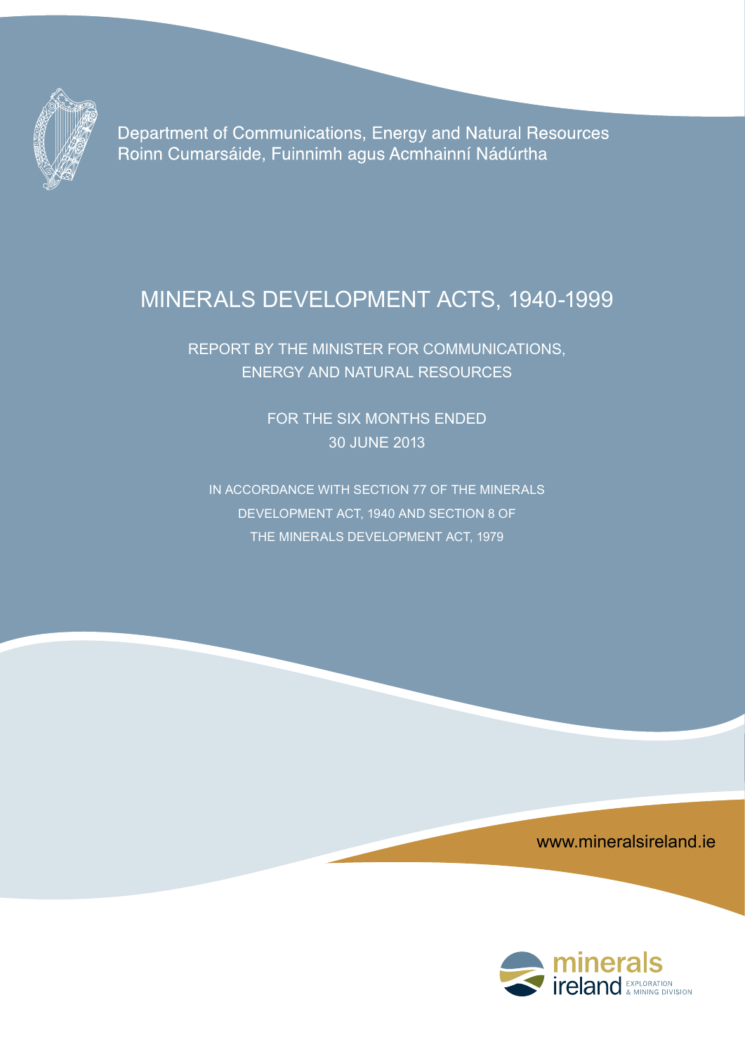Department of Communications, Energy and Natural Resources
Roinn Cumarsáide, Fuinnimh agus Acmhainní Nádúrtha

# MINERALS DEVELOPMENT ACTS, 1940-1999

## REPORT BY THE MINISTER FOR COMMUNICATIONS, ENERGY AND NATURAL RESOURCES

FOR THE SIX MONTHS ENDED
30 JUNE 2013

IN ACCORDANCE WITH SECTION 77 OF THE MINERALS DEVELOPMENT ACT, 1940 AND SECTION 8 OF THE MINERALS DEVELOPMENT ACT, 1979

www.mineralsireland.ie

minerals ireland EXPLORATION & MINING DIVISION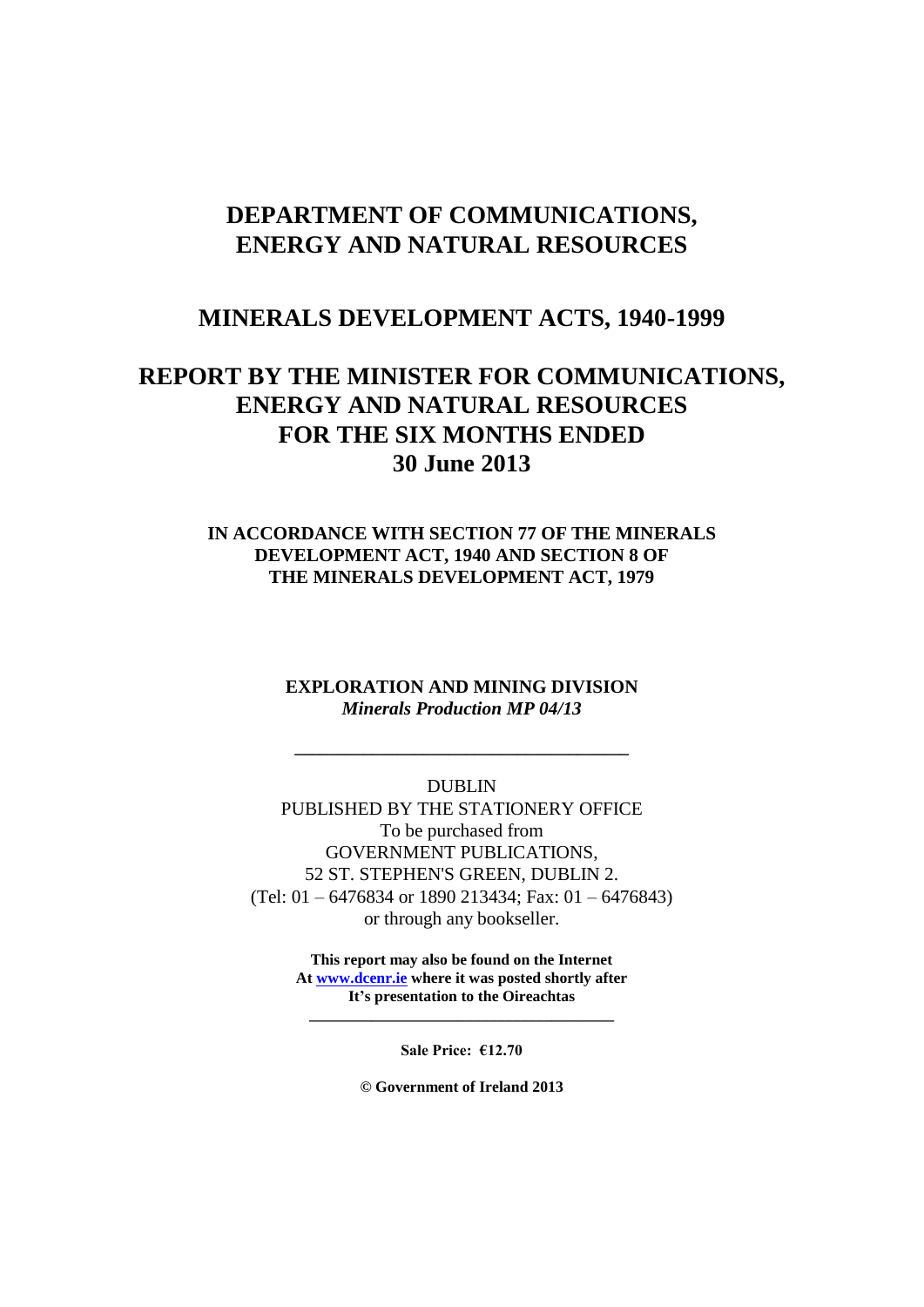# DEPARTMENT OF COMMUNICATIONS, ENERGY AND NATURAL RESOURCES

## MINERALS DEVELOPMENT ACTS, 1940-1999

# REPORT BY THE MINISTER FOR COMMUNICATIONS, ENERGY AND NATURAL RESOURCES FOR THE SIX MONTHS ENDED 30 June 2013

### IN ACCORDANCE WITH SECTION 77 OF THE MINERALS DEVELOPMENT ACT, 1940 AND SECTION 8 OF THE MINERALS DEVELOPMENT ACT, 1979

**EXPLORATION AND MINING DIVISION**
***Minerals Production MP 04/13***

---

DUBLIN
PUBLISHED BY THE STATIONERY OFFICE
To be purchased from
GOVERNMENT PUBLICATIONS,
52 ST. STEPHEN'S GREEN, DUBLIN 2.
(Tel: 01 – 6476834 or 1890 213434; Fax: 01 – 6476843)
or through any bookseller.

**This report may also be found on the Internet At [www.dcenr.ie](http://www.dcenr.ie) where it was posted shortly after It's presentation to the Oireachtas**

---

**Sale Price: €12.70**

**© Government of Ireland 2013**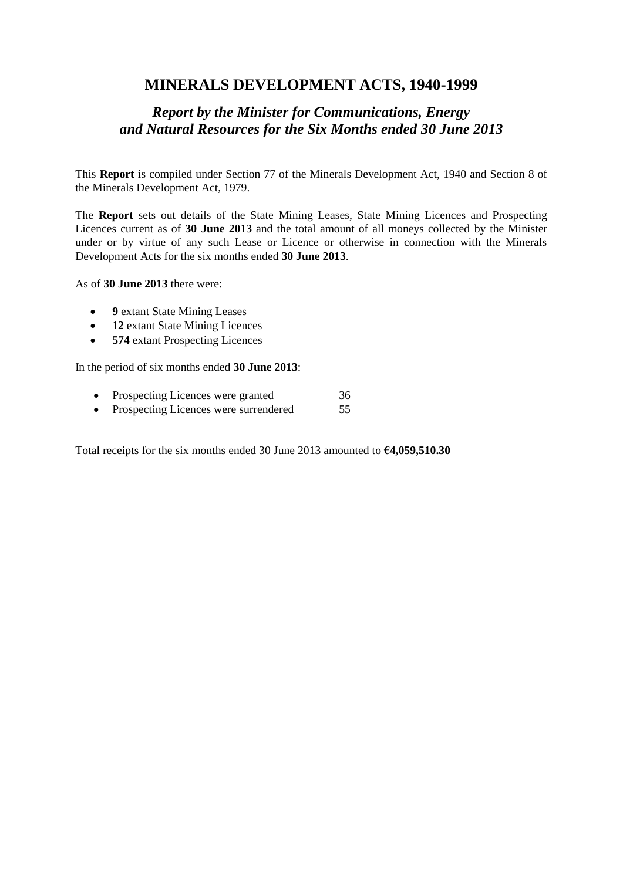# MINERALS DEVELOPMENT ACTS, 1940-1999

## *Report by the Minister for Communications, Energy and Natural Resources for the Six Months ended 30 June 2013*

This **Report** is compiled under Section 77 of the Minerals Development Act, 1940 and Section 8 of the Minerals Development Act, 1979.

The **Report** sets out details of the State Mining Leases, State Mining Licences and Prospecting Licences current as of **30 June 2013** and the total amount of all moneys collected by the Minister under or by virtue of any such Lease or Licence or otherwise in connection with the Minerals Development Acts for the six months ended **30 June 2013**.

As of **30 June 2013** there were:

- **9** extant State Mining Leases
- **12** extant State Mining Licences
- **574** extant Prospecting Licences

In the period of six months ended **30 June 2013**:

- Prospecting Licences were granted 36
- Prospecting Licences were surrendered 55

Total receipts for the six months ended 30 June 2013 amounted to **€4,059,510.30**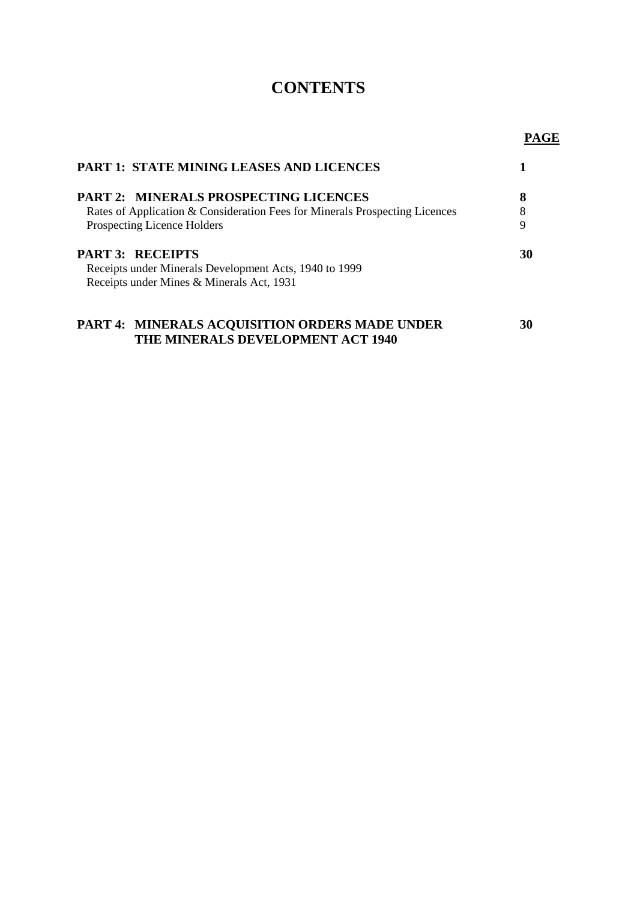# CONTENTS

| | PAGE |
|---|---|
| **PART 1: STATE MINING LEASES AND LICENCES** | **1** |
| **PART 2: MINERALS PROSPECTING LICENCES** | **8** |
| Rates of Application & Consideration Fees for Minerals Prospecting Licences | 8 |
| Prospecting Licence Holders | 9 |
| **PART 3: RECEIPTS** | **30** |
| Receipts under Minerals Development Acts, 1940 to 1999 | |
| Receipts under Mines & Minerals Act, 1931 | |
| **PART 4: MINERALS ACQUISITION ORDERS MADE UNDER THE MINERALS DEVELOPMENT ACT 1940** | **30** |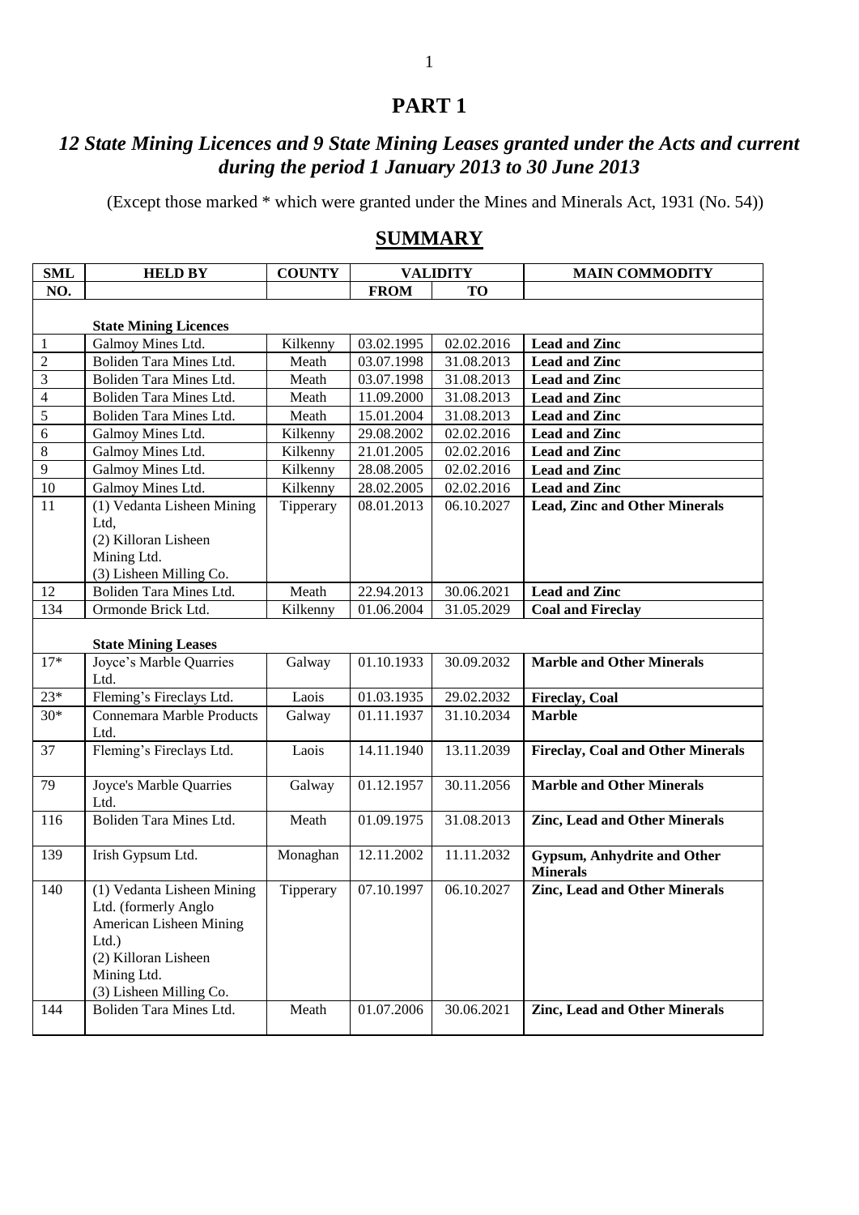# PART 1

## *12 State Mining Licences and 9 State Mining Leases granted under the Acts and current during the period 1 January 2013 to 30 June 2013*

(Except those marked * which were granted under the Mines and Minerals Act, 1931 (No. 54))

## SUMMARY

| SML NO. | HELD BY | COUNTY | VALIDITY FROM | VALIDITY TO | MAIN COMMODITY |
|---|---|---|---|---|---|
| | **State Mining Licences** | | | | |
| 1 | Galmoy Mines Ltd. | Kilkenny | 03.02.1995 | 02.02.2016 | **Lead and Zinc** |
| 2 | Boliden Tara Mines Ltd. | Meath | 03.07.1998 | 31.08.2013 | **Lead and Zinc** |
| 3 | Boliden Tara Mines Ltd. | Meath | 03.07.1998 | 31.08.2013 | **Lead and Zinc** |
| 4 | Boliden Tara Mines Ltd. | Meath | 11.09.2000 | 31.08.2013 | **Lead and Zinc** |
| 5 | Boliden Tara Mines Ltd. | Meath | 15.01.2004 | 31.08.2013 | **Lead and Zinc** |
| 6 | Galmoy Mines Ltd. | Kilkenny | 29.08.2002 | 02.02.2016 | **Lead and Zinc** |
| 8 | Galmoy Mines Ltd. | Kilkenny | 21.01.2005 | 02.02.2016 | **Lead and Zinc** |
| 9 | Galmoy Mines Ltd. | Kilkenny | 28.08.2005 | 02.02.2016 | **Lead and Zinc** |
| 10 | Galmoy Mines Ltd. | Kilkenny | 28.02.2005 | 02.02.2016 | **Lead and Zinc** |
| 11 | (1) Vedanta Lisheen Mining Ltd, (2) Killoran Lisheen Mining Ltd. (3) Lisheen Milling Co. | Tipperary | 08.01.2013 | 06.10.2027 | **Lead, Zinc and Other Minerals** |
| 12 | Boliden Tara Mines Ltd. | Meath | 22.94.2013 | 30.06.2021 | **Lead and Zinc** |
| 134 | Ormonde Brick Ltd. | Kilkenny | 01.06.2004 | 31.05.2029 | **Coal and Fireclay** |
| | **State Mining Leases** | | | | |
| 17* | Joyce's Marble Quarries Ltd. | Galway | 01.10.1933 | 30.09.2032 | **Marble and Other Minerals** |
| 23* | Fleming's Fireclays Ltd. | Laois | 01.03.1935 | 29.02.2032 | **Fireclay, Coal** |
| 30* | Connemara Marble Products Ltd. | Galway | 01.11.1937 | 31.10.2034 | **Marble** |
| 37 | Fleming's Fireclays Ltd. | Laois | 14.11.1940 | 13.11.2039 | **Fireclay, Coal and Other Minerals** |
| 79 | Joyce's Marble Quarries Ltd. | Galway | 01.12.1957 | 30.11.2056 | **Marble and Other Minerals** |
| 116 | Boliden Tara Mines Ltd. | Meath | 01.09.1975 | 31.08.2013 | **Zinc, Lead and Other Minerals** |
| 139 | Irish Gypsum Ltd. | Monaghan | 12.11.2002 | 11.11.2032 | **Gypsum, Anhydrite and Other Minerals** |
| 140 | (1) Vedanta Lisheen Mining Ltd. (formerly Anglo American Lisheen Mining Ltd.) (2) Killoran Lisheen Mining Ltd. (3) Lisheen Milling Co. | Tipperary | 07.10.1997 | 06.10.2027 | **Zinc, Lead and Other Minerals** |
| 144 | Boliden Tara Mines Ltd. | Meath | 01.07.2006 | 30.06.2021 | **Zinc, Lead and Other Minerals** |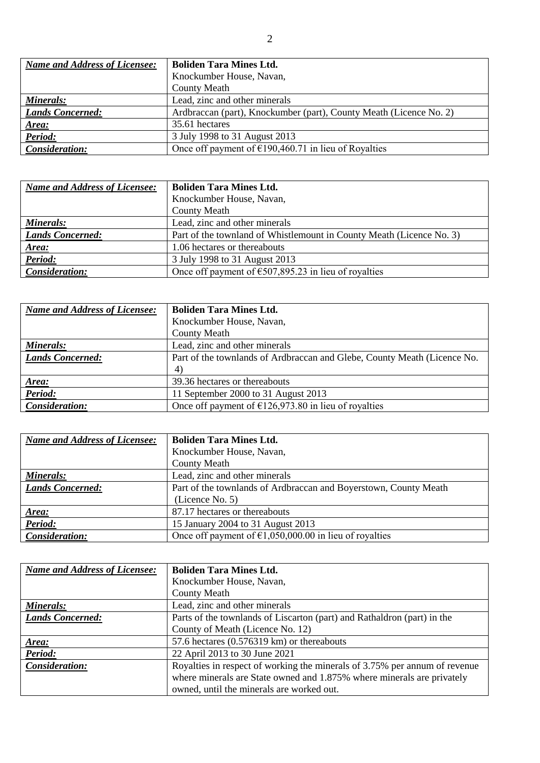| ***Name and Address of Licensee:*** | **Boliden Tara Mines Ltd.**<br>Knockumber House, Navan,<br>County Meath |
|---|---|
| ***Minerals:*** | Lead, zinc and other minerals |
| ***Lands Concerned:*** | Ardbraccan (part), Knockumber (part), County Meath (Licence No. 2) |
| ***Area:*** | 35.61 hectares |
| ***Period:*** | 3 July 1998 to 31 August 2013 |
| ***Consideration:*** | Once off payment of €190,460.71 in lieu of Royalties |

| ***Name and Address of Licensee:*** | **Boliden Tara Mines Ltd.**<br>Knockumber House, Navan,<br>County Meath |
|---|---|
| ***Minerals:*** | Lead, zinc and other minerals |
| ***Lands Concerned:*** | Part of the townland of Whistlemount in County Meath (Licence No. 3) |
| ***Area:*** | 1.06 hectares or thereabouts |
| ***Period:*** | 3 July 1998 to 31 August 2013 |
| ***Consideration:*** | Once off payment of €507,895.23 in lieu of royalties |

| ***Name and Address of Licensee:*** | **Boliden Tara Mines Ltd.**<br>Knockumber House, Navan,<br>County Meath |
|---|---|
| ***Minerals:*** | Lead, zinc and other minerals |
| ***Lands Concerned:*** | Part of the townlands of Ardbraccan and Glebe, County Meath (Licence No. 4) |
| ***Area:*** | 39.36 hectares or thereabouts |
| ***Period:*** | 11 September 2000 to 31 August 2013 |
| ***Consideration:*** | Once off payment of €126,973.80 in lieu of royalties |

| ***Name and Address of Licensee:*** | **Boliden Tara Mines Ltd.**<br>Knockumber House, Navan,<br>County Meath |
|---|---|
| ***Minerals:*** | Lead, zinc and other minerals |
| ***Lands Concerned:*** | Part of the townlands of Ardbraccan and Boyerstown, County Meath (Licence No. 5) |
| ***Area:*** | 87.17 hectares or thereabouts |
| ***Period:*** | 15 January 2004 to 31 August 2013 |
| ***Consideration:*** | Once off payment of €1,050,000.00 in lieu of royalties |

| ***Name and Address of Licensee:*** | **Boliden Tara Mines Ltd.**<br>Knockumber House, Navan,<br>County Meath |
|---|---|
| ***Minerals:*** | Lead, zinc and other minerals |
| ***Lands Concerned:*** | Parts of the townlands of Liscarton (part) and Rathaldron (part) in the County of Meath (Licence No. 12) |
| ***Area:*** | 57.6 hectares (0.576319 km) or thereabouts |
| ***Period:*** | 22 April 2013 to 30 June 2021 |
| ***Consideration:*** | Royalties in respect of working the minerals of 3.75% per annum of revenue where minerals are State owned and 1.875% where minerals are privately owned, until the minerals are worked out. |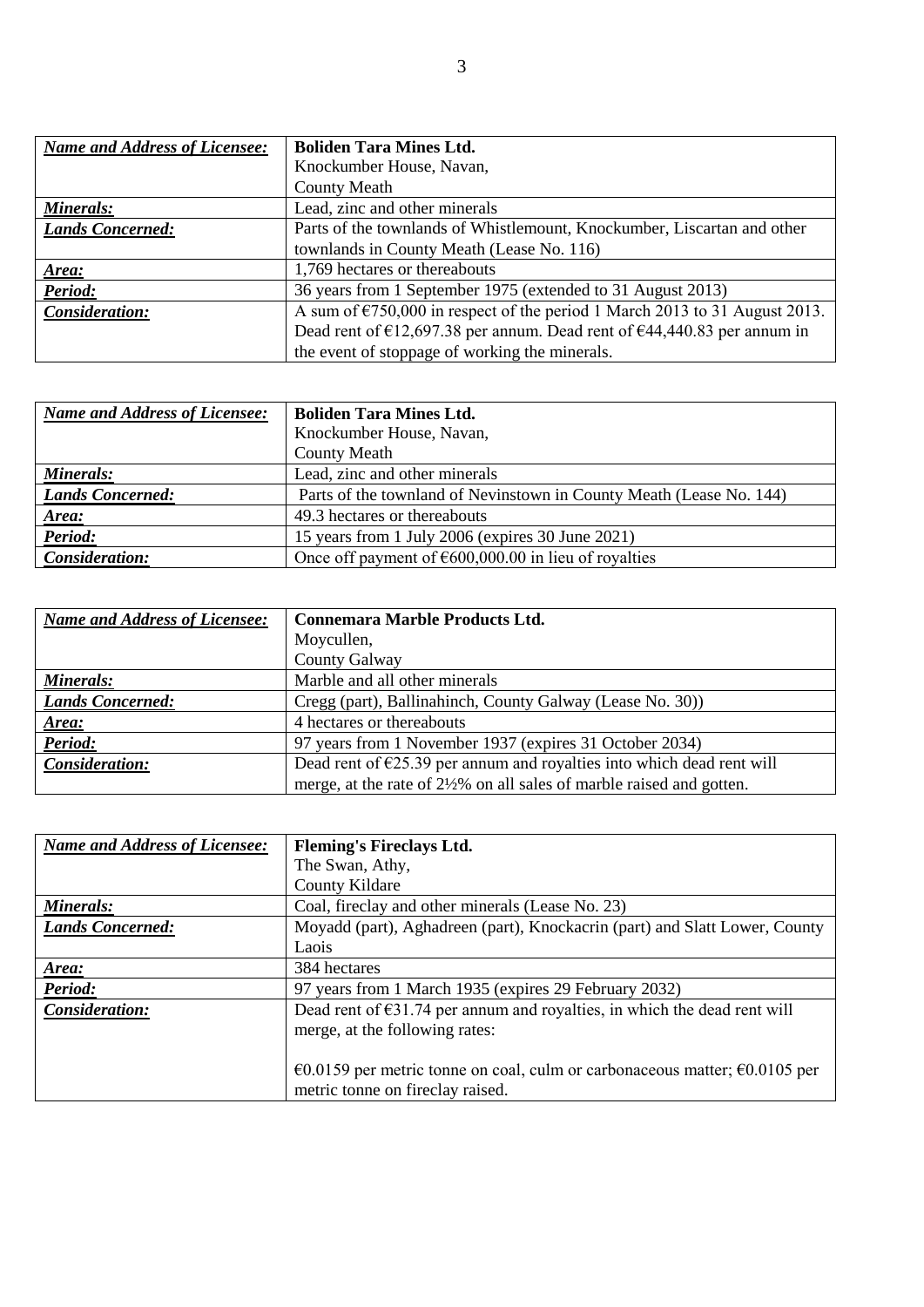| *Name and Address of Licensee:* | **Boliden Tara Mines Ltd.**<br>Knockumber House, Navan,<br>County Meath |
|---|---|
| *Minerals:* | Lead, zinc and other minerals |
| *Lands Concerned:* | Parts of the townlands of Whistlemount, Knockumber, Liscartan and other townlands in County Meath (Lease No. 116) |
| *Area:* | 1,769 hectares or thereabouts |
| *Period:* | 36 years from 1 September 1975 (extended to 31 August 2013) |
| *Consideration:* | A sum of €750,000 in respect of the period 1 March 2013 to 31 August 2013. Dead rent of €12,697.38 per annum. Dead rent of €44,440.83 per annum in the event of stoppage of working the minerals. |

| *Name and Address of Licensee:* | **Boliden Tara Mines Ltd.**<br>Knockumber House, Navan,<br>County Meath |
|---|---|
| *Minerals:* | Lead, zinc and other minerals |
| *Lands Concerned:* | Parts of the townland of Nevinstown in County Meath (Lease No. 144) |
| *Area:* | 49.3 hectares or thereabouts |
| *Period:* | 15 years from 1 July 2006 (expires 30 June 2021) |
| *Consideration:* | Once off payment of €600,000.00 in lieu of royalties |

| *Name and Address of Licensee:* | **Connemara Marble Products Ltd.**<br>Moycullen,<br>County Galway |
|---|---|
| *Minerals:* | Marble and all other minerals |
| *Lands Concerned:* | Cregg (part), Ballinahinch, County Galway (Lease No. 30)) |
| *Area:* | 4 hectares or thereabouts |
| *Period:* | 97 years from 1 November 1937 (expires 31 October 2034) |
| *Consideration:* | Dead rent of €25.39 per annum and royalties into which dead rent will merge, at the rate of 2½% on all sales of marble raised and gotten. |

| *Name and Address of Licensee:* | **Fleming's Fireclays Ltd.**<br>The Swan, Athy,<br>County Kildare |
|---|---|
| *Minerals:* | Coal, fireclay and other minerals (Lease No. 23) |
| *Lands Concerned:* | Moyadd (part), Aghadreen (part), Knockacrin (part) and Slatt Lower, County Laois |
| *Area:* | 384 hectares |
| *Period:* | 97 years from 1 March 1935 (expires 29 February 2032) |
| *Consideration:* | Dead rent of €31.74 per annum and royalties, in which the dead rent will merge, at the following rates:<br><br>€0.0159 per metric tonne on coal, culm or carbonaceous matter; €0.0105 per metric tonne on fireclay raised. |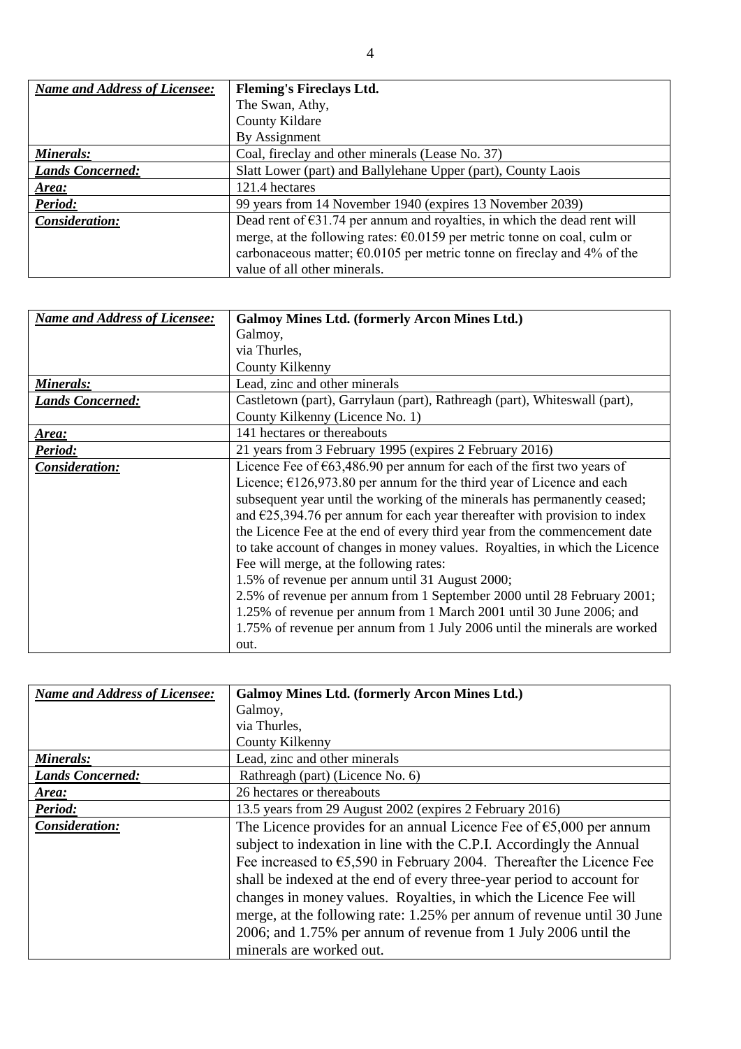| *Name and Address of Licensee:* | **Fleming's Fireclays Ltd.**<br>The Swan, Athy,<br>County Kildare<br>By Assignment |
|---|---|
| *Minerals:* | Coal, fireclay and other minerals (Lease No. 37) |
| *Lands Concerned:* | Slatt Lower (part) and Ballylehane Upper (part), County Laois |
| *Area:* | 121.4 hectares |
| *Period:* | 99 years from 14 November 1940 (expires 13 November 2039) |
| *Consideration:* | Dead rent of €31.74 per annum and royalties, in which the dead rent will merge, at the following rates: €0.0159 per metric tonne on coal, culm or carbonaceous matter; €0.0105 per metric tonne on fireclay and 4% of the value of all other minerals. |

| *Name and Address of Licensee:* | **Galmoy Mines Ltd. (formerly Arcon Mines Ltd.)**<br>Galmoy,<br>via Thurles,<br>County Kilkenny |
|---|---|
| *Minerals:* | Lead, zinc and other minerals |
| *Lands Concerned:* | Castletown (part), Garrylaun (part), Rathreagh (part), Whiteswall (part), County Kilkenny (Licence No. 1) |
| *Area:* | 141 hectares or thereabouts |
| *Period:* | 21 years from 3 February 1995 (expires 2 February 2016) |
| *Consideration:* | Licence Fee of €63,486.90 per annum for each of the first two years of Licence; €126,973.80 per annum for the third year of Licence and each subsequent year until the working of the minerals has permanently ceased; and €25,394.76 per annum for each year thereafter with provision to index the Licence Fee at the end of every third year from the commencement date to take account of changes in money values. Royalties, in which the Licence Fee will merge, at the following rates:<br>1.5% of revenue per annum until 31 August 2000;<br>2.5% of revenue per annum from 1 September 2000 until 28 February 2001;<br>1.25% of revenue per annum from 1 March 2001 until 30 June 2006; and<br>1.75% of revenue per annum from 1 July 2006 until the minerals are worked out. |

| *Name and Address of Licensee:* | **Galmoy Mines Ltd. (formerly Arcon Mines Ltd.)**<br>Galmoy,<br>via Thurles,<br>County Kilkenny |
|---|---|
| *Minerals:* | Lead, zinc and other minerals |
| *Lands Concerned:* | Rathreagh (part) (Licence No. 6) |
| *Area:* | 26 hectares or thereabouts |
| *Period:* | 13.5 years from 29 August 2002 (expires 2 February 2016) |
| *Consideration:* | The Licence provides for an annual Licence Fee of €5,000 per annum subject to indexation in line with the C.P.I. Accordingly the Annual Fee increased to €5,590 in February 2004. Thereafter the Licence Fee shall be indexed at the end of every three-year period to account for changes in money values. Royalties, in which the Licence Fee will merge, at the following rate: 1.25% per annum of revenue until 30 June 2006; and 1.75% per annum of revenue from 1 July 2006 until the minerals are worked out. |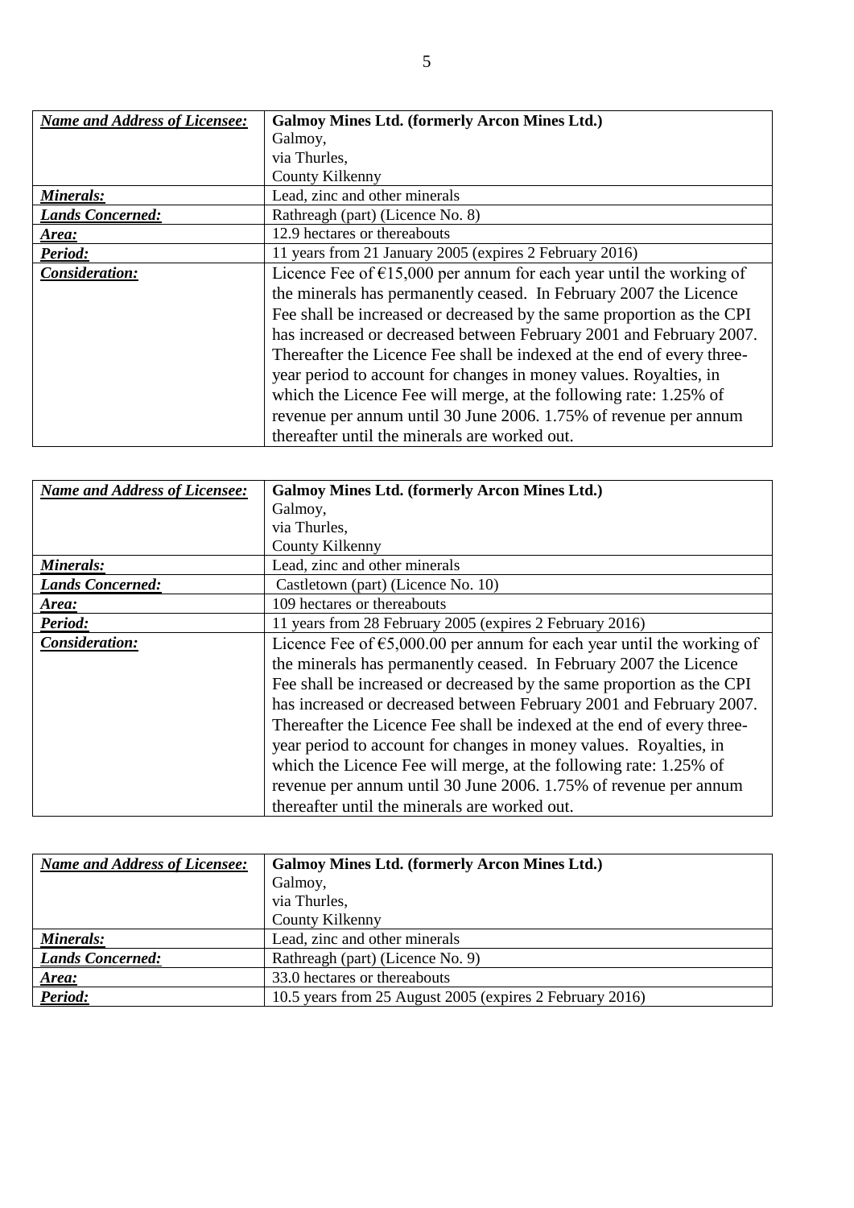| ***Name and Address of Licensee:*** | **Galmoy Mines Ltd. (formerly Arcon Mines Ltd.)**<br>Galmoy,<br>via Thurles,<br>County Kilkenny |
|---|---|
| ***Minerals:*** | Lead, zinc and other minerals |
| ***Lands Concerned:*** | Rathreagh (part) (Licence No. 8) |
| ***Area:*** | 12.9 hectares or thereabouts |
| ***Period:*** | 11 years from 21 January 2005 (expires 2 February 2016) |
| ***Consideration:*** | Licence Fee of €15,000 per annum for each year until the working of the minerals has permanently ceased. In February 2007 the Licence Fee shall be increased or decreased by the same proportion as the CPI has increased or decreased between February 2001 and February 2007. Thereafter the Licence Fee shall be indexed at the end of every three-year period to account for changes in money values. Royalties, in which the Licence Fee will merge, at the following rate: 1.25% of revenue per annum until 30 June 2006. 1.75% of revenue per annum thereafter until the minerals are worked out. |

| ***Name and Address of Licensee:*** | **Galmoy Mines Ltd. (formerly Arcon Mines Ltd.)**<br>Galmoy,<br>via Thurles,<br>County Kilkenny |
|---|---|
| ***Minerals:*** | Lead, zinc and other minerals |
| ***Lands Concerned:*** | Castletown (part) (Licence No. 10) |
| ***Area:*** | 109 hectares or thereabouts |
| ***Period:*** | 11 years from 28 February 2005 (expires 2 February 2016) |
| ***Consideration:*** | Licence Fee of €5,000.00 per annum for each year until the working of the minerals has permanently ceased. In February 2007 the Licence Fee shall be increased or decreased by the same proportion as the CPI has increased or decreased between February 2001 and February 2007. Thereafter the Licence Fee shall be indexed at the end of every three-year period to account for changes in money values. Royalties, in which the Licence Fee will merge, at the following rate: 1.25% of revenue per annum until 30 June 2006. 1.75% of revenue per annum thereafter until the minerals are worked out. |

| ***Name and Address of Licensee:*** | **Galmoy Mines Ltd. (formerly Arcon Mines Ltd.)**<br>Galmoy,<br>via Thurles,<br>County Kilkenny |
|---|---|
| ***Minerals:*** | Lead, zinc and other minerals |
| ***Lands Concerned:*** | Rathreagh (part) (Licence No. 9) |
| ***Area:*** | 33.0 hectares or thereabouts |
| ***Period:*** | 10.5 years from 25 August 2005 (expires 2 February 2016) |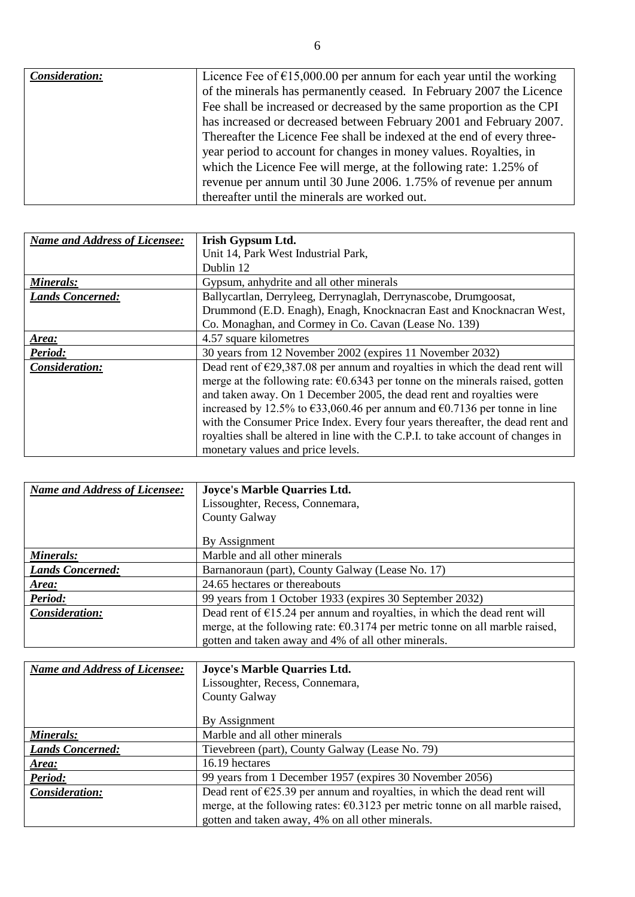| *Consideration:* | Licence Fee of €15,000.00 per annum for each year until the working of the minerals has permanently ceased. In February 2007 the Licence Fee shall be increased or decreased by the same proportion as the CPI has increased or decreased between February 2001 and February 2007. Thereafter the Licence Fee shall be indexed at the end of every three-year period to account for changes in money values. Royalties, in which the Licence Fee will merge, at the following rate: 1.25% of revenue per annum until 30 June 2006. 1.75% of revenue per annum thereafter until the minerals are worked out. |
|---|---|

| *Name and Address of Licensee:* | **Irish Gypsum Ltd.**<br>Unit 14, Park West Industrial Park,<br>Dublin 12 |
|---|---|
| *Minerals:* | Gypsum, anhydrite and all other minerals |
| *Lands Concerned:* | Ballycartlan, Derryleeg, Derrynaglah, Derrynascobe, Drumgoosat, Drummond (E.D. Enagh), Enagh, Knocknacran East and Knocknacran West, Co. Monaghan, and Cormey in Co. Cavan (Lease No. 139) |
| *Area:* | 4.57 square kilometres |
| *Period:* | 30 years from 12 November 2002 (expires 11 November 2032) |
| *Consideration:* | Dead rent of €29,387.08 per annum and royalties in which the dead rent will merge at the following rate: €0.6343 per tonne on the minerals raised, gotten and taken away. On 1 December 2005, the dead rent and royalties were increased by 12.5% to €33,060.46 per annum and €0.7136 per tonne in line with the Consumer Price Index. Every four years thereafter, the dead rent and royalties shall be altered in line with the C.P.I. to take account of changes in monetary values and price levels. |

| *Name and Address of Licensee:* | **Joyce's Marble Quarries Ltd.**<br>Lissoughter, Recess, Connemara,<br>County Galway<br><br>By Assignment |
|---|---|
| *Minerals:* | Marble and all other minerals |
| *Lands Concerned:* | Barnanoraun (part), County Galway (Lease No. 17) |
| *Area:* | 24.65 hectares or thereabouts |
| *Period:* | 99 years from 1 October 1933 (expires 30 September 2032) |
| *Consideration:* | Dead rent of €15.24 per annum and royalties, in which the dead rent will merge, at the following rate: €0.3174 per metric tonne on all marble raised, gotten and taken away and 4% of all other minerals. |

| *Name and Address of Licensee:* | **Joyce's Marble Quarries Ltd.**<br>Lissoughter, Recess, Connemara,<br>County Galway<br><br>By Assignment |
|---|---|
| *Minerals:* | Marble and all other minerals |
| *Lands Concerned:* | Tievebreen (part), County Galway (Lease No. 79) |
| *Area:* | 16.19 hectares |
| *Period:* | 99 years from 1 December 1957 (expires 30 November 2056) |
| *Consideration:* | Dead rent of €25.39 per annum and royalties, in which the dead rent will merge, at the following rates: €0.3123 per metric tonne on all marble raised, gotten and taken away, 4% on all other minerals. |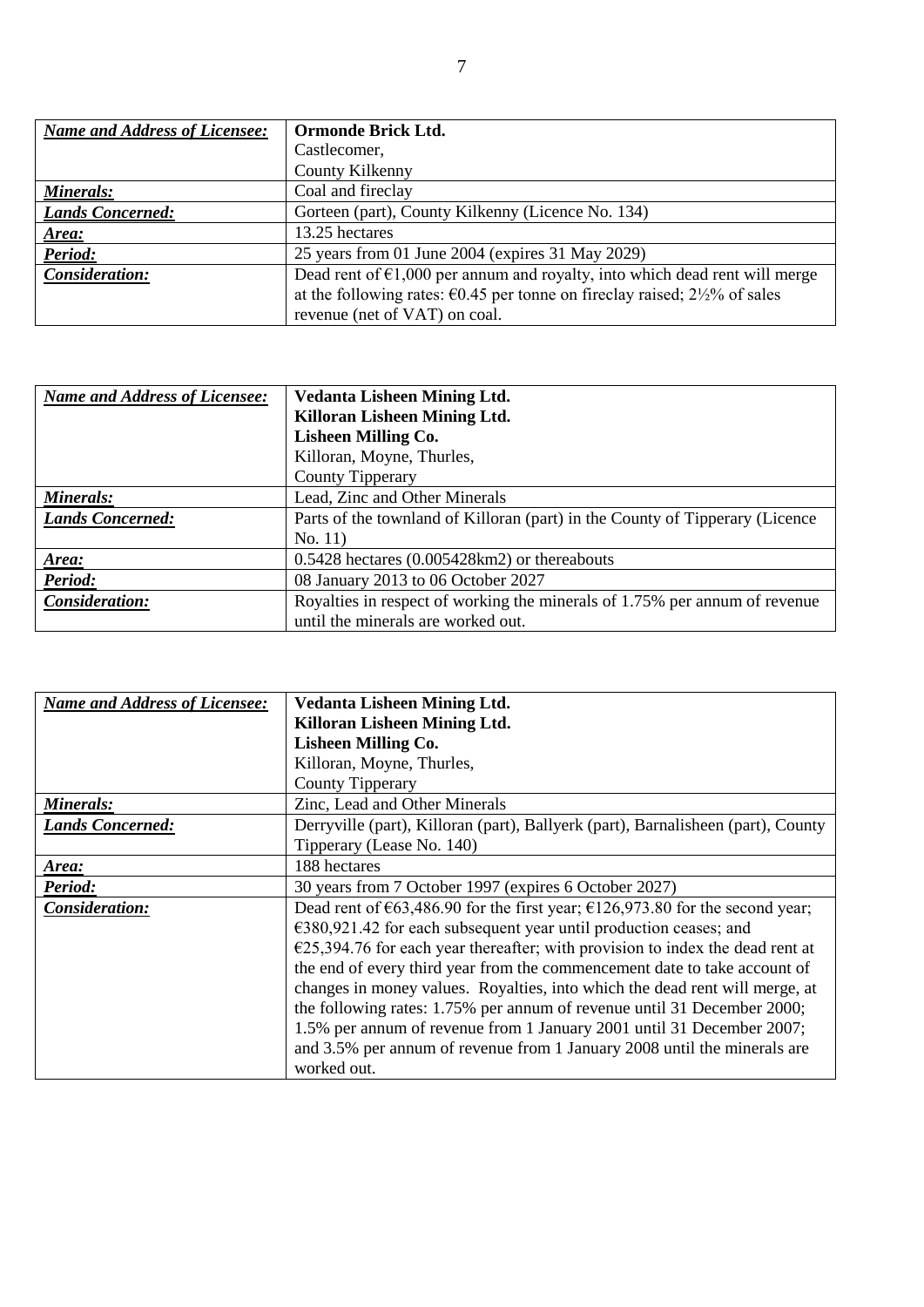| *Name and Address of Licensee:* | **Ormonde Brick Ltd.**<br>Castlecomer,<br>County Kilkenny |
|---|---|
| *Minerals:* | Coal and fireclay |
| *Lands Concerned:* | Gorteen (part), County Kilkenny (Licence No. 134) |
| *Area:* | 13.25 hectares |
| *Period:* | 25 years from 01 June 2004 (expires 31 May 2029) |
| *Consideration:* | Dead rent of €1,000 per annum and royalty, into which dead rent will merge at the following rates: €0.45 per tonne on fireclay raised; 2½% of sales revenue (net of VAT) on coal. |

| *Name and Address of Licensee:* | **Vedanta Lisheen Mining Ltd.**<br>**Killoran Lisheen Mining Ltd.**<br>**Lisheen Milling Co.**<br>Killoran, Moyne, Thurles,<br>County Tipperary |
|---|---|
| *Minerals:* | Lead, Zinc and Other Minerals |
| *Lands Concerned:* | Parts of the townland of Killoran (part) in the County of Tipperary (Licence No. 11) |
| *Area:* | 0.5428 hectares (0.005428km2) or thereabouts |
| *Period:* | 08 January 2013 to 06 October 2027 |
| *Consideration:* | Royalties in respect of working the minerals of 1.75% per annum of revenue until the minerals are worked out. |

| *Name and Address of Licensee:* | **Vedanta Lisheen Mining Ltd.**<br>**Killoran Lisheen Mining Ltd.**<br>**Lisheen Milling Co.**<br>Killoran, Moyne, Thurles,<br>County Tipperary |
|---|---|
| *Minerals:* | Zinc, Lead and Other Minerals |
| *Lands Concerned:* | Derryville (part), Killoran (part), Ballyerk (part), Barnalisheen (part), County Tipperary (Lease No. 140) |
| *Area:* | 188 hectares |
| *Period:* | 30 years from 7 October 1997 (expires 6 October 2027) |
| *Consideration:* | Dead rent of €63,486.90 for the first year; €126,973.80 for the second year; €380,921.42 for each subsequent year until production ceases; and €25,394.76 for each year thereafter; with provision to index the dead rent at the end of every third year from the commencement date to take account of changes in money values. Royalties, into which the dead rent will merge, at the following rates: 1.75% per annum of revenue until 31 December 2000; 1.5% per annum of revenue from 1 January 2001 until 31 December 2007; and 3.5% per annum of revenue from 1 January 2008 until the minerals are worked out. |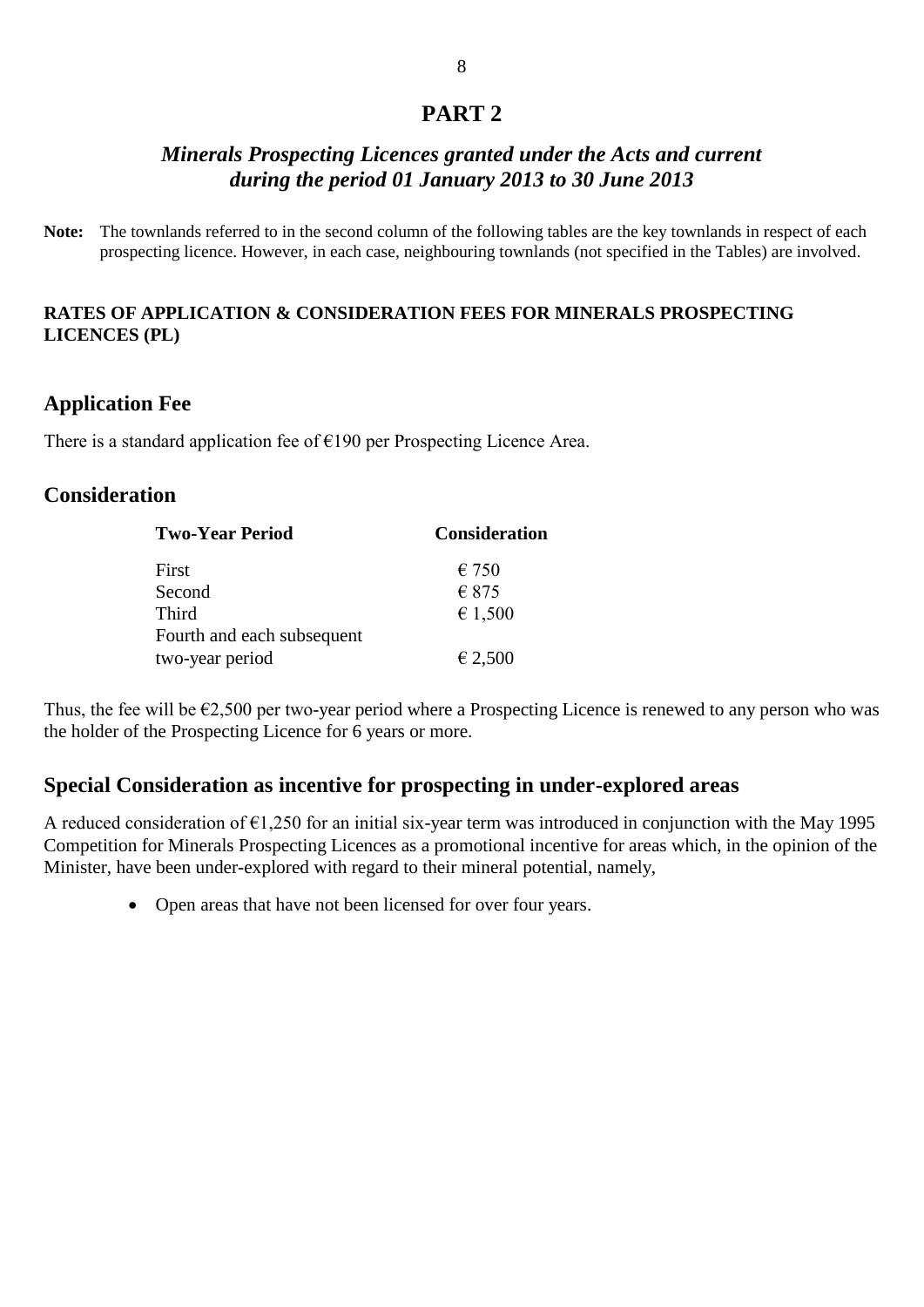# PART 2

## *Minerals Prospecting Licences granted under the Acts and current during the period 01 January 2013 to 30 June 2013*

**Note:** The townlands referred to in the second column of the following tables are the key townlands in respect of each prospecting licence. However, in each case, neighbouring townlands (not specified in the Tables) are involved.

**RATES OF APPLICATION & CONSIDERATION FEES FOR MINERALS PROSPECTING LICENCES (PL)**

### Application Fee

There is a standard application fee of €190 per Prospecting Licence Area.

### Consideration

| Two-Year Period | Consideration |
|---|---|
| First | € 750 |
| Second | € 875 |
| Third | € 1,500 |
| Fourth and each subsequent two-year period | € 2,500 |

Thus, the fee will be €2,500 per two-year period where a Prospecting Licence is renewed to any person who was the holder of the Prospecting Licence for 6 years or more.

### Special Consideration as incentive for prospecting in under-explored areas

A reduced consideration of €1,250 for an initial six-year term was introduced in conjunction with the May 1995 Competition for Minerals Prospecting Licences as a promotional incentive for areas which, in the opinion of the Minister, have been under-explored with regard to their mineral potential, namely,

- Open areas that have not been licensed for over four years.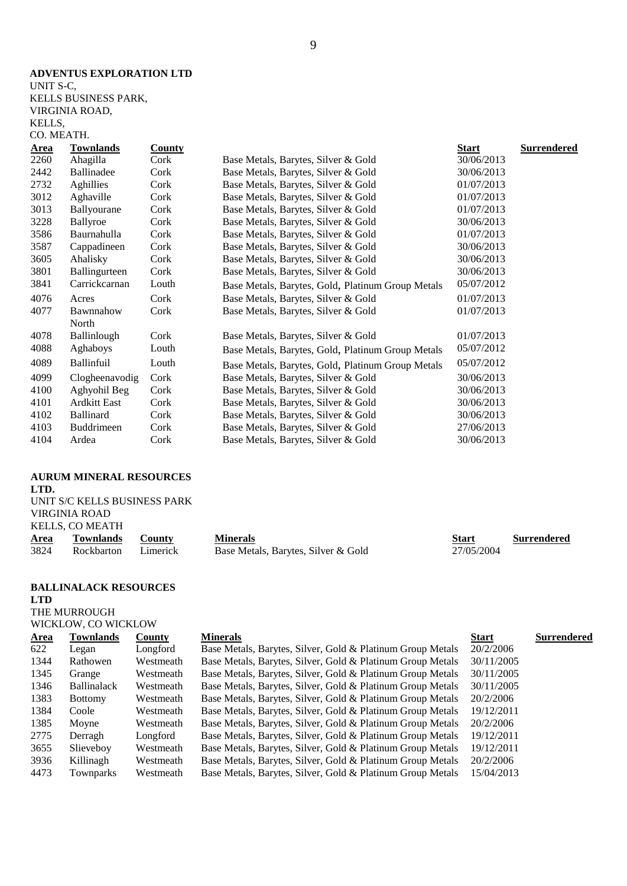**ADVENTUS EXPLORATION LTD**
UNIT S-C,
KELLS BUSINESS PARK,
VIRGINIA ROAD,
KELLS,
CO. MEATH.

| Area | Townlands | County | | Start | Surrendered |
|---|---|---|---|---|---|
| 2260 | Ahagilla | Cork | Base Metals, Barytes, Silver & Gold | 30/06/2013 | |
| 2442 | Ballinadee | Cork | Base Metals, Barytes, Silver & Gold | 30/06/2013 | |
| 2732 | Aghillies | Cork | Base Metals, Barytes, Silver & Gold | 01/07/2013 | |
| 3012 | Aghaville | Cork | Base Metals, Barytes, Silver & Gold | 01/07/2013 | |
| 3013 | Ballyourane | Cork | Base Metals, Barytes, Silver & Gold | 01/07/2013 | |
| 3228 | Ballyroe | Cork | Base Metals, Barytes, Silver & Gold | 30/06/2013 | |
| 3586 | Baurnahulla | Cork | Base Metals, Barytes, Silver & Gold | 01/07/2013 | |
| 3587 | Cappadineen | Cork | Base Metals, Barytes, Silver & Gold | 30/06/2013 | |
| 3605 | Ahalisky | Cork | Base Metals, Barytes, Silver & Gold | 30/06/2013 | |
| 3801 | Ballingurteen | Cork | Base Metals, Barytes, Silver & Gold | 30/06/2013 | |
| 3841 | Carrickcarnan | Louth | Base Metals, Barytes, Gold, Platinum Group Metals | 05/07/2012 | |
| 4076 | Acres | Cork | Base Metals, Barytes, Silver & Gold | 01/07/2013 | |
| 4077 | Bawnnahow North | Cork | Base Metals, Barytes, Silver & Gold | 01/07/2013 | |
| 4078 | Ballinlough | Cork | Base Metals, Barytes, Silver & Gold | 01/07/2013 | |
| 4088 | Aghaboys | Louth | Base Metals, Barytes, Gold, Platinum Group Metals | 05/07/2012 | |
| 4089 | Ballinfuil | Louth | Base Metals, Barytes, Gold, Platinum Group Metals | 05/07/2012 | |
| 4099 | Clogheenavodig | Cork | Base Metals, Barytes, Silver & Gold | 30/06/2013 | |
| 4100 | Aghyohil Beg | Cork | Base Metals, Barytes, Silver & Gold | 30/06/2013 | |
| 4101 | Ardkitt East | Cork | Base Metals, Barytes, Silver & Gold | 30/06/2013 | |
| 4102 | Ballinard | Cork | Base Metals, Barytes, Silver & Gold | 30/06/2013 | |
| 4103 | Buddrimeen | Cork | Base Metals, Barytes, Silver & Gold | 27/06/2013 | |
| 4104 | Ardea | Cork | Base Metals, Barytes, Silver & Gold | 30/06/2013 | |

**AURUM MINERAL RESOURCES LTD.**
UNIT S/C KELLS BUSINESS PARK
VIRGINIA ROAD
KELLS, CO MEATH

| Area | Townlands | County | Minerals | Start | Surrendered |
|---|---|---|---|---|---|
| 3824 | Rockbarton | Limerick | Base Metals, Barytes, Silver & Gold | 27/05/2004 | |

**BALLINALACK RESOURCES LTD**
THE MURROUGH
WICKLOW, CO WICKLOW

| Area | Townlands | County | Minerals | Start | Surrendered |
|---|---|---|---|---|---|
| 622 | Legan | Longford | Base Metals, Barytes, Silver, Gold & Platinum Group Metals | 20/2/2006 | |
| 1344 | Rathowen | Westmeath | Base Metals, Barytes, Silver, Gold & Platinum Group Metals | 30/11/2005 | |
| 1345 | Grange | Westmeath | Base Metals, Barytes, Silver, Gold & Platinum Group Metals | 30/11/2005 | |
| 1346 | Ballinalack | Westmeath | Base Metals, Barytes, Silver, Gold & Platinum Group Metals | 30/11/2005 | |
| 1383 | Bottomy | Westmeath | Base Metals, Barytes, Silver, Gold & Platinum Group Metals | 20/2/2006 | |
| 1384 | Coole | Westmeath | Base Metals, Barytes, Silver, Gold & Platinum Group Metals | 19/12/2011 | |
| 1385 | Moyne | Westmeath | Base Metals, Barytes, Silver, Gold & Platinum Group Metals | 20/2/2006 | |
| 2775 | Derragh | Longford | Base Metals, Barytes, Silver, Gold & Platinum Group Metals | 19/12/2011 | |
| 3655 | Slieveboy | Westmeath | Base Metals, Barytes, Silver, Gold & Platinum Group Metals | 19/12/2011 | |
| 3936 | Killinagh | Westmeath | Base Metals, Barytes, Silver, Gold & Platinum Group Metals | 20/2/2006 | |
| 4473 | Townparks | Westmeath | Base Metals, Barytes, Silver, Gold & Platinum Group Metals | 15/04/2013 | |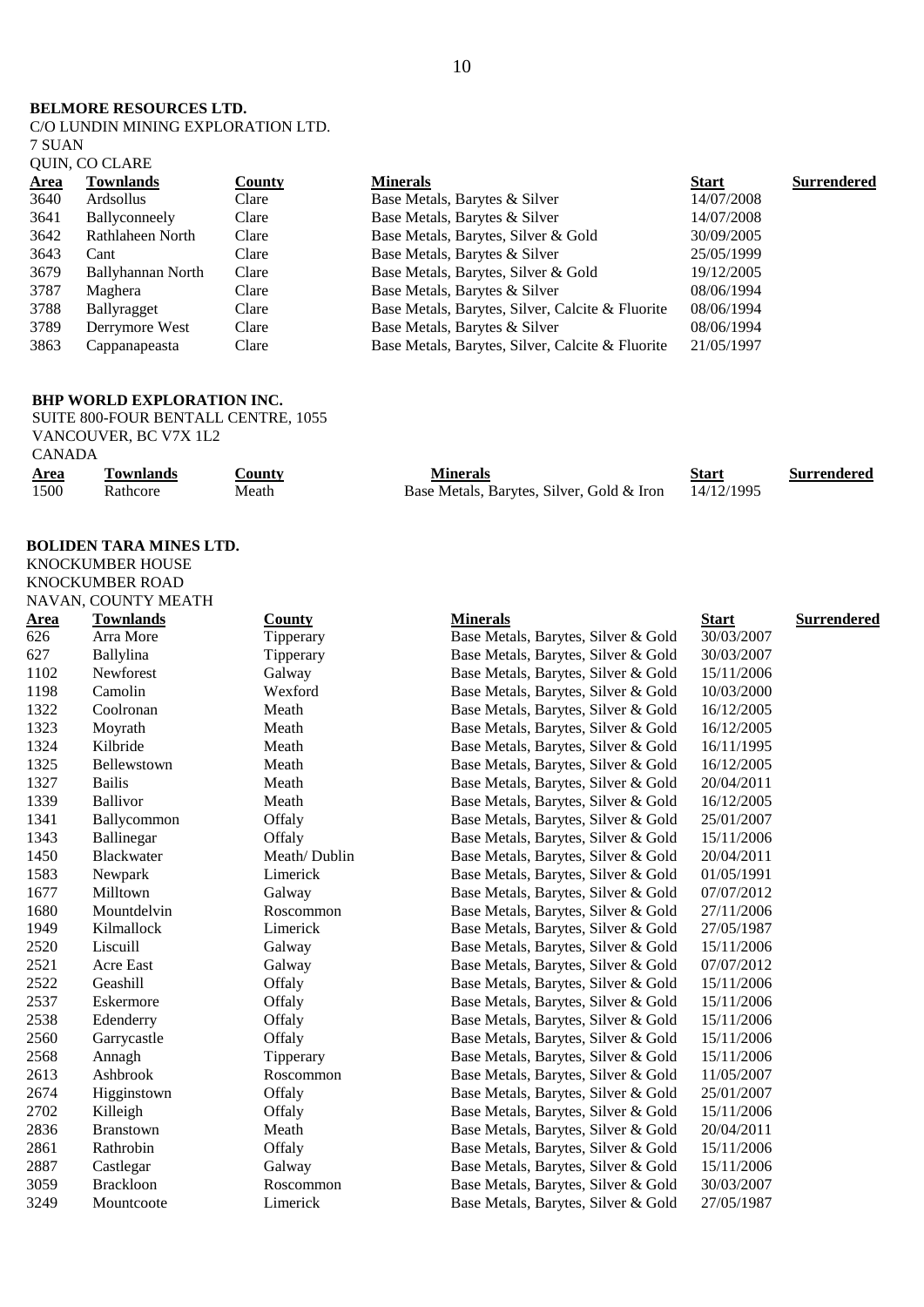**BELMORE RESOURCES LTD.**
C/O LUNDIN MINING EXPLORATION LTD.
7 SUAN
QUIN, CO CLARE

| Area | Townlands | County | Minerals | Start | Surrendered |
|---|---|---|---|---|---|
| 3640 | Ardsollus | Clare | Base Metals, Barytes & Silver | 14/07/2008 | |
| 3641 | Ballyconneely | Clare | Base Metals, Barytes & Silver | 14/07/2008 | |
| 3642 | Rathlaheen North | Clare | Base Metals, Barytes, Silver & Gold | 30/09/2005 | |
| 3643 | Cant | Clare | Base Metals, Barytes & Silver | 25/05/1999 | |
| 3679 | Ballyhannan North | Clare | Base Metals, Barytes, Silver & Gold | 19/12/2005 | |
| 3787 | Maghera | Clare | Base Metals, Barytes & Silver | 08/06/1994 | |
| 3788 | Ballyragget | Clare | Base Metals, Barytes, Silver, Calcite & Fluorite | 08/06/1994 | |
| 3789 | Derrymore West | Clare | Base Metals, Barytes & Silver | 08/06/1994 | |
| 3863 | Cappanapeasta | Clare | Base Metals, Barytes, Silver, Calcite & Fluorite | 21/05/1997 | |

**BHP WORLD EXPLORATION INC.**
SUITE 800-FOUR BENTALL CENTRE, 1055
VANCOUVER, BC V7X 1L2
CANADA

| Area | Townlands | County | Minerals | Start | Surrendered |
|---|---|---|---|---|---|
| 1500 | Rathcore | Meath | Base Metals, Barytes, Silver, Gold & Iron | 14/12/1995 | |

**BOLIDEN TARA MINES LTD.**
KNOCKUMBER HOUSE
KNOCKUMBER ROAD
NAVAN, COUNTY MEATH

| Area | Townlands | County | Minerals | Start | Surrendered |
|---|---|---|---|---|---|
| 626 | Arra More | Tipperary | Base Metals, Barytes, Silver & Gold | 30/03/2007 | |
| 627 | Ballylina | Tipperary | Base Metals, Barytes, Silver & Gold | 30/03/2007 | |
| 1102 | Newforest | Galway | Base Metals, Barytes, Silver & Gold | 15/11/2006 | |
| 1198 | Camolin | Wexford | Base Metals, Barytes, Silver & Gold | 10/03/2000 | |
| 1322 | Coolronan | Meath | Base Metals, Barytes, Silver & Gold | 16/12/2005 | |
| 1323 | Moyrath | Meath | Base Metals, Barytes, Silver & Gold | 16/12/2005 | |
| 1324 | Kilbride | Meath | Base Metals, Barytes, Silver & Gold | 16/11/1995 | |
| 1325 | Bellewstown | Meath | Base Metals, Barytes, Silver & Gold | 16/12/2005 | |
| 1327 | Bailis | Meath | Base Metals, Barytes, Silver & Gold | 20/04/2011 | |
| 1339 | Ballivor | Meath | Base Metals, Barytes, Silver & Gold | 16/12/2005 | |
| 1341 | Ballycommon | Offaly | Base Metals, Barytes, Silver & Gold | 25/01/2007 | |
| 1343 | Ballinegar | Offaly | Base Metals, Barytes, Silver & Gold | 15/11/2006 | |
| 1450 | Blackwater | Meath/ Dublin | Base Metals, Barytes, Silver & Gold | 20/04/2011 | |
| 1583 | Newpark | Limerick | Base Metals, Barytes, Silver & Gold | 01/05/1991 | |
| 1677 | Milltown | Galway | Base Metals, Barytes, Silver & Gold | 07/07/2012 | |
| 1680 | Mountdelvin | Roscommon | Base Metals, Barytes, Silver & Gold | 27/11/2006 | |
| 1949 | Kilmallock | Limerick | Base Metals, Barytes, Silver & Gold | 27/05/1987 | |
| 2520 | Liscuill | Galway | Base Metals, Barytes, Silver & Gold | 15/11/2006 | |
| 2521 | Acre East | Galway | Base Metals, Barytes, Silver & Gold | 07/07/2012 | |
| 2522 | Geashill | Offaly | Base Metals, Barytes, Silver & Gold | 15/11/2006 | |
| 2537 | Eskermore | Offaly | Base Metals, Barytes, Silver & Gold | 15/11/2006 | |
| 2538 | Edenderry | Offaly | Base Metals, Barytes, Silver & Gold | 15/11/2006 | |
| 2560 | Garrycastle | Offaly | Base Metals, Barytes, Silver & Gold | 15/11/2006 | |
| 2568 | Annagh | Tipperary | Base Metals, Barytes, Silver & Gold | 15/11/2006 | |
| 2613 | Ashbrook | Roscommon | Base Metals, Barytes, Silver & Gold | 11/05/2007 | |
| 2674 | Higginstown | Offaly | Base Metals, Barytes, Silver & Gold | 25/01/2007 | |
| 2702 | Killeigh | Offaly | Base Metals, Barytes, Silver & Gold | 15/11/2006 | |
| 2836 | Branstown | Meath | Base Metals, Barytes, Silver & Gold | 20/04/2011 | |
| 2861 | Rathrobin | Offaly | Base Metals, Barytes, Silver & Gold | 15/11/2006 | |
| 2887 | Castlegar | Galway | Base Metals, Barytes, Silver & Gold | 15/11/2006 | |
| 3059 | Brackloon | Roscommon | Base Metals, Barytes, Silver & Gold | 30/03/2007 | |
| 3249 | Mountcoote | Limerick | Base Metals, Barytes, Silver & Gold | 27/05/1987 | |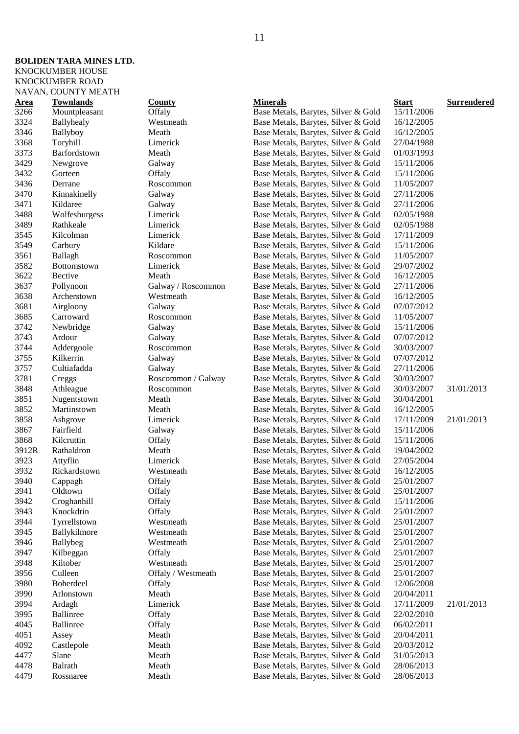**BOLIDEN TARA MINES LTD.**
KNOCKUMBER HOUSE
KNOCKUMBER ROAD
NAVAN, COUNTY MEATH

| Area | Townlands | County | Minerals | Start | Surrendered |
|---|---|---|---|---|---|
| 3266 | Mountpleasant | Offaly | Base Metals, Barytes, Silver & Gold | 15/11/2006 | |
| 3324 | Ballyhealy | Westmeath | Base Metals, Barytes, Silver & Gold | 16/12/2005 | |
| 3346 | Ballyboy | Meath | Base Metals, Barytes, Silver & Gold | 16/12/2005 | |
| 3368 | Toryhill | Limerick | Base Metals, Barytes, Silver & Gold | 27/04/1988 | |
| 3373 | Barfordstown | Meath | Base Metals, Barytes, Silver & Gold | 01/03/1993 | |
| 3429 | Newgrove | Galway | Base Metals, Barytes, Silver & Gold | 15/11/2006 | |
| 3432 | Gorteen | Offaly | Base Metals, Barytes, Silver & Gold | 15/11/2006 | |
| 3436 | Derrane | Roscommon | Base Metals, Barytes, Silver & Gold | 11/05/2007 | |
| 3470 | Kinnakinelly | Galway | Base Metals, Barytes, Silver & Gold | 27/11/2006 | |
| 3471 | Kildaree | Galway | Base Metals, Barytes, Silver & Gold | 27/11/2006 | |
| 3488 | Wolfesburgess | Limerick | Base Metals, Barytes, Silver & Gold | 02/05/1988 | |
| 3489 | Rathkeale | Limerick | Base Metals, Barytes, Silver & Gold | 02/05/1988 | |
| 3545 | Kilcolman | Limerick | Base Metals, Barytes, Silver & Gold | 17/11/2009 | |
| 3549 | Carbury | Kildare | Base Metals, Barytes, Silver & Gold | 15/11/2006 | |
| 3561 | Ballagh | Roscommon | Base Metals, Barytes, Silver & Gold | 11/05/2007 | |
| 3582 | Bottomstown | Limerick | Base Metals, Barytes, Silver & Gold | 29/07/2002 | |
| 3622 | Bective | Meath | Base Metals, Barytes, Silver & Gold | 16/12/2005 | |
| 3637 | Pollynoon | Galway / Roscommon | Base Metals, Barytes, Silver & Gold | 27/11/2006 | |
| 3638 | Archerstown | Westmeath | Base Metals, Barytes, Silver & Gold | 16/12/2005 | |
| 3681 | Airgloony | Galway | Base Metals, Barytes, Silver & Gold | 07/07/2012 | |
| 3685 | Carroward | Roscommon | Base Metals, Barytes, Silver & Gold | 11/05/2007 | |
| 3742 | Newbridge | Galway | Base Metals, Barytes, Silver & Gold | 15/11/2006 | |
| 3743 | Ardour | Galway | Base Metals, Barytes, Silver & Gold | 07/07/2012 | |
| 3744 | Addergoole | Roscommon | Base Metals, Barytes, Silver & Gold | 30/03/2007 | |
| 3755 | Kilkerrin | Galway | Base Metals, Barytes, Silver & Gold | 07/07/2012 | |
| 3757 | Cultiafadda | Galway | Base Metals, Barytes, Silver & Gold | 27/11/2006 | |
| 3781 | Creggs | Roscommon / Galway | Base Metals, Barytes, Silver & Gold | 30/03/2007 | |
| 3848 | Athleague | Roscommon | Base Metals, Barytes, Silver & Gold | 30/03/2007 | 31/01/2013 |
| 3851 | Nugentstown | Meath | Base Metals, Barytes, Silver & Gold | 30/04/2001 | |
| 3852 | Martinstown | Meath | Base Metals, Barytes, Silver & Gold | 16/12/2005 | |
| 3858 | Ashgrove | Limerick | Base Metals, Barytes, Silver & Gold | 17/11/2009 | 21/01/2013 |
| 3867 | Fairfield | Galway | Base Metals, Barytes, Silver & Gold | 15/11/2006 | |
| 3868 | Kilcruttin | Offaly | Base Metals, Barytes, Silver & Gold | 15/11/2006 | |
| 3912R | Rathaldron | Meath | Base Metals, Barytes, Silver & Gold | 19/04/2002 | |
| 3923 | Attyflin | Limerick | Base Metals, Barytes, Silver & Gold | 27/05/2004 | |
| 3932 | Rickardstown | Westmeath | Base Metals, Barytes, Silver & Gold | 16/12/2005 | |
| 3940 | Cappagh | Offaly | Base Metals, Barytes, Silver & Gold | 25/01/2007 | |
| 3941 | Oldtown | Offaly | Base Metals, Barytes, Silver & Gold | 25/01/2007 | |
| 3942 | Croghanhill | Offaly | Base Metals, Barytes, Silver & Gold | 15/11/2006 | |
| 3943 | Knockdrin | Offaly | Base Metals, Barytes, Silver & Gold | 25/01/2007 | |
| 3944 | Tyrrellstown | Westmeath | Base Metals, Barytes, Silver & Gold | 25/01/2007 | |
| 3945 | Ballykilmore | Westmeath | Base Metals, Barytes, Silver & Gold | 25/01/2007 | |
| 3946 | Ballybeg | Westmeath | Base Metals, Barytes, Silver & Gold | 25/01/2007 | |
| 3947 | Kilbeggan | Offaly | Base Metals, Barytes, Silver & Gold | 25/01/2007 | |
| 3948 | Kiltober | Westmeath | Base Metals, Barytes, Silver & Gold | 25/01/2007 | |
| 3956 | Culleen | Offaly / Westmeath | Base Metals, Barytes, Silver & Gold | 25/01/2007 | |
| 3980 | Boherdeel | Offaly | Base Metals, Barytes, Silver & Gold | 12/06/2008 | |
| 3990 | Arlonstown | Meath | Base Metals, Barytes, Silver & Gold | 20/04/2011 | |
| 3994 | Ardagh | Limerick | Base Metals, Barytes, Silver & Gold | 17/11/2009 | 21/01/2013 |
| 3995 | Ballinree | Offaly | Base Metals, Barytes, Silver & Gold | 22/02/2010 | |
| 4045 | Ballinree | Offaly | Base Metals, Barytes, Silver & Gold | 06/02/2011 | |
| 4051 | Assey | Meath | Base Metals, Barytes, Silver & Gold | 20/04/2011 | |
| 4092 | Castlepole | Meath | Base Metals, Barytes, Silver & Gold | 20/03/2012 | |
| 4477 | Slane | Meath | Base Metals, Barytes, Silver & Gold | 31/05/2013 | |
| 4478 | Balrath | Meath | Base Metals, Barytes, Silver & Gold | 28/06/2013 | |
| 4479 | Rossnaree | Meath | Base Metals, Barytes, Silver & Gold | 28/06/2013 | |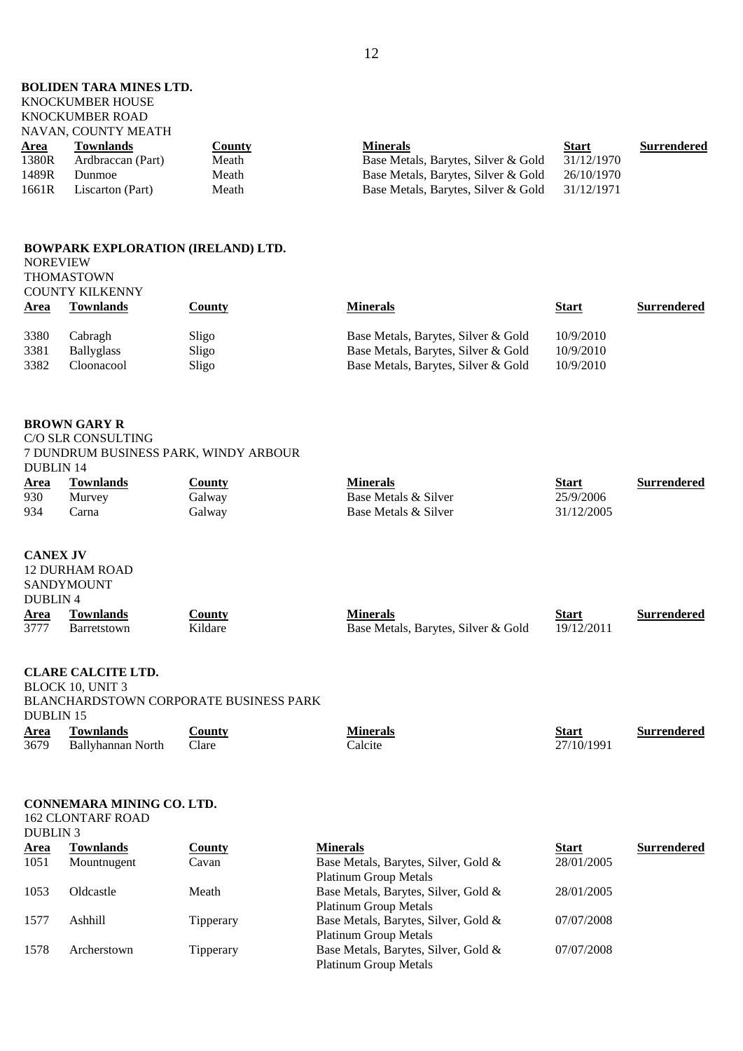**BOLIDEN TARA MINES LTD.**
KNOCKUMBER HOUSE
KNOCKUMBER ROAD
NAVAN, COUNTY MEATH

| Area | Townlands | County | Minerals | Start | Surrendered |
|---|---|---|---|---|---|
| 1380R | Ardbraccan (Part) | Meath | Base Metals, Barytes, Silver & Gold | 31/12/1970 | |
| 1489R | Dunmoe | Meath | Base Metals, Barytes, Silver & Gold | 26/10/1970 | |
| 1661R | Liscarton (Part) | Meath | Base Metals, Barytes, Silver & Gold | 31/12/1971 | |

**BOWPARK EXPLORATION (IRELAND) LTD.**
NOREVIEW
THOMASTOWN
COUNTY KILKENNY

| Area | Townlands | County | Minerals | Start | Surrendered |
|---|---|---|---|---|---|
| 3380 | Cabragh | Sligo | Base Metals, Barytes, Silver & Gold | 10/9/2010 | |
| 3381 | Ballyglass | Sligo | Base Metals, Barytes, Silver & Gold | 10/9/2010 | |
| 3382 | Cloonacool | Sligo | Base Metals, Barytes, Silver & Gold | 10/9/2010 | |

**BROWN GARY R**
C/O SLR CONSULTING
7 DUNDRUM BUSINESS PARK, WINDY ARBOUR
DUBLIN 14

| Area | Townlands | County | Minerals | Start | Surrendered |
|---|---|---|---|---|---|
| 930 | Murvey | Galway | Base Metals & Silver | 25/9/2006 | |
| 934 | Carna | Galway | Base Metals & Silver | 31/12/2005 | |

**CANEX JV**
12 DURHAM ROAD
SANDYMOUNT
DUBLIN 4

| Area | Townlands | County | Minerals | Start | Surrendered |
|---|---|---|---|---|---|
| 3777 | Barretstown | Kildare | Base Metals, Barytes, Silver & Gold | 19/12/2011 | |

**CLARE CALCITE LTD.**
BLOCK 10, UNIT 3
BLANCHARDSTOWN CORPORATE BUSINESS PARK
DUBLIN 15

| Area | Townlands | County | Minerals | Start | Surrendered |
|---|---|---|---|---|---|
| 3679 | Ballyhannan North | Clare | Calcite | 27/10/1991 | |

**CONNEMARA MINING CO. LTD.**
162 CLONTARF ROAD
DUBLIN 3

| Area | Townlands | County | Minerals | Start | Surrendered |
|---|---|---|---|---|---|
| 1051 | Mountnugent | Cavan | Base Metals, Barytes, Silver, Gold & Platinum Group Metals | 28/01/2005 | |
| 1053 | Oldcastle | Meath | Base Metals, Barytes, Silver, Gold & Platinum Group Metals | 28/01/2005 | |
| 1577 | Ashhill | Tipperary | Base Metals, Barytes, Silver, Gold & Platinum Group Metals | 07/07/2008 | |
| 1578 | Archerstown | Tipperary | Base Metals, Barytes, Silver, Gold & Platinum Group Metals | 07/07/2008 | |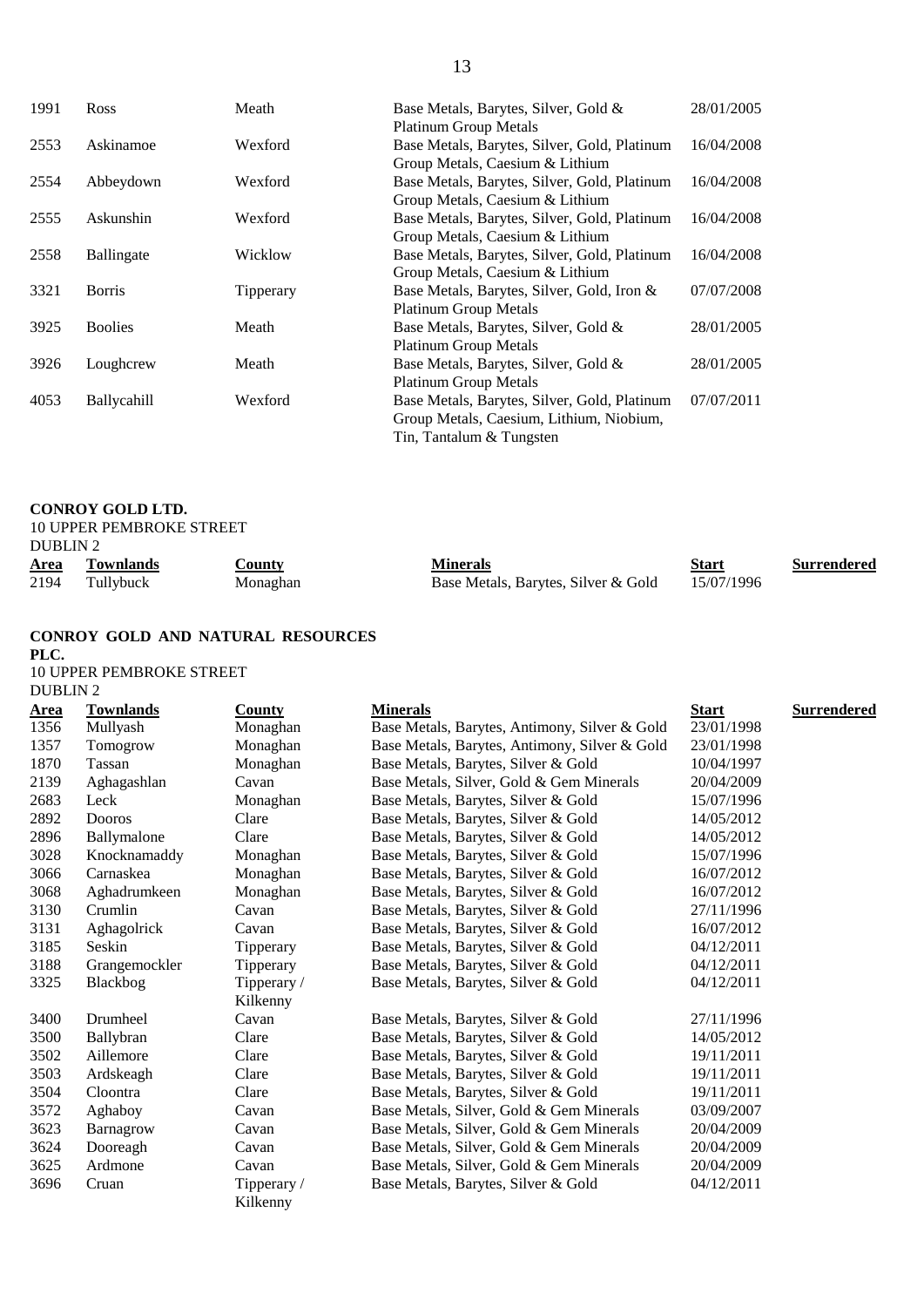| | | | | | |
|---|---|---|---|---|---|
| 1991 | Ross | Meath | Base Metals, Barytes, Silver, Gold & Platinum Group Metals | 28/01/2005 | |
| 2553 | Askinamoe | Wexford | Base Metals, Barytes, Silver, Gold, Platinum Group Metals, Caesium & Lithium | 16/04/2008 | |
| 2554 | Abbeydown | Wexford | Base Metals, Barytes, Silver, Gold, Platinum Group Metals, Caesium & Lithium | 16/04/2008 | |
| 2555 | Askunshin | Wexford | Base Metals, Barytes, Silver, Gold, Platinum Group Metals, Caesium & Lithium | 16/04/2008 | |
| 2558 | Ballingate | Wicklow | Base Metals, Barytes, Silver, Gold, Platinum Group Metals, Caesium & Lithium | 16/04/2008 | |
| 3321 | Borris | Tipperary | Base Metals, Barytes, Silver, Gold, Iron & Platinum Group Metals | 07/07/2008 | |
| 3925 | Boolies | Meath | Base Metals, Barytes, Silver, Gold & Platinum Group Metals | 28/01/2005 | |
| 3926 | Loughcrew | Meath | Base Metals, Barytes, Silver, Gold & Platinum Group Metals | 28/01/2005 | |
| 4053 | Ballycahill | Wexford | Base Metals, Barytes, Silver, Gold, Platinum Group Metals, Caesium, Lithium, Niobium, Tin, Tantalum & Tungsten | 07/07/2011 | |

**CONROY GOLD LTD.**
10 UPPER PEMBROKE STREET
DUBLIN 2

| Area | Townlands | County | Minerals | Start | Surrendered |
|---|---|---|---|---|---|
| 2194 | Tullybuck | Monaghan | Base Metals, Barytes, Silver & Gold | 15/07/1996 | |

**CONROY GOLD AND NATURAL RESOURCES PLC.**
10 UPPER PEMBROKE STREET
DUBLIN 2

| Area | Townlands | County | Minerals | Start | Surrendered |
|---|---|---|---|---|---|
| 1356 | Mullyash | Monaghan | Base Metals, Barytes, Antimony, Silver & Gold | 23/01/1998 | |
| 1357 | Tomogrow | Monaghan | Base Metals, Barytes, Antimony, Silver & Gold | 23/01/1998 | |
| 1870 | Tassan | Monaghan | Base Metals, Barytes, Silver & Gold | 10/04/1997 | |
| 2139 | Aghagashlan | Cavan | Base Metals, Silver, Gold & Gem Minerals | 20/04/2009 | |
| 2683 | Leck | Monaghan | Base Metals, Barytes, Silver & Gold | 15/07/1996 | |
| 2892 | Dooros | Clare | Base Metals, Barytes, Silver & Gold | 14/05/2012 | |
| 2896 | Ballymalone | Clare | Base Metals, Barytes, Silver & Gold | 14/05/2012 | |
| 3028 | Knocknamaddy | Monaghan | Base Metals, Barytes, Silver & Gold | 15/07/1996 | |
| 3066 | Carnaskea | Monaghan | Base Metals, Barytes, Silver & Gold | 16/07/2012 | |
| 3068 | Aghadrumkeen | Monaghan | Base Metals, Barytes, Silver & Gold | 16/07/2012 | |
| 3130 | Crumlin | Cavan | Base Metals, Barytes, Silver & Gold | 27/11/1996 | |
| 3131 | Aghagolrick | Cavan | Base Metals, Barytes, Silver & Gold | 16/07/2012 | |
| 3185 | Seskin | Tipperary | Base Metals, Barytes, Silver & Gold | 04/12/2011 | |
| 3188 | Grangemockler | Tipperary | Base Metals, Barytes, Silver & Gold | 04/12/2011 | |
| 3325 | Blackbog | Tipperary / Kilkenny | Base Metals, Barytes, Silver & Gold | 04/12/2011 | |
| 3400 | Drumheel | Cavan | Base Metals, Barytes, Silver & Gold | 27/11/1996 | |
| 3500 | Ballybran | Clare | Base Metals, Barytes, Silver & Gold | 14/05/2012 | |
| 3502 | Aillemore | Clare | Base Metals, Barytes, Silver & Gold | 19/11/2011 | |
| 3503 | Ardskeagh | Clare | Base Metals, Barytes, Silver & Gold | 19/11/2011 | |
| 3504 | Cloontra | Clare | Base Metals, Barytes, Silver & Gold | 19/11/2011 | |
| 3572 | Aghaboy | Cavan | Base Metals, Silver, Gold & Gem Minerals | 03/09/2007 | |
| 3623 | Barnagrow | Cavan | Base Metals, Silver, Gold & Gem Minerals | 20/04/2009 | |
| 3624 | Dooreagh | Cavan | Base Metals, Silver, Gold & Gem Minerals | 20/04/2009 | |
| 3625 | Ardmone | Cavan | Base Metals, Silver, Gold & Gem Minerals | 20/04/2009 | |
| 3696 | Cruan | Tipperary / Kilkenny | Base Metals, Barytes, Silver & Gold | 04/12/2011 | |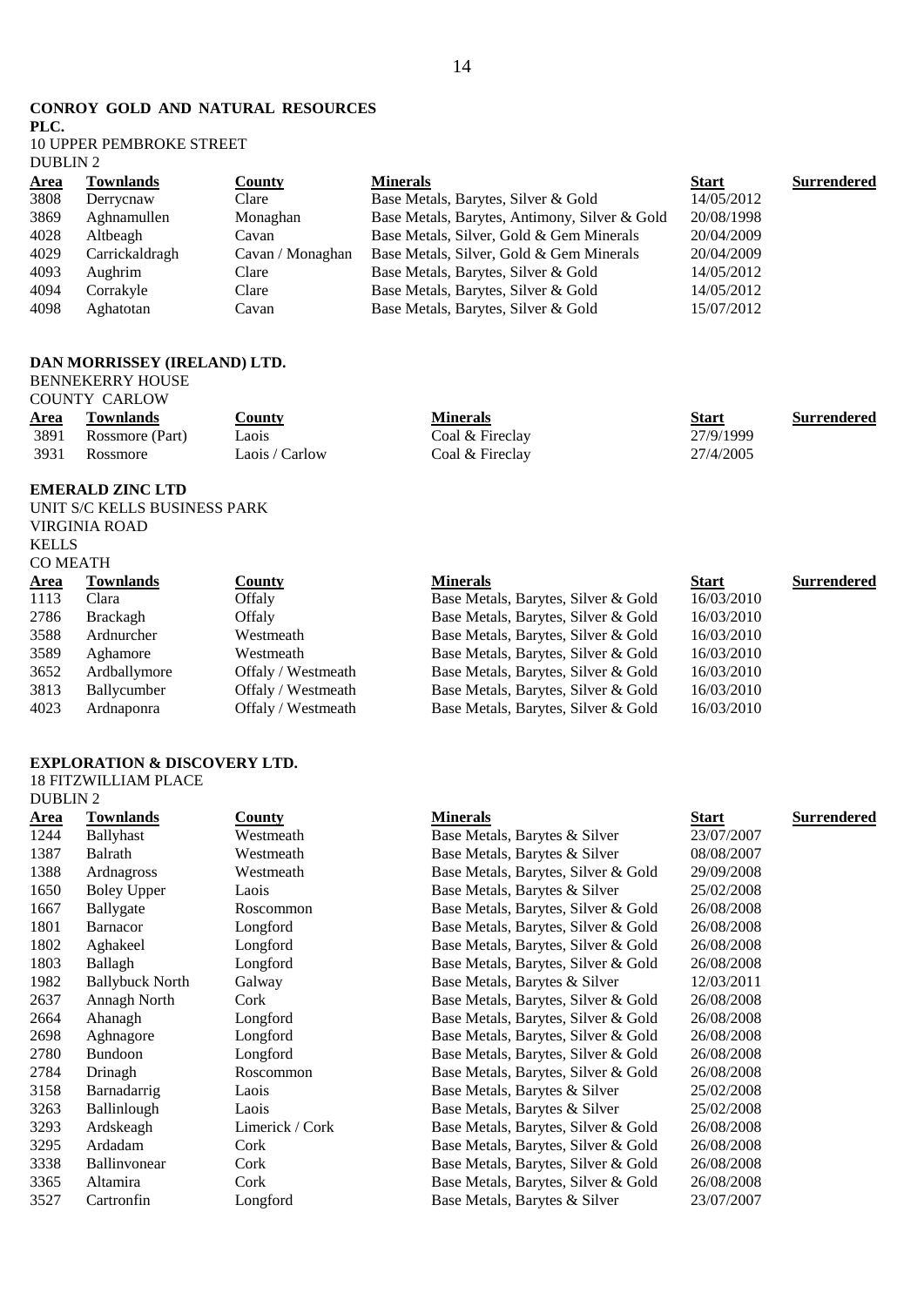**CONROY GOLD AND NATURAL RESOURCES PLC.**
10 UPPER PEMBROKE STREET
DUBLIN 2

| Area | Townlands | County | Minerals | Start | Surrendered |
|---|---|---|---|---|---|
| 3808 | Derrycnaw | Clare | Base Metals, Barytes, Silver & Gold | 14/05/2012 | |
| 3869 | Aghnamullen | Monaghan | Base Metals, Barytes, Antimony, Silver & Gold | 20/08/1998 | |
| 4028 | Altbeagh | Cavan | Base Metals, Silver, Gold & Gem Minerals | 20/04/2009 | |
| 4029 | Carrickaldragh | Cavan / Monaghan | Base Metals, Silver, Gold & Gem Minerals | 20/04/2009 | |
| 4093 | Aughrim | Clare | Base Metals, Barytes, Silver & Gold | 14/05/2012 | |
| 4094 | Corrakyle | Clare | Base Metals, Barytes, Silver & Gold | 14/05/2012 | |
| 4098 | Aghatotan | Cavan | Base Metals, Barytes, Silver & Gold | 15/07/2012 | |

**DAN MORRISSEY (IRELAND) LTD.**
BENNEKERRY HOUSE
COUNTY CARLOW

| Area | Townlands | County | Minerals | Start | Surrendered |
|---|---|---|---|---|---|
| 3891 | Rossmore (Part) | Laois | Coal & Fireclay | 27/9/1999 | |
| 3931 | Rossmore | Laois / Carlow | Coal & Fireclay | 27/4/2005 | |

**EMERALD ZINC LTD**
UNIT S/C KELLS BUSINESS PARK
VIRGINIA ROAD
KELLS
CO MEATH

| Area | Townlands | County | Minerals | Start | Surrendered |
|---|---|---|---|---|---|
| 1113 | Clara | Offaly | Base Metals, Barytes, Silver & Gold | 16/03/2010 | |
| 2786 | Brackagh | Offaly | Base Metals, Barytes, Silver & Gold | 16/03/2010 | |
| 3588 | Ardnurcher | Westmeath | Base Metals, Barytes, Silver & Gold | 16/03/2010 | |
| 3589 | Aghamore | Westmeath | Base Metals, Barytes, Silver & Gold | 16/03/2010 | |
| 3652 | Ardballymore | Offaly / Westmeath | Base Metals, Barytes, Silver & Gold | 16/03/2010 | |
| 3813 | Ballycumber | Offaly / Westmeath | Base Metals, Barytes, Silver & Gold | 16/03/2010 | |
| 4023 | Ardnaponra | Offaly / Westmeath | Base Metals, Barytes, Silver & Gold | 16/03/2010 | |

**EXPLORATION & DISCOVERY LTD.**
18 FITZWILLIAM PLACE
DUBLIN 2

| Area | Townlands | County | Minerals | Start | Surrendered |
|---|---|---|---|---|---|
| 1244 | Ballyhast | Westmeath | Base Metals, Barytes & Silver | 23/07/2007 | |
| 1387 | Balrath | Westmeath | Base Metals, Barytes & Silver | 08/08/2007 | |
| 1388 | Ardnagross | Westmeath | Base Metals, Barytes, Silver & Gold | 29/09/2008 | |
| 1650 | Boley Upper | Laois | Base Metals, Barytes & Silver | 25/02/2008 | |
| 1667 | Ballygate | Roscommon | Base Metals, Barytes, Silver & Gold | 26/08/2008 | |
| 1801 | Barnacor | Longford | Base Metals, Barytes, Silver & Gold | 26/08/2008 | |
| 1802 | Aghakeel | Longford | Base Metals, Barytes, Silver & Gold | 26/08/2008 | |
| 1803 | Ballagh | Longford | Base Metals, Barytes, Silver & Gold | 26/08/2008 | |
| 1982 | Ballybuck North | Galway | Base Metals, Barytes & Silver | 12/03/2011 | |
| 2637 | Annagh North | Cork | Base Metals, Barytes, Silver & Gold | 26/08/2008 | |
| 2664 | Ahanagh | Longford | Base Metals, Barytes, Silver & Gold | 26/08/2008 | |
| 2698 | Aghnagore | Longford | Base Metals, Barytes, Silver & Gold | 26/08/2008 | |
| 2780 | Bundoon | Longford | Base Metals, Barytes, Silver & Gold | 26/08/2008 | |
| 2784 | Drinagh | Roscommon | Base Metals, Barytes, Silver & Gold | 26/08/2008 | |
| 3158 | Barnadarrig | Laois | Base Metals, Barytes & Silver | 25/02/2008 | |
| 3263 | Ballinlough | Laois | Base Metals, Barytes & Silver | 25/02/2008 | |
| 3293 | Ardskeagh | Limerick / Cork | Base Metals, Barytes, Silver & Gold | 26/08/2008 | |
| 3295 | Ardadam | Cork | Base Metals, Barytes, Silver & Gold | 26/08/2008 | |
| 3338 | Ballinvonear | Cork | Base Metals, Barytes, Silver & Gold | 26/08/2008 | |
| 3365 | Altamira | Cork | Base Metals, Barytes, Silver & Gold | 26/08/2008 | |
| 3527 | Cartronfin | Longford | Base Metals, Barytes & Silver | 23/07/2007 | |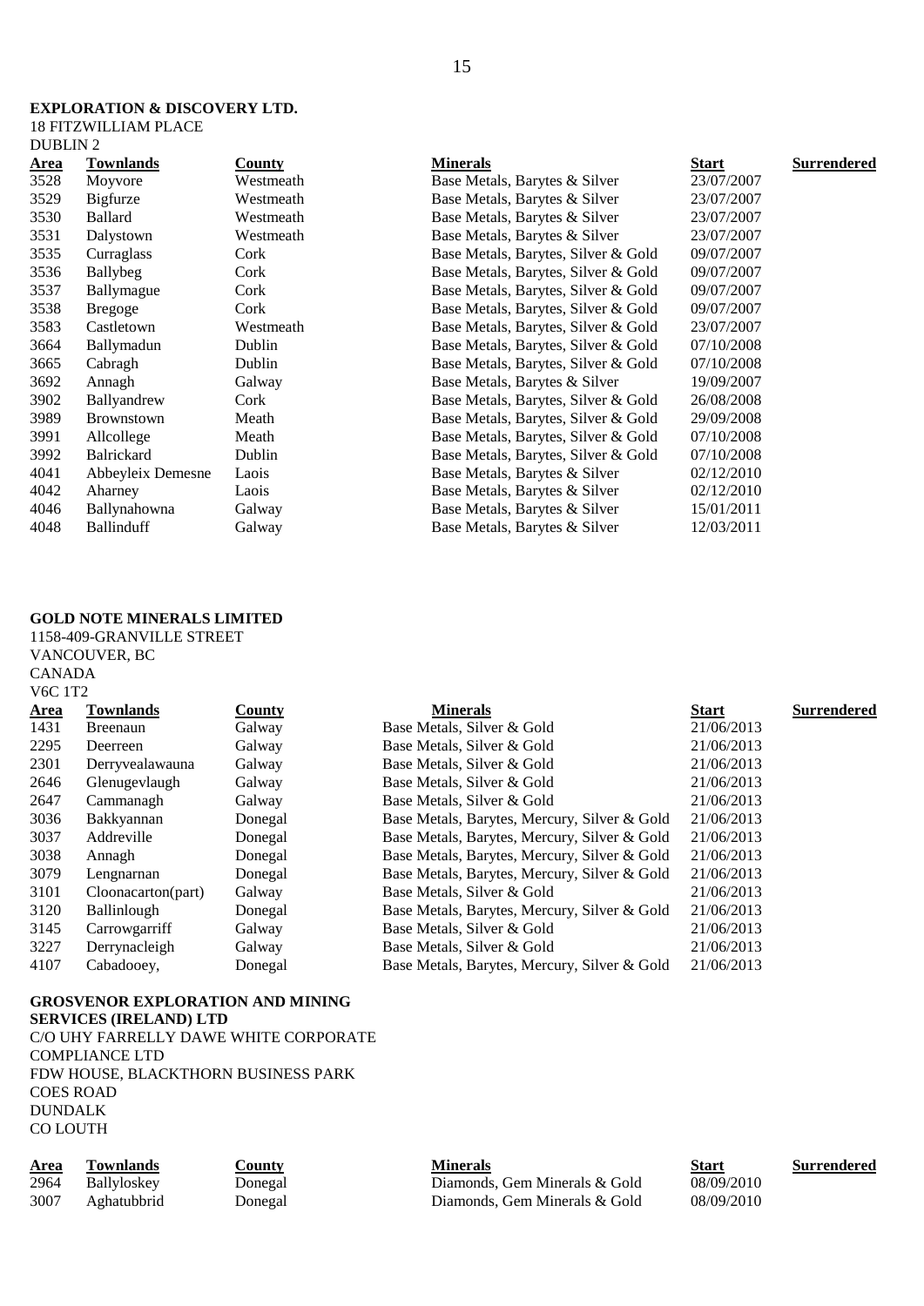**EXPLORATION & DISCOVERY LTD.**
18 FITZWILLIAM PLACE
DUBLIN 2

| Area | Townlands | County | Minerals | Start | Surrendered |
|---|---|---|---|---|---|
| 3528 | Moyvore | Westmeath | Base Metals, Barytes & Silver | 23/07/2007 | |
| 3529 | Bigfurze | Westmeath | Base Metals, Barytes & Silver | 23/07/2007 | |
| 3530 | Ballard | Westmeath | Base Metals, Barytes & Silver | 23/07/2007 | |
| 3531 | Dalystown | Westmeath | Base Metals, Barytes & Silver | 23/07/2007 | |
| 3535 | Curraglass | Cork | Base Metals, Barytes, Silver & Gold | 09/07/2007 | |
| 3536 | Ballybeg | Cork | Base Metals, Barytes, Silver & Gold | 09/07/2007 | |
| 3537 | Ballymague | Cork | Base Metals, Barytes, Silver & Gold | 09/07/2007 | |
| 3538 | Bregoge | Cork | Base Metals, Barytes, Silver & Gold | 09/07/2007 | |
| 3583 | Castletown | Westmeath | Base Metals, Barytes, Silver & Gold | 23/07/2007 | |
| 3664 | Ballymadun | Dublin | Base Metals, Barytes, Silver & Gold | 07/10/2008 | |
| 3665 | Cabragh | Dublin | Base Metals, Barytes, Silver & Gold | 07/10/2008 | |
| 3692 | Annagh | Galway | Base Metals, Barytes & Silver | 19/09/2007 | |
| 3902 | Ballyandrew | Cork | Base Metals, Barytes, Silver & Gold | 26/08/2008 | |
| 3989 | Brownstown | Meath | Base Metals, Barytes, Silver & Gold | 29/09/2008 | |
| 3991 | Allcollege | Meath | Base Metals, Barytes, Silver & Gold | 07/10/2008 | |
| 3992 | Balrickard | Dublin | Base Metals, Barytes, Silver & Gold | 07/10/2008 | |
| 4041 | Abbeyleix Demesne | Laois | Base Metals, Barytes & Silver | 02/12/2010 | |
| 4042 | Aharney | Laois | Base Metals, Barytes & Silver | 02/12/2010 | |
| 4046 | Ballynahowna | Galway | Base Metals, Barytes & Silver | 15/01/2011 | |
| 4048 | Ballinduff | Galway | Base Metals, Barytes & Silver | 12/03/2011 | |

**GOLD NOTE MINERALS LIMITED**
1158-409-GRANVILLE STREET
VANCOUVER, BC
CANADA
V6C 1T2

| Area | Townlands | County | Minerals | Start | Surrendered |
|---|---|---|---|---|---|
| 1431 | Breenaun | Galway | Base Metals, Silver & Gold | 21/06/2013 | |
| 2295 | Deerreen | Galway | Base Metals, Silver & Gold | 21/06/2013 | |
| 2301 | Derryvealawauna | Galway | Base Metals, Silver & Gold | 21/06/2013 | |
| 2646 | Glenugevlaugh | Galway | Base Metals, Silver & Gold | 21/06/2013 | |
| 2647 | Cammanagh | Galway | Base Metals, Silver & Gold | 21/06/2013 | |
| 3036 | Bakkyannan | Donegal | Base Metals, Barytes, Mercury, Silver & Gold | 21/06/2013 | |
| 3037 | Addreville | Donegal | Base Metals, Barytes, Mercury, Silver & Gold | 21/06/2013 | |
| 3038 | Annagh | Donegal | Base Metals, Barytes, Mercury, Silver & Gold | 21/06/2013 | |
| 3079 | Lengnarnan | Donegal | Base Metals, Barytes, Mercury, Silver & Gold | 21/06/2013 | |
| 3101 | Cloonacarton(part) | Galway | Base Metals, Silver & Gold | 21/06/2013 | |
| 3120 | Ballinlough | Donegal | Base Metals, Barytes, Mercury, Silver & Gold | 21/06/2013 | |
| 3145 | Carrowgarriff | Galway | Base Metals, Silver & Gold | 21/06/2013 | |
| 3227 | Derrynacleigh | Galway | Base Metals, Silver & Gold | 21/06/2013 | |
| 4107 | Cabadooey, | Donegal | Base Metals, Barytes, Mercury, Silver & Gold | 21/06/2013 | |

**GROSVENOR EXPLORATION AND MINING SERVICES (IRELAND) LTD**
C/O UHY FARRELLY DAWE WHITE CORPORATE COMPLIANCE LTD
FDW HOUSE, BLACKTHORN BUSINESS PARK
COES ROAD
DUNDALK
CO LOUTH

| Area | Townlands | County | Minerals | Start | Surrendered |
|---|---|---|---|---|---|
| 2964 | Ballyloskey | Donegal | Diamonds, Gem Minerals & Gold | 08/09/2010 | |
| 3007 | Aghatubbrid | Donegal | Diamonds, Gem Minerals & Gold | 08/09/2010 | |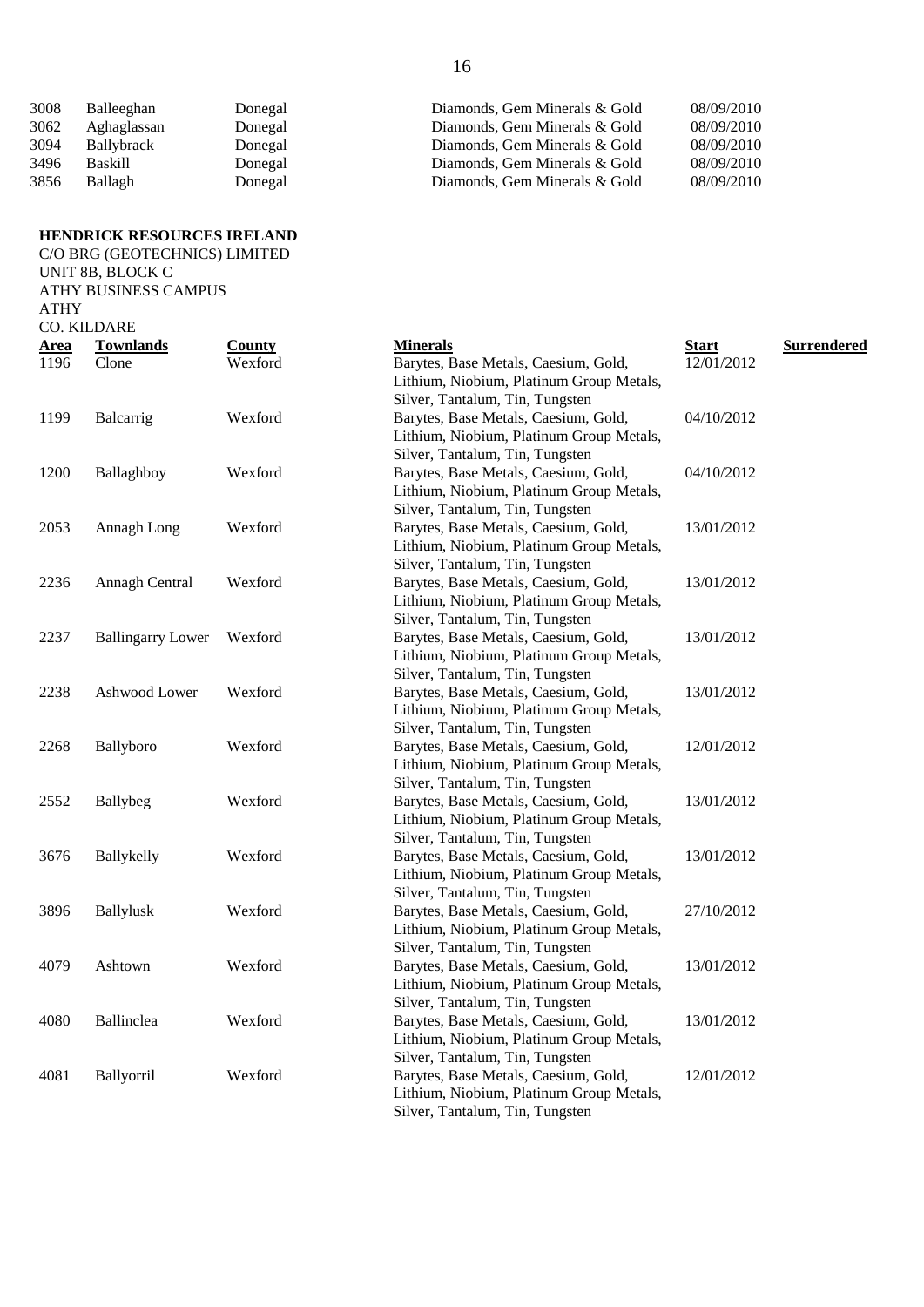| | | | | |
|---|---|---|---|---|
| 3008 | Balleeghan | Donegal | Diamonds, Gem Minerals & Gold | 08/09/2010 |
| 3062 | Aghaglassan | Donegal | Diamonds, Gem Minerals & Gold | 08/09/2010 |
| 3094 | Ballybrack | Donegal | Diamonds, Gem Minerals & Gold | 08/09/2010 |
| 3496 | Baskill | Donegal | Diamonds, Gem Minerals & Gold | 08/09/2010 |
| 3856 | Ballagh | Donegal | Diamonds, Gem Minerals & Gold | 08/09/2010 |

**HENDRICK RESOURCES IRELAND**
C/O BRG (GEOTECHNICS) LIMITED
UNIT 8B, BLOCK C
ATHY BUSINESS CAMPUS
ATHY
CO. KILDARE

| Area | Townlands | County | Minerals | Start | Surrendered |
|---|---|---|---|---|---|
| 1196 | Clone | Wexford | Barytes, Base Metals, Caesium, Gold, Lithium, Niobium, Platinum Group Metals, Silver, Tantalum, Tin, Tungsten | 12/01/2012 | |
| 1199 | Balcarrig | Wexford | Barytes, Base Metals, Caesium, Gold, Lithium, Niobium, Platinum Group Metals, Silver, Tantalum, Tin, Tungsten | 04/10/2012 | |
| 1200 | Ballaghboy | Wexford | Barytes, Base Metals, Caesium, Gold, Lithium, Niobium, Platinum Group Metals, Silver, Tantalum, Tin, Tungsten | 04/10/2012 | |
| 2053 | Annagh Long | Wexford | Barytes, Base Metals, Caesium, Gold, Lithium, Niobium, Platinum Group Metals, Silver, Tantalum, Tin, Tungsten | 13/01/2012 | |
| 2236 | Annagh Central | Wexford | Barytes, Base Metals, Caesium, Gold, Lithium, Niobium, Platinum Group Metals, Silver, Tantalum, Tin, Tungsten | 13/01/2012 | |
| 2237 | Ballingarry Lower | Wexford | Barytes, Base Metals, Caesium, Gold, Lithium, Niobium, Platinum Group Metals, Silver, Tantalum, Tin, Tungsten | 13/01/2012 | |
| 2238 | Ashwood Lower | Wexford | Barytes, Base Metals, Caesium, Gold, Lithium, Niobium, Platinum Group Metals, Silver, Tantalum, Tin, Tungsten | 13/01/2012 | |
| 2268 | Ballyboro | Wexford | Barytes, Base Metals, Caesium, Gold, Lithium, Niobium, Platinum Group Metals, Silver, Tantalum, Tin, Tungsten | 12/01/2012 | |
| 2552 | Ballybeg | Wexford | Barytes, Base Metals, Caesium, Gold, Lithium, Niobium, Platinum Group Metals, Silver, Tantalum, Tin, Tungsten | 13/01/2012 | |
| 3676 | Ballykelly | Wexford | Barytes, Base Metals, Caesium, Gold, Lithium, Niobium, Platinum Group Metals, Silver, Tantalum, Tin, Tungsten | 13/01/2012 | |
| 3896 | Ballylusk | Wexford | Barytes, Base Metals, Caesium, Gold, Lithium, Niobium, Platinum Group Metals, Silver, Tantalum, Tin, Tungsten | 27/10/2012 | |
| 4079 | Ashtown | Wexford | Barytes, Base Metals, Caesium, Gold, Lithium, Niobium, Platinum Group Metals, Silver, Tantalum, Tin, Tungsten | 13/01/2012 | |
| 4080 | Ballinclea | Wexford | Barytes, Base Metals, Caesium, Gold, Lithium, Niobium, Platinum Group Metals, Silver, Tantalum, Tin, Tungsten | 13/01/2012 | |
| 4081 | Ballyorril | Wexford | Barytes, Base Metals, Caesium, Gold, Lithium, Niobium, Platinum Group Metals, Silver, Tantalum, Tin, Tungsten | 12/01/2012 | |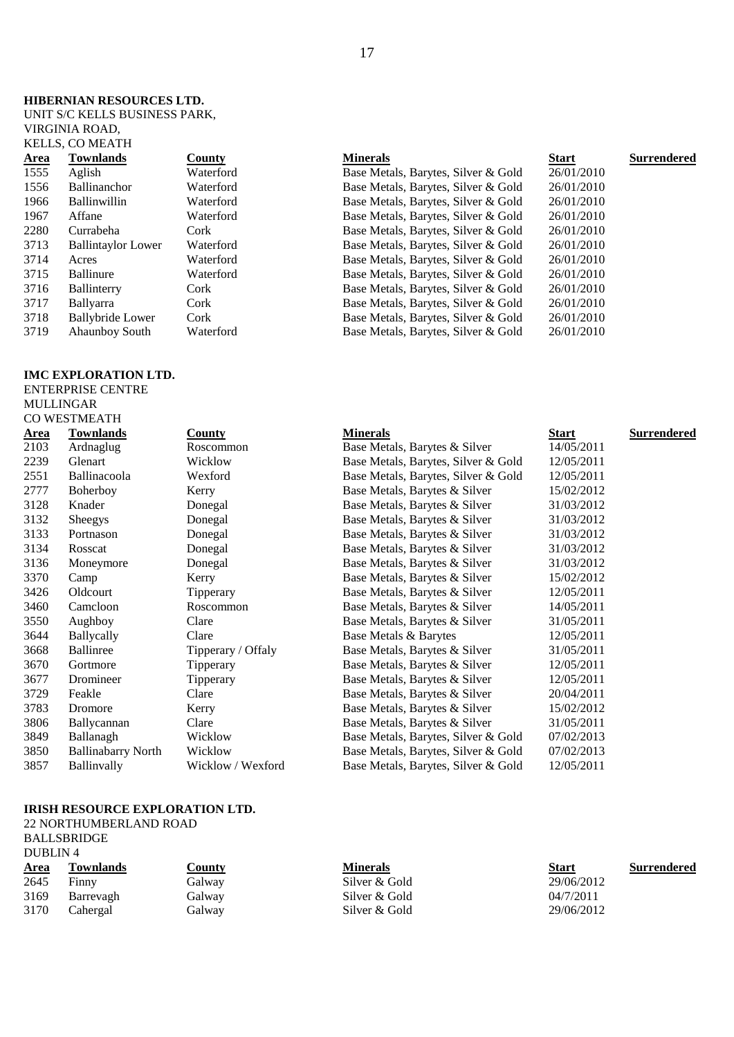**HIBERNIAN RESOURCES LTD.**
UNIT S/C KELLS BUSINESS PARK,
VIRGINIA ROAD,
KELLS, CO MEATH

| Area | Townlands | County | Minerals | Start | Surrendered |
|---|---|---|---|---|---|
| 1555 | Aglish | Waterford | Base Metals, Barytes, Silver & Gold | 26/01/2010 | |
| 1556 | Ballinanchor | Waterford | Base Metals, Barytes, Silver & Gold | 26/01/2010 | |
| 1966 | Ballinwillin | Waterford | Base Metals, Barytes, Silver & Gold | 26/01/2010 | |
| 1967 | Affane | Waterford | Base Metals, Barytes, Silver & Gold | 26/01/2010 | |
| 2280 | Currabeha | Cork | Base Metals, Barytes, Silver & Gold | 26/01/2010 | |
| 3713 | Ballintaylor Lower | Waterford | Base Metals, Barytes, Silver & Gold | 26/01/2010 | |
| 3714 | Acres | Waterford | Base Metals, Barytes, Silver & Gold | 26/01/2010 | |
| 3715 | Ballinure | Waterford | Base Metals, Barytes, Silver & Gold | 26/01/2010 | |
| 3716 | Ballinterry | Cork | Base Metals, Barytes, Silver & Gold | 26/01/2010 | |
| 3717 | Ballyarra | Cork | Base Metals, Barytes, Silver & Gold | 26/01/2010 | |
| 3718 | Ballybride Lower | Cork | Base Metals, Barytes, Silver & Gold | 26/01/2010 | |
| 3719 | Ahaunboy South | Waterford | Base Metals, Barytes, Silver & Gold | 26/01/2010 | |

**IMC EXPLORATION LTD.**
ENTERPRISE CENTRE
MULLINGAR
CO WESTMEATH

| Area | Townlands | County | Minerals | Start | Surrendered |
|---|---|---|---|---|---|
| 2103 | Ardnaglug | Roscommon | Base Metals, Barytes & Silver | 14/05/2011 | |
| 2239 | Glenart | Wicklow | Base Metals, Barytes, Silver & Gold | 12/05/2011 | |
| 2551 | Ballinacoola | Wexford | Base Metals, Barytes, Silver & Gold | 12/05/2011 | |
| 2777 | Boherboy | Kerry | Base Metals, Barytes & Silver | 15/02/2012 | |
| 3128 | Knader | Donegal | Base Metals, Barytes & Silver | 31/03/2012 | |
| 3132 | Sheegys | Donegal | Base Metals, Barytes & Silver | 31/03/2012 | |
| 3133 | Portnason | Donegal | Base Metals, Barytes & Silver | 31/03/2012 | |
| 3134 | Rosscat | Donegal | Base Metals, Barytes & Silver | 31/03/2012 | |
| 3136 | Moneymore | Donegal | Base Metals, Barytes & Silver | 31/03/2012 | |
| 3370 | Camp | Kerry | Base Metals, Barytes & Silver | 15/02/2012 | |
| 3426 | Oldcourt | Tipperary | Base Metals, Barytes & Silver | 12/05/2011 | |
| 3460 | Camcloon | Roscommon | Base Metals, Barytes & Silver | 14/05/2011 | |
| 3550 | Aughboy | Clare | Base Metals, Barytes & Silver | 31/05/2011 | |
| 3644 | Ballycally | Clare | Base Metals & Barytes | 12/05/2011 | |
| 3668 | Ballinree | Tipperary / Offaly | Base Metals, Barytes & Silver | 31/05/2011 | |
| 3670 | Gortmore | Tipperary | Base Metals, Barytes & Silver | 12/05/2011 | |
| 3677 | Dromineer | Tipperary | Base Metals, Barytes & Silver | 12/05/2011 | |
| 3729 | Feakle | Clare | Base Metals, Barytes & Silver | 20/04/2011 | |
| 3783 | Dromore | Kerry | Base Metals, Barytes & Silver | 15/02/2012 | |
| 3806 | Ballycannan | Clare | Base Metals, Barytes & Silver | 31/05/2011 | |
| 3849 | Ballanagh | Wicklow | Base Metals, Barytes, Silver & Gold | 07/02/2013 | |
| 3850 | Ballinabarry North | Wicklow | Base Metals, Barytes, Silver & Gold | 07/02/2013 | |
| 3857 | Ballinvally | Wicklow / Wexford | Base Metals, Barytes, Silver & Gold | 12/05/2011 | |

**IRISH RESOURCE EXPLORATION LTD.**
22 NORTHUMBERLAND ROAD
BALLSBRIDGE
DUBLIN 4

| Area | Townlands | County | Minerals | Start | Surrendered |
|---|---|---|---|---|---|
| 2645 | Finny | Galway | Silver & Gold | 29/06/2012 | |
| 3169 | Barrevagh | Galway | Silver & Gold | 04/7/2011 | |
| 3170 | Cahergal | Galway | Silver & Gold | 29/06/2012 | |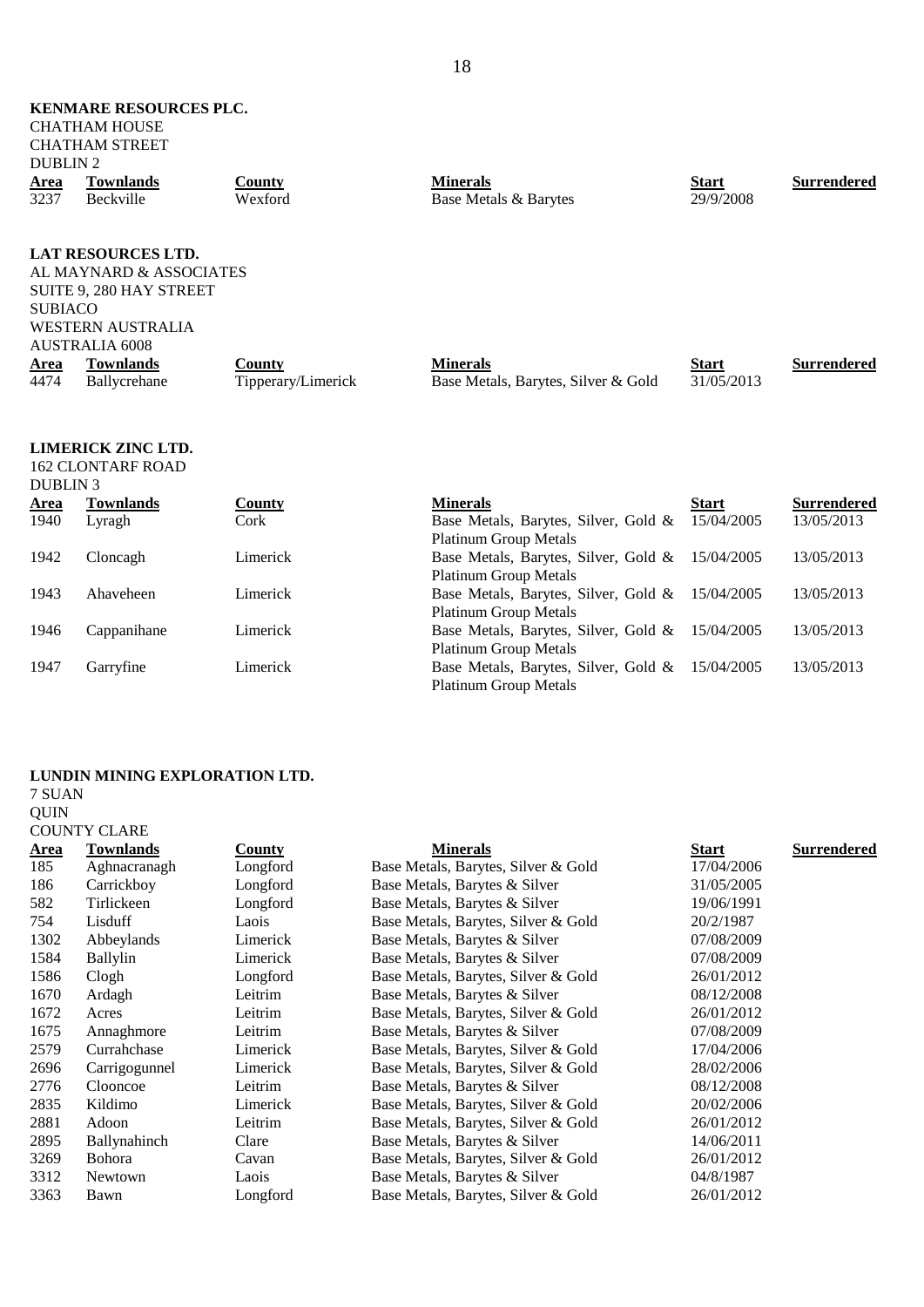**KENMARE RESOURCES PLC.**
CHATHAM HOUSE
CHATHAM STREET
DUBLIN 2

| Area | Townlands | County | Minerals | Start | Surrendered |
|---|---|---|---|---|---|
| 3237 | Beckville | Wexford | Base Metals & Barytes | 29/9/2008 | |

**LAT RESOURCES LTD.**
AL MAYNARD & ASSOCIATES
SUITE 9, 280 HAY STREET
SUBIACO
WESTERN AUSTRALIA
AUSTRALIA 6008

| Area | Townlands | County | Minerals | Start | Surrendered |
|---|---|---|---|---|---|
| 4474 | Ballycrehane | Tipperary/Limerick | Base Metals, Barytes, Silver & Gold | 31/05/2013 | |

**LIMERICK ZINC LTD.**
162 CLONTARF ROAD
DUBLIN 3

| Area | Townlands | County | Minerals | Start | Surrendered |
|---|---|---|---|---|---|
| 1940 | Lyragh | Cork | Base Metals, Barytes, Silver, Gold & Platinum Group Metals | 15/04/2005 | 13/05/2013 |
| 1942 | Cloncagh | Limerick | Base Metals, Barytes, Silver, Gold & Platinum Group Metals | 15/04/2005 | 13/05/2013 |
| 1943 | Ahaveheen | Limerick | Base Metals, Barytes, Silver, Gold & Platinum Group Metals | 15/04/2005 | 13/05/2013 |
| 1946 | Cappanihane | Limerick | Base Metals, Barytes, Silver, Gold & Platinum Group Metals | 15/04/2005 | 13/05/2013 |
| 1947 | Garryfine | Limerick | Base Metals, Barytes, Silver, Gold & Platinum Group Metals | 15/04/2005 | 13/05/2013 |

**LUNDIN MINING EXPLORATION LTD.**
7 SUAN
QUIN
COUNTY CLARE

| Area | Townlands | County | Minerals | Start | Surrendered |
|---|---|---|---|---|---|
| 185 | Aghnacranagh | Longford | Base Metals, Barytes, Silver & Gold | 17/04/2006 | |
| 186 | Carrickboy | Longford | Base Metals, Barytes & Silver | 31/05/2005 | |
| 582 | Tirlickeen | Longford | Base Metals, Barytes & Silver | 19/06/1991 | |
| 754 | Lisduff | Laois | Base Metals, Barytes, Silver & Gold | 20/2/1987 | |
| 1302 | Abbeylands | Limerick | Base Metals, Barytes & Silver | 07/08/2009 | |
| 1584 | Ballylin | Limerick | Base Metals, Barytes & Silver | 07/08/2009 | |
| 1586 | Clogh | Longford | Base Metals, Barytes, Silver & Gold | 26/01/2012 | |
| 1670 | Ardagh | Leitrim | Base Metals, Barytes & Silver | 08/12/2008 | |
| 1672 | Acres | Leitrim | Base Metals, Barytes, Silver & Gold | 26/01/2012 | |
| 1675 | Annaghmore | Leitrim | Base Metals, Barytes & Silver | 07/08/2009 | |
| 2579 | Currahchase | Limerick | Base Metals, Barytes, Silver & Gold | 17/04/2006 | |
| 2696 | Carrigogunnel | Limerick | Base Metals, Barytes, Silver & Gold | 28/02/2006 | |
| 2776 | Clooncoe | Leitrim | Base Metals, Barytes & Silver | 08/12/2008 | |
| 2835 | Kildimo | Limerick | Base Metals, Barytes, Silver & Gold | 20/02/2006 | |
| 2881 | Adoon | Leitrim | Base Metals, Barytes, Silver & Gold | 26/01/2012 | |
| 2895 | Ballynahinch | Clare | Base Metals, Barytes & Silver | 14/06/2011 | |
| 3269 | Bohora | Cavan | Base Metals, Barytes, Silver & Gold | 26/01/2012 | |
| 3312 | Newtown | Laois | Base Metals, Barytes & Silver | 04/8/1987 | |
| 3363 | Bawn | Longford | Base Metals, Barytes, Silver & Gold | 26/01/2012 | |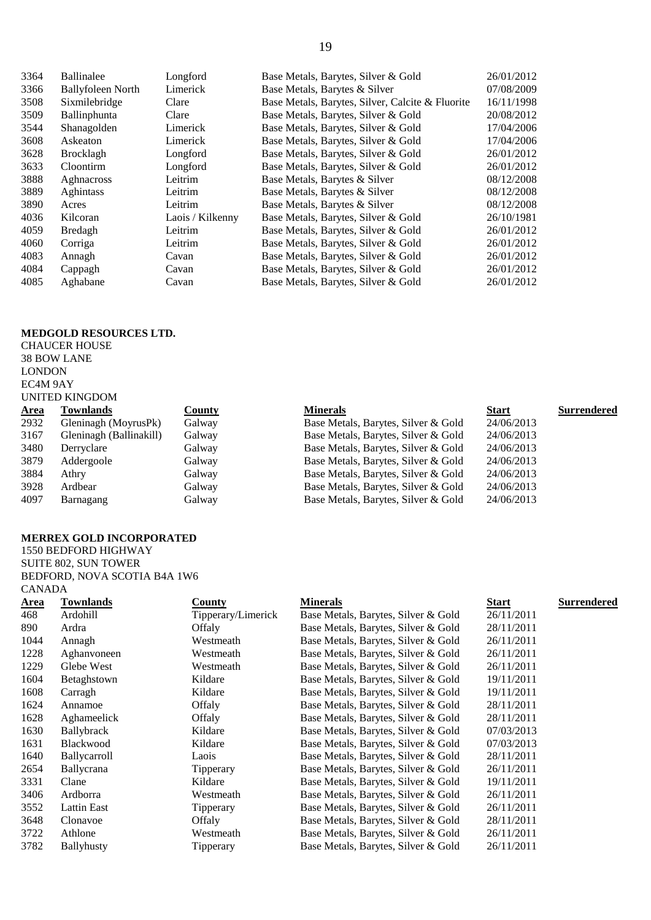| | | | | | |
|---|---|---|---|---|---|
| 3364 | Ballinalee | Longford | Base Metals, Barytes, Silver & Gold | 26/01/2012 | |
| 3366 | Ballyfoleen North | Limerick | Base Metals, Barytes & Silver | 07/08/2009 | |
| 3508 | Sixmilebridge | Clare | Base Metals, Barytes, Silver, Calcite & Fluorite | 16/11/1998 | |
| 3509 | Ballinphunta | Clare | Base Metals, Barytes, Silver & Gold | 20/08/2012 | |
| 3544 | Shanagolden | Limerick | Base Metals, Barytes, Silver & Gold | 17/04/2006 | |
| 3608 | Askeaton | Limerick | Base Metals, Barytes, Silver & Gold | 17/04/2006 | |
| 3628 | Brocklagh | Longford | Base Metals, Barytes, Silver & Gold | 26/01/2012 | |
| 3633 | Cloontirm | Longford | Base Metals, Barytes, Silver & Gold | 26/01/2012 | |
| 3888 | Aghnacross | Leitrim | Base Metals, Barytes & Silver | 08/12/2008 | |
| 3889 | Aghintass | Leitrim | Base Metals, Barytes & Silver | 08/12/2008 | |
| 3890 | Acres | Leitrim | Base Metals, Barytes & Silver | 08/12/2008 | |
| 4036 | Kilcoran | Laois / Kilkenny | Base Metals, Barytes, Silver & Gold | 26/10/1981 | |
| 4059 | Bredagh | Leitrim | Base Metals, Barytes, Silver & Gold | 26/01/2012 | |
| 4060 | Corriga | Leitrim | Base Metals, Barytes, Silver & Gold | 26/01/2012 | |
| 4083 | Annagh | Cavan | Base Metals, Barytes, Silver & Gold | 26/01/2012 | |
| 4084 | Cappagh | Cavan | Base Metals, Barytes, Silver & Gold | 26/01/2012 | |
| 4085 | Aghabane | Cavan | Base Metals, Barytes, Silver & Gold | 26/01/2012 | |

**MEDGOLD RESOURCES LTD.**
CHAUCER HOUSE
38 BOW LANE
LONDON
EC4M 9AY
UNITED KINGDOM

| Area | Townlands | County | Minerals | Start | Surrendered |
|---|---|---|---|---|---|
| 2932 | Gleninagh (MoyrusPk) | Galway | Base Metals, Barytes, Silver & Gold | 24/06/2013 | |
| 3167 | Gleninagh (Ballinakill) | Galway | Base Metals, Barytes, Silver & Gold | 24/06/2013 | |
| 3480 | Derryclare | Galway | Base Metals, Barytes, Silver & Gold | 24/06/2013 | |
| 3879 | Addergoole | Galway | Base Metals, Barytes, Silver & Gold | 24/06/2013 | |
| 3884 | Athry | Galway | Base Metals, Barytes, Silver & Gold | 24/06/2013 | |
| 3928 | Ardbear | Galway | Base Metals, Barytes, Silver & Gold | 24/06/2013 | |
| 4097 | Barnagang | Galway | Base Metals, Barytes, Silver & Gold | 24/06/2013 | |

**MERREX GOLD INCORPORATED**
1550 BEDFORD HIGHWAY
SUITE 802, SUN TOWER
BEDFORD, NOVA SCOTIA B4A 1W6
CANADA

| Area | Townlands | County | Minerals | Start | Surrendered |
|---|---|---|---|---|---|
| 468 | Ardohill | Tipperary/Limerick | Base Metals, Barytes, Silver & Gold | 26/11/2011 | |
| 890 | Ardra | Offaly | Base Metals, Barytes, Silver & Gold | 28/11/2011 | |
| 1044 | Annagh | Westmeath | Base Metals, Barytes, Silver & Gold | 26/11/2011 | |
| 1228 | Aghanvoneen | Westmeath | Base Metals, Barytes, Silver & Gold | 26/11/2011 | |
| 1229 | Glebe West | Westmeath | Base Metals, Barytes, Silver & Gold | 26/11/2011 | |
| 1604 | Betaghstown | Kildare | Base Metals, Barytes, Silver & Gold | 19/11/2011 | |
| 1608 | Carragh | Kildare | Base Metals, Barytes, Silver & Gold | 19/11/2011 | |
| 1624 | Annamoe | Offaly | Base Metals, Barytes, Silver & Gold | 28/11/2011 | |
| 1628 | Aghameelick | Offaly | Base Metals, Barytes, Silver & Gold | 28/11/2011 | |
| 1630 | Ballybrack | Kildare | Base Metals, Barytes, Silver & Gold | 07/03/2013 | |
| 1631 | Blackwood | Kildare | Base Metals, Barytes, Silver & Gold | 07/03/2013 | |
| 1640 | Ballycarroll | Laois | Base Metals, Barytes, Silver & Gold | 28/11/2011 | |
| 2654 | Ballycrana | Tipperary | Base Metals, Barytes, Silver & Gold | 26/11/2011 | |
| 3331 | Clane | Kildare | Base Metals, Barytes, Silver & Gold | 19/11/2011 | |
| 3406 | Ardborra | Westmeath | Base Metals, Barytes, Silver & Gold | 26/11/2011 | |
| 3552 | Lattin East | Tipperary | Base Metals, Barytes, Silver & Gold | 26/11/2011 | |
| 3648 | Clonavoe | Offaly | Base Metals, Barytes, Silver & Gold | 28/11/2011 | |
| 3722 | Athlone | Westmeath | Base Metals, Barytes, Silver & Gold | 26/11/2011 | |
| 3782 | Ballyhusty | Tipperary | Base Metals, Barytes, Silver & Gold | 26/11/2011 | |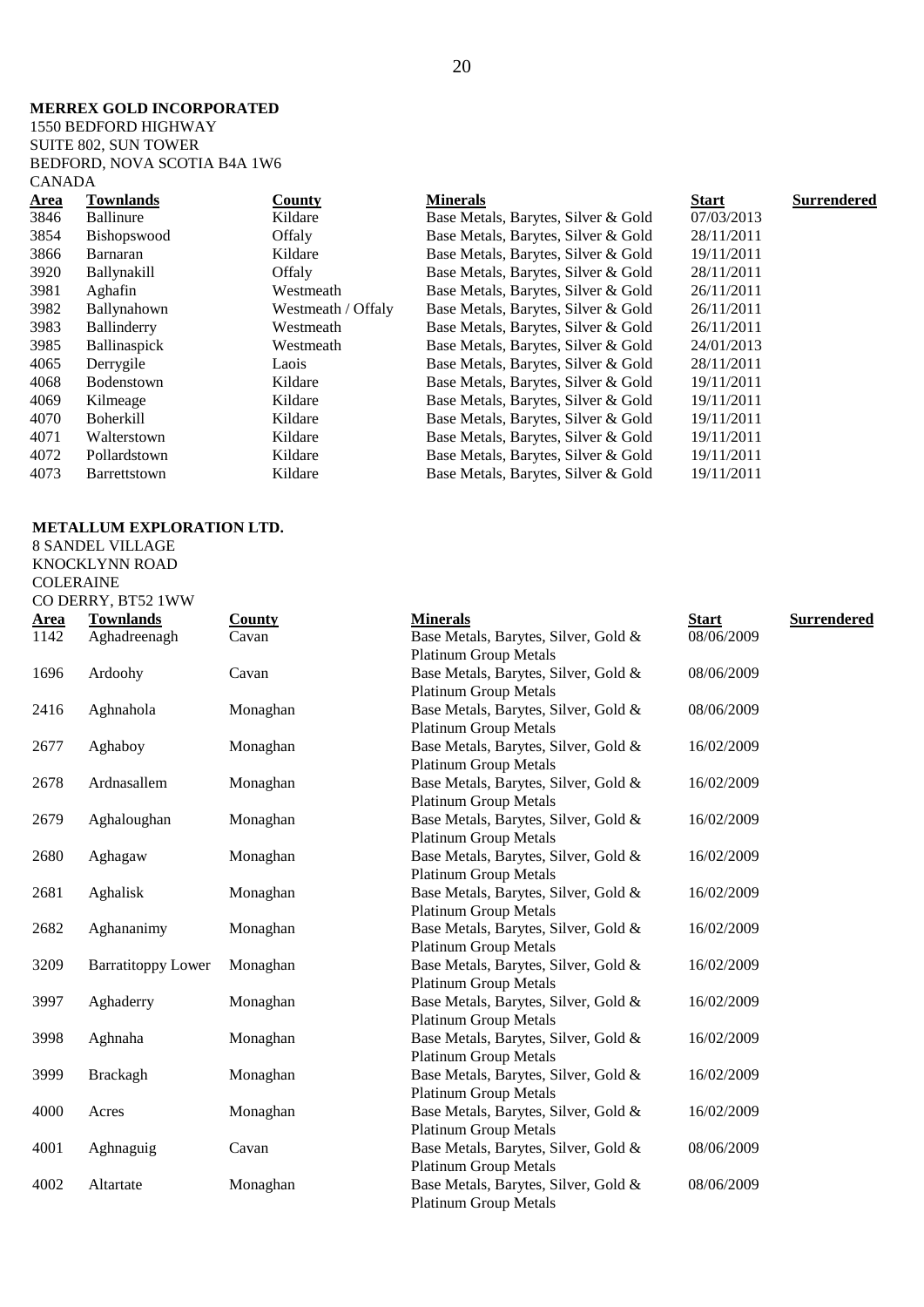**MERREX GOLD INCORPORATED**
1550 BEDFORD HIGHWAY
SUITE 802, SUN TOWER
BEDFORD, NOVA SCOTIA B4A 1W6
CANADA

| Area | Townlands | County | Minerals | Start | Surrendered |
|---|---|---|---|---|---|
| 3846 | Ballinure | Kildare | Base Metals, Barytes, Silver & Gold | 07/03/2013 | |
| 3854 | Bishopswood | Offaly | Base Metals, Barytes, Silver & Gold | 28/11/2011 | |
| 3866 | Barnaran | Kildare | Base Metals, Barytes, Silver & Gold | 19/11/2011 | |
| 3920 | Ballynakill | Offaly | Base Metals, Barytes, Silver & Gold | 28/11/2011 | |
| 3981 | Aghafin | Westmeath | Base Metals, Barytes, Silver & Gold | 26/11/2011 | |
| 3982 | Ballynahown | Westmeath / Offaly | Base Metals, Barytes, Silver & Gold | 26/11/2011 | |
| 3983 | Ballinderry | Westmeath | Base Metals, Barytes, Silver & Gold | 26/11/2011 | |
| 3985 | Ballinaspick | Westmeath | Base Metals, Barytes, Silver & Gold | 24/01/2013 | |
| 4065 | Derrygile | Laois | Base Metals, Barytes, Silver & Gold | 28/11/2011 | |
| 4068 | Bodenstown | Kildare | Base Metals, Barytes, Silver & Gold | 19/11/2011 | |
| 4069 | Kilmeage | Kildare | Base Metals, Barytes, Silver & Gold | 19/11/2011 | |
| 4070 | Boherkill | Kildare | Base Metals, Barytes, Silver & Gold | 19/11/2011 | |
| 4071 | Walterstown | Kildare | Base Metals, Barytes, Silver & Gold | 19/11/2011 | |
| 4072 | Pollardstown | Kildare | Base Metals, Barytes, Silver & Gold | 19/11/2011 | |
| 4073 | Barrettstown | Kildare | Base Metals, Barytes, Silver & Gold | 19/11/2011 | |

**METALLUM EXPLORATION LTD.**
8 SANDEL VILLAGE
KNOCKLYNN ROAD
COLERAINE
CO DERRY, BT52 1WW

| Area | Townlands | County | Minerals | Start | Surrendered |
|---|---|---|---|---|---|
| 1142 | Aghadreenagh | Cavan | Base Metals, Barytes, Silver, Gold & Platinum Group Metals | 08/06/2009 | |
| 1696 | Ardoohy | Cavan | Base Metals, Barytes, Silver, Gold & Platinum Group Metals | 08/06/2009 | |
| 2416 | Aghnahola | Monaghan | Base Metals, Barytes, Silver, Gold & Platinum Group Metals | 08/06/2009 | |
| 2677 | Aghaboy | Monaghan | Base Metals, Barytes, Silver, Gold & Platinum Group Metals | 16/02/2009 | |
| 2678 | Ardnasallem | Monaghan | Base Metals, Barytes, Silver, Gold & Platinum Group Metals | 16/02/2009 | |
| 2679 | Aghaloughan | Monaghan | Base Metals, Barytes, Silver, Gold & Platinum Group Metals | 16/02/2009 | |
| 2680 | Aghagaw | Monaghan | Base Metals, Barytes, Silver, Gold & Platinum Group Metals | 16/02/2009 | |
| 2681 | Aghalisk | Monaghan | Base Metals, Barytes, Silver, Gold & Platinum Group Metals | 16/02/2009 | |
| 2682 | Aghananimy | Monaghan | Base Metals, Barytes, Silver, Gold & Platinum Group Metals | 16/02/2009 | |
| 3209 | Barratitoppy Lower | Monaghan | Base Metals, Barytes, Silver, Gold & Platinum Group Metals | 16/02/2009 | |
| 3997 | Aghaderry | Monaghan | Base Metals, Barytes, Silver, Gold & Platinum Group Metals | 16/02/2009 | |
| 3998 | Aghnaha | Monaghan | Base Metals, Barytes, Silver, Gold & Platinum Group Metals | 16/02/2009 | |
| 3999 | Brackagh | Monaghan | Base Metals, Barytes, Silver, Gold & Platinum Group Metals | 16/02/2009 | |
| 4000 | Acres | Monaghan | Base Metals, Barytes, Silver, Gold & Platinum Group Metals | 16/02/2009 | |
| 4001 | Aghnaguig | Cavan | Base Metals, Barytes, Silver, Gold & Platinum Group Metals | 08/06/2009 | |
| 4002 | Altartate | Monaghan | Base Metals, Barytes, Silver, Gold & Platinum Group Metals | 08/06/2009 | |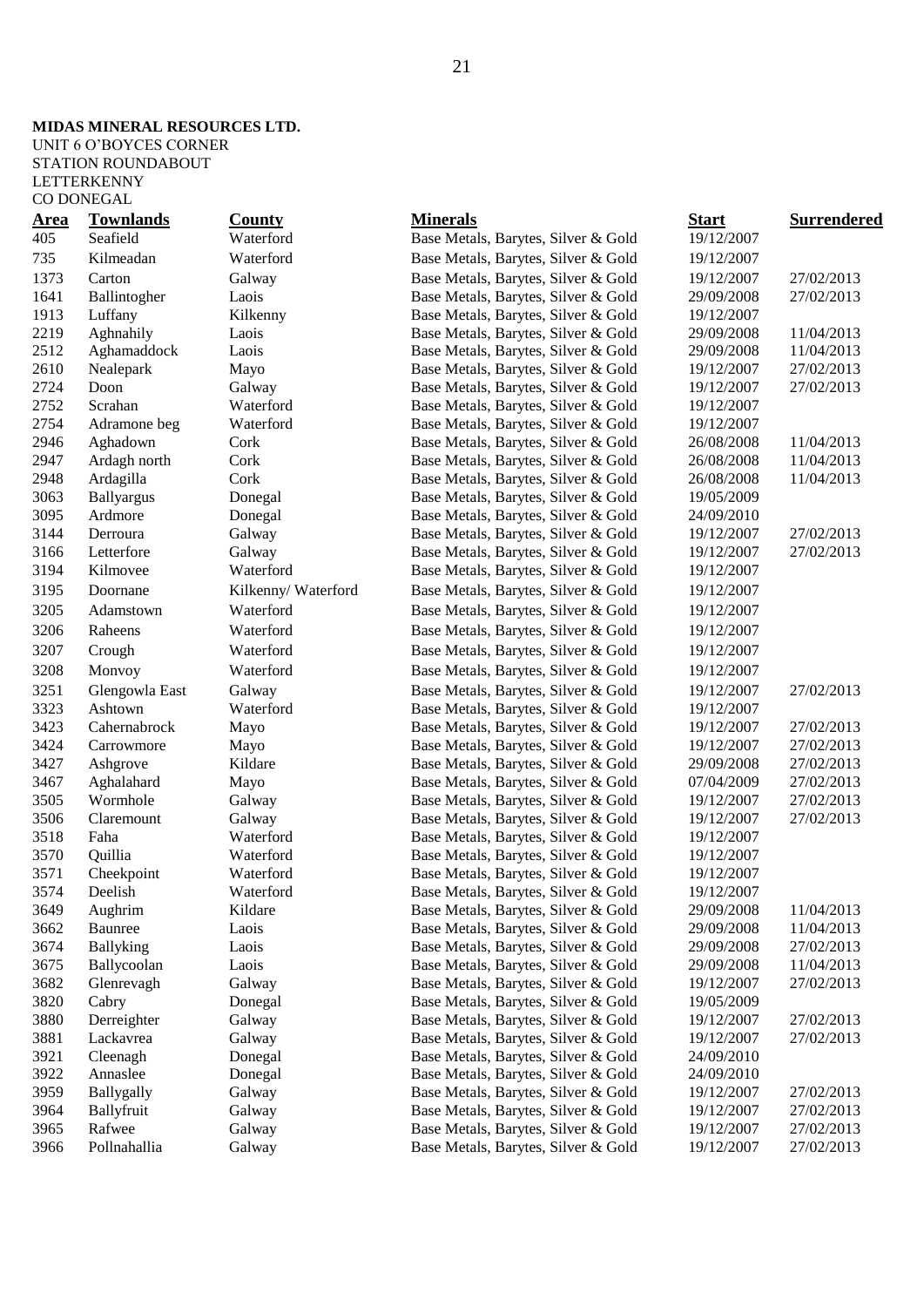**MIDAS MINERAL RESOURCES LTD.**
UNIT 6 O'BOYCES CORNER
STATION ROUNDABOUT
LETTERKENNY
CO DONEGAL

| **Area** | **Townlands** | **County** | **Minerals** | **Start** | **Surrendered** |
|---|---|---|---|---|---|
| 405 | Seafield | Waterford | Base Metals, Barytes, Silver & Gold | 19/12/2007 | |
| 735 | Kilmeadan | Waterford | Base Metals, Barytes, Silver & Gold | 19/12/2007 | |
| 1373 | Carton | Galway | Base Metals, Barytes, Silver & Gold | 19/12/2007 | 27/02/2013 |
| 1641 | Ballintogher | Laois | Base Metals, Barytes, Silver & Gold | 29/09/2008 | 27/02/2013 |
| 1913 | Luffany | Kilkenny | Base Metals, Barytes, Silver & Gold | 19/12/2007 | |
| 2219 | Aghnahily | Laois | Base Metals, Barytes, Silver & Gold | 29/09/2008 | 11/04/2013 |
| 2512 | Aghamaddock | Laois | Base Metals, Barytes, Silver & Gold | 29/09/2008 | 11/04/2013 |
| 2610 | Nealepark | Mayo | Base Metals, Barytes, Silver & Gold | 19/12/2007 | 27/02/2013 |
| 2724 | Doon | Galway | Base Metals, Barytes, Silver & Gold | 19/12/2007 | 27/02/2013 |
| 2752 | Scrahan | Waterford | Base Metals, Barytes, Silver & Gold | 19/12/2007 | |
| 2754 | Adramone beg | Waterford | Base Metals, Barytes, Silver & Gold | 19/12/2007 | |
| 2946 | Aghadown | Cork | Base Metals, Barytes, Silver & Gold | 26/08/2008 | 11/04/2013 |
| 2947 | Ardagh north | Cork | Base Metals, Barytes, Silver & Gold | 26/08/2008 | 11/04/2013 |
| 2948 | Ardagilla | Cork | Base Metals, Barytes, Silver & Gold | 26/08/2008 | 11/04/2013 |
| 3063 | Ballyargus | Donegal | Base Metals, Barytes, Silver & Gold | 19/05/2009 | |
| 3095 | Ardmore | Donegal | Base Metals, Barytes, Silver & Gold | 24/09/2010 | |
| 3144 | Derroura | Galway | Base Metals, Barytes, Silver & Gold | 19/12/2007 | 27/02/2013 |
| 3166 | Letterfore | Galway | Base Metals, Barytes, Silver & Gold | 19/12/2007 | 27/02/2013 |
| 3194 | Kilmovee | Waterford | Base Metals, Barytes, Silver & Gold | 19/12/2007 | |
| 3195 | Doornane | Kilkenny/ Waterford | Base Metals, Barytes, Silver & Gold | 19/12/2007 | |
| 3205 | Adamstown | Waterford | Base Metals, Barytes, Silver & Gold | 19/12/2007 | |
| 3206 | Raheens | Waterford | Base Metals, Barytes, Silver & Gold | 19/12/2007 | |
| 3207 | Crough | Waterford | Base Metals, Barytes, Silver & Gold | 19/12/2007 | |
| 3208 | Monvoy | Waterford | Base Metals, Barytes, Silver & Gold | 19/12/2007 | |
| 3251 | Glengowla East | Galway | Base Metals, Barytes, Silver & Gold | 19/12/2007 | 27/02/2013 |
| 3323 | Ashtown | Waterford | Base Metals, Barytes, Silver & Gold | 19/12/2007 | |
| 3423 | Cahernabrock | Mayo | Base Metals, Barytes, Silver & Gold | 19/12/2007 | 27/02/2013 |
| 3424 | Carrowmore | Mayo | Base Metals, Barytes, Silver & Gold | 19/12/2007 | 27/02/2013 |
| 3427 | Ashgrove | Kildare | Base Metals, Barytes, Silver & Gold | 29/09/2008 | 27/02/2013 |
| 3467 | Aghalahard | Mayo | Base Metals, Barytes, Silver & Gold | 07/04/2009 | 27/02/2013 |
| 3505 | Wormhole | Galway | Base Metals, Barytes, Silver & Gold | 19/12/2007 | 27/02/2013 |
| 3506 | Claremount | Galway | Base Metals, Barytes, Silver & Gold | 19/12/2007 | 27/02/2013 |
| 3518 | Faha | Waterford | Base Metals, Barytes, Silver & Gold | 19/12/2007 | |
| 3570 | Quillia | Waterford | Base Metals, Barytes, Silver & Gold | 19/12/2007 | |
| 3571 | Cheekpoint | Waterford | Base Metals, Barytes, Silver & Gold | 19/12/2007 | |
| 3574 | Deelish | Waterford | Base Metals, Barytes, Silver & Gold | 19/12/2007 | |
| 3649 | Aughrim | Kildare | Base Metals, Barytes, Silver & Gold | 29/09/2008 | 11/04/2013 |
| 3662 | Baunree | Laois | Base Metals, Barytes, Silver & Gold | 29/09/2008 | 11/04/2013 |
| 3674 | Ballyking | Laois | Base Metals, Barytes, Silver & Gold | 29/09/2008 | 27/02/2013 |
| 3675 | Ballycoolan | Laois | Base Metals, Barytes, Silver & Gold | 29/09/2008 | 11/04/2013 |
| 3682 | Glenrevagh | Galway | Base Metals, Barytes, Silver & Gold | 19/12/2007 | 27/02/2013 |
| 3820 | Cabry | Donegal | Base Metals, Barytes, Silver & Gold | 19/05/2009 | |
| 3880 | Derreighter | Galway | Base Metals, Barytes, Silver & Gold | 19/12/2007 | 27/02/2013 |
| 3881 | Lackavrea | Galway | Base Metals, Barytes, Silver & Gold | 19/12/2007 | 27/02/2013 |
| 3921 | Cleenagh | Donegal | Base Metals, Barytes, Silver & Gold | 24/09/2010 | |
| 3922 | Annaslee | Donegal | Base Metals, Barytes, Silver & Gold | 24/09/2010 | |
| 3959 | Ballygally | Galway | Base Metals, Barytes, Silver & Gold | 19/12/2007 | 27/02/2013 |
| 3964 | Ballyfruit | Galway | Base Metals, Barytes, Silver & Gold | 19/12/2007 | 27/02/2013 |
| 3965 | Rafwee | Galway | Base Metals, Barytes, Silver & Gold | 19/12/2007 | 27/02/2013 |
| 3966 | Pollnahallia | Galway | Base Metals, Barytes, Silver & Gold | 19/12/2007 | 27/02/2013 |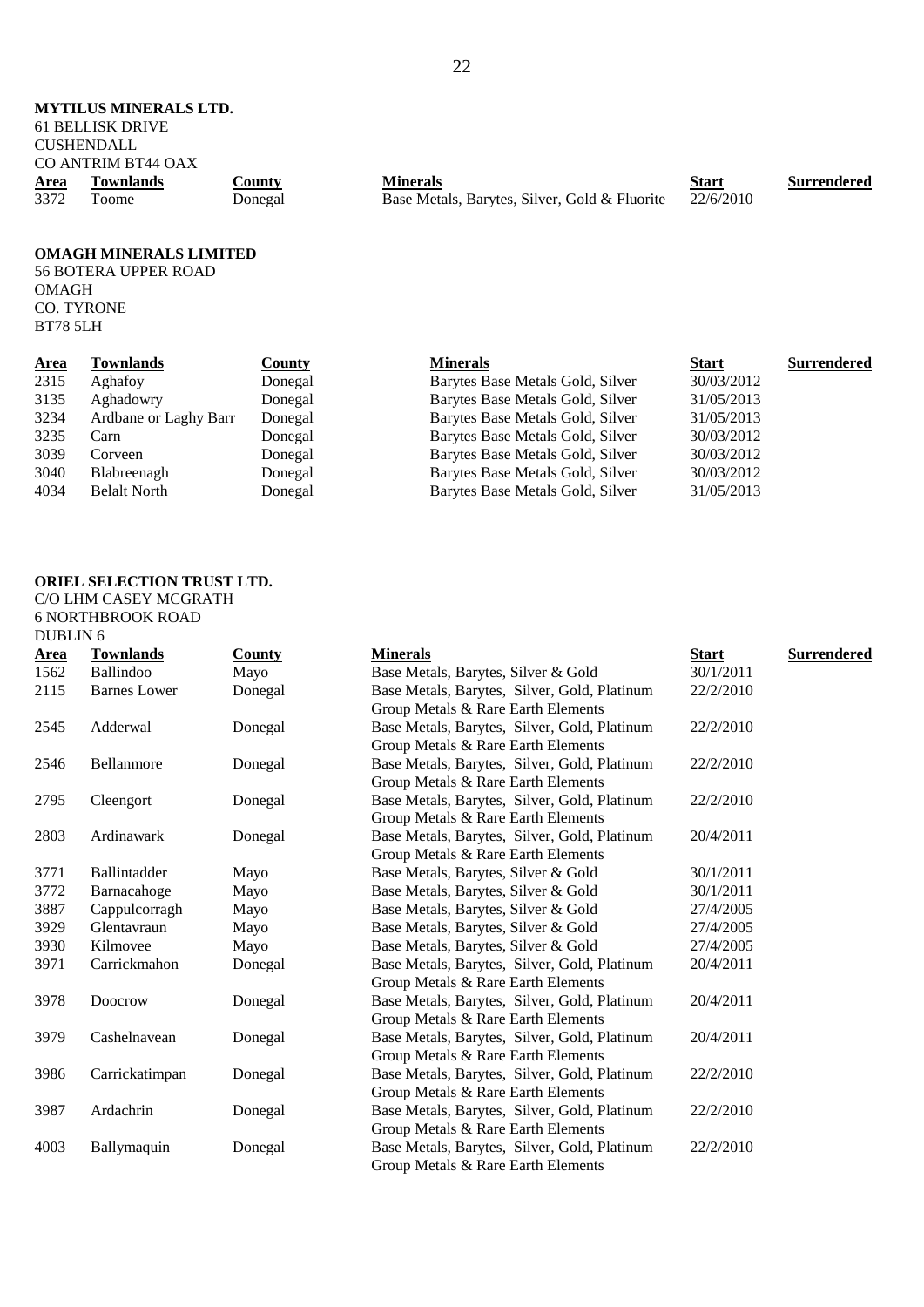**MYTILUS MINERALS LTD.**
61 BELLISK DRIVE
CUSHENDALL
CO ANTRIM BT44 OAX

| Area | Townlands | County | Minerals | Start | Surrendered |
|---|---|---|---|---|---|
| 3372 | Toome | Donegal | Base Metals, Barytes, Silver, Gold & Fluorite | 22/6/2010 | |

**OMAGH MINERALS LIMITED**
56 BOTERA UPPER ROAD
OMAGH
CO. TYRONE
BT78 5LH

| Area | Townlands | County | Minerals | Start | Surrendered |
|---|---|---|---|---|---|
| 2315 | Aghafoy | Donegal | Barytes Base Metals Gold, Silver | 30/03/2012 | |
| 3135 | Aghadowry | Donegal | Barytes Base Metals Gold, Silver | 31/05/2013 | |
| 3234 | Ardbane or Laghy Barr | Donegal | Barytes Base Metals Gold, Silver | 31/05/2013 | |
| 3235 | Carn | Donegal | Barytes Base Metals Gold, Silver | 30/03/2012 | |
| 3039 | Corveen | Donegal | Barytes Base Metals Gold, Silver | 30/03/2012 | |
| 3040 | Blabreenagh | Donegal | Barytes Base Metals Gold, Silver | 30/03/2012 | |
| 4034 | Belalt North | Donegal | Barytes Base Metals Gold, Silver | 31/05/2013 | |

**ORIEL SELECTION TRUST LTD.**
C/O LHM CASEY MCGRATH
6 NORTHBROOK ROAD
DUBLIN 6

| Area | Townlands | County | Minerals | Start | Surrendered |
|---|---|---|---|---|---|
| 1562 | Ballindoo | Mayo | Base Metals, Barytes, Silver & Gold | 30/1/2011 | |
| 2115 | Barnes Lower | Donegal | Base Metals, Barytes, Silver, Gold, Platinum Group Metals & Rare Earth Elements | 22/2/2010 | |
| 2545 | Adderwal | Donegal | Base Metals, Barytes, Silver, Gold, Platinum Group Metals & Rare Earth Elements | 22/2/2010 | |
| 2546 | Bellanmore | Donegal | Base Metals, Barytes, Silver, Gold, Platinum Group Metals & Rare Earth Elements | 22/2/2010 | |
| 2795 | Cleengort | Donegal | Base Metals, Barytes, Silver, Gold, Platinum Group Metals & Rare Earth Elements | 22/2/2010 | |
| 2803 | Ardinawark | Donegal | Base Metals, Barytes, Silver, Gold, Platinum Group Metals & Rare Earth Elements | 20/4/2011 | |
| 3771 | Ballintadder | Mayo | Base Metals, Barytes, Silver & Gold | 30/1/2011 | |
| 3772 | Barnacahoge | Mayo | Base Metals, Barytes, Silver & Gold | 30/1/2011 | |
| 3887 | Cappulcorragh | Mayo | Base Metals, Barytes, Silver & Gold | 27/4/2005 | |
| 3929 | Glentavraun | Mayo | Base Metals, Barytes, Silver & Gold | 27/4/2005 | |
| 3930 | Kilmovee | Mayo | Base Metals, Barytes, Silver & Gold | 27/4/2005 | |
| 3971 | Carrickmahon | Donegal | Base Metals, Barytes, Silver, Gold, Platinum Group Metals & Rare Earth Elements | 20/4/2011 | |
| 3978 | Doocrow | Donegal | Base Metals, Barytes, Silver, Gold, Platinum Group Metals & Rare Earth Elements | 20/4/2011 | |
| 3979 | Cashelnavean | Donegal | Base Metals, Barytes, Silver, Gold, Platinum Group Metals & Rare Earth Elements | 20/4/2011 | |
| 3986 | Carrickatimpan | Donegal | Base Metals, Barytes, Silver, Gold, Platinum Group Metals & Rare Earth Elements | 22/2/2010 | |
| 3987 | Ardachrin | Donegal | Base Metals, Barytes, Silver, Gold, Platinum Group Metals & Rare Earth Elements | 22/2/2010 | |
| 4003 | Ballymaquin | Donegal | Base Metals, Barytes, Silver, Gold, Platinum Group Metals & Rare Earth Elements | 22/2/2010 | |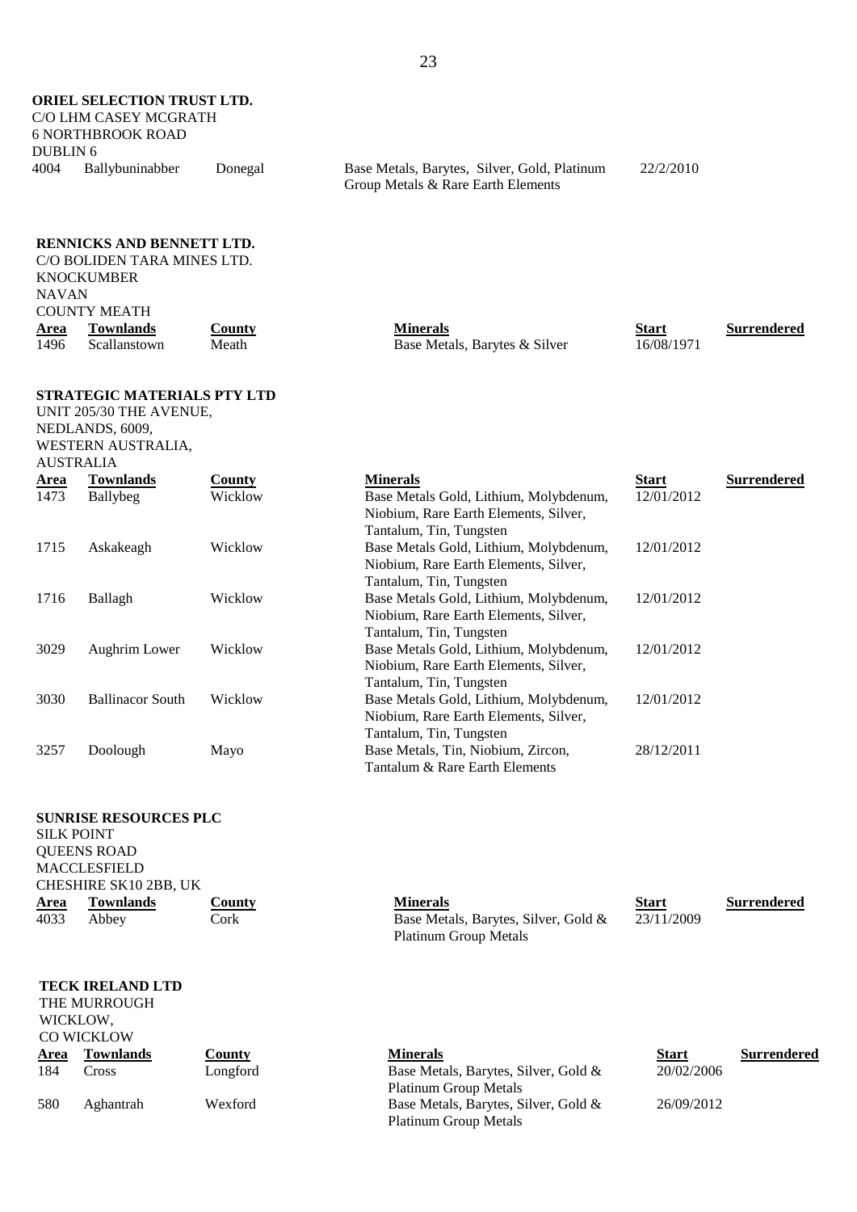**ORIEL SELECTION TRUST LTD.**
C/O LHM CASEY MCGRATH
6 NORTHBROOK ROAD
DUBLIN 6

| Area | Townlands | County | Minerals | Start | Surrendered |
|---|---|---|---|---|---|
| 4004 | Ballybuninabber | Donegal | Base Metals, Barytes, Silver, Gold, Platinum Group Metals & Rare Earth Elements | 22/2/2010 | |

**RENNICKS AND BENNETT LTD.**
C/O BOLIDEN TARA MINES LTD.
KNOCKUMBER
NAVAN
COUNTY MEATH

| Area | Townlands | County | Minerals | Start | Surrendered |
|---|---|---|---|---|---|
| 1496 | Scallanstown | Meath | Base Metals, Barytes & Silver | 16/08/1971 | |

**STRATEGIC MATERIALS PTY LTD**
UNIT 205/30 THE AVENUE,
NEDLANDS, 6009,
WESTERN AUSTRALIA,
AUSTRALIA

| Area | Townlands | County | Minerals | Start | Surrendered |
|---|---|---|---|---|---|
| 1473 | Ballybeg | Wicklow | Base Metals Gold, Lithium, Molybdenum, Niobium, Rare Earth Elements, Silver, Tantalum, Tin, Tungsten | 12/01/2012 | |
| 1715 | Askakeagh | Wicklow | Base Metals Gold, Lithium, Molybdenum, Niobium, Rare Earth Elements, Silver, Tantalum, Tin, Tungsten | 12/01/2012 | |
| 1716 | Ballagh | Wicklow | Base Metals Gold, Lithium, Molybdenum, Niobium, Rare Earth Elements, Silver, Tantalum, Tin, Tungsten | 12/01/2012 | |
| 3029 | Aughrim Lower | Wicklow | Base Metals Gold, Lithium, Molybdenum, Niobium, Rare Earth Elements, Silver, Tantalum, Tin, Tungsten | 12/01/2012 | |
| 3030 | Ballinacor South | Wicklow | Base Metals Gold, Lithium, Molybdenum, Niobium, Rare Earth Elements, Silver, Tantalum, Tin, Tungsten | 12/01/2012 | |
| 3257 | Doolough | Mayo | Base Metals, Tin, Niobium, Zircon, Tantalum & Rare Earth Elements | 28/12/2011 | |

**SUNRISE RESOURCES PLC**
SILK POINT
QUEENS ROAD
MACCLESFIELD
CHESHIRE SK10 2BB, UK

| Area | Townlands | County | Minerals | Start | Surrendered |
|---|---|---|---|---|---|
| 4033 | Abbey | Cork | Base Metals, Barytes, Silver, Gold & Platinum Group Metals | 23/11/2009 | |

**TECK IRELAND LTD**
THE MURROUGH
WICKLOW,
CO WICKLOW

| Area | Townlands | County | Minerals | Start | Surrendered |
|---|---|---|---|---|---|
| 184 | Cross | Longford | Base Metals, Barytes, Silver, Gold & Platinum Group Metals | 20/02/2006 | |
| 580 | Aghantrah | Wexford | Base Metals, Barytes, Silver, Gold & Platinum Group Metals | 26/09/2012 | |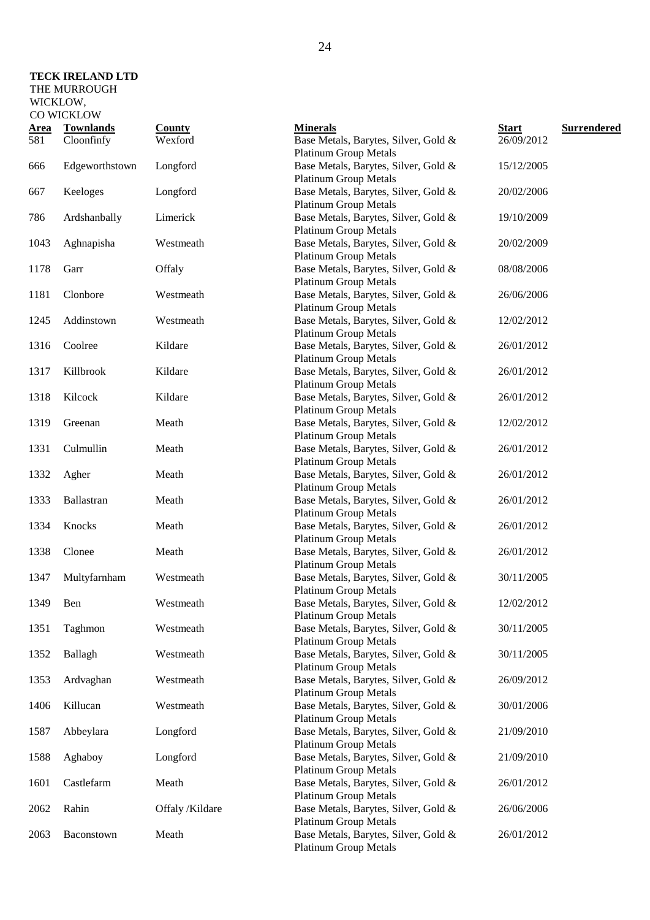**TECK IRELAND LTD**
THE MURROUGH
WICKLOW,
CO WICKLOW

| Area | Townlands | County | Minerals | Start | Surrendered |
|---|---|---|---|---|---|
| 581 | Cloonfinfy | Wexford | Base Metals, Barytes, Silver, Gold & Platinum Group Metals | 26/09/2012 | |
| 666 | Edgeworthstown | Longford | Base Metals, Barytes, Silver, Gold & Platinum Group Metals | 15/12/2005 | |
| 667 | Keeloges | Longford | Base Metals, Barytes, Silver, Gold & Platinum Group Metals | 20/02/2006 | |
| 786 | Ardshanbally | Limerick | Base Metals, Barytes, Silver, Gold & Platinum Group Metals | 19/10/2009 | |
| 1043 | Aghnapisha | Westmeath | Base Metals, Barytes, Silver, Gold & Platinum Group Metals | 20/02/2009 | |
| 1178 | Garr | Offaly | Base Metals, Barytes, Silver, Gold & Platinum Group Metals | 08/08/2006 | |
| 1181 | Clonbore | Westmeath | Base Metals, Barytes, Silver, Gold & Platinum Group Metals | 26/06/2006 | |
| 1245 | Addinstown | Westmeath | Base Metals, Barytes, Silver, Gold & Platinum Group Metals | 12/02/2012 | |
| 1316 | Coolree | Kildare | Base Metals, Barytes, Silver, Gold & Platinum Group Metals | 26/01/2012 | |
| 1317 | Killbrook | Kildare | Base Metals, Barytes, Silver, Gold & Platinum Group Metals | 26/01/2012 | |
| 1318 | Kilcock | Kildare | Base Metals, Barytes, Silver, Gold & Platinum Group Metals | 26/01/2012 | |
| 1319 | Greenan | Meath | Base Metals, Barytes, Silver, Gold & Platinum Group Metals | 12/02/2012 | |
| 1331 | Culmullin | Meath | Base Metals, Barytes, Silver, Gold & Platinum Group Metals | 26/01/2012 | |
| 1332 | Agher | Meath | Base Metals, Barytes, Silver, Gold & Platinum Group Metals | 26/01/2012 | |
| 1333 | Ballastran | Meath | Base Metals, Barytes, Silver, Gold & Platinum Group Metals | 26/01/2012 | |
| 1334 | Knocks | Meath | Base Metals, Barytes, Silver, Gold & Platinum Group Metals | 26/01/2012 | |
| 1338 | Clonee | Meath | Base Metals, Barytes, Silver, Gold & Platinum Group Metals | 26/01/2012 | |
| 1347 | Multyfarnham | Westmeath | Base Metals, Barytes, Silver, Gold & Platinum Group Metals | 30/11/2005 | |
| 1349 | Ben | Westmeath | Base Metals, Barytes, Silver, Gold & Platinum Group Metals | 12/02/2012 | |
| 1351 | Taghmon | Westmeath | Base Metals, Barytes, Silver, Gold & Platinum Group Metals | 30/11/2005 | |
| 1352 | Ballagh | Westmeath | Base Metals, Barytes, Silver, Gold & Platinum Group Metals | 30/11/2005 | |
| 1353 | Ardvaghan | Westmeath | Base Metals, Barytes, Silver, Gold & Platinum Group Metals | 26/09/2012 | |
| 1406 | Killucan | Westmeath | Base Metals, Barytes, Silver, Gold & Platinum Group Metals | 30/01/2006 | |
| 1587 | Abbeylara | Longford | Base Metals, Barytes, Silver, Gold & Platinum Group Metals | 21/09/2010 | |
| 1588 | Aghaboy | Longford | Base Metals, Barytes, Silver, Gold & Platinum Group Metals | 21/09/2010 | |
| 1601 | Castlefarm | Meath | Base Metals, Barytes, Silver, Gold & Platinum Group Metals | 26/01/2012 | |
| 2062 | Rahin | Offaly /Kildare | Base Metals, Barytes, Silver, Gold & Platinum Group Metals | 26/06/2006 | |
| 2063 | Baconstown | Meath | Base Metals, Barytes, Silver, Gold & Platinum Group Metals | 26/01/2012 | |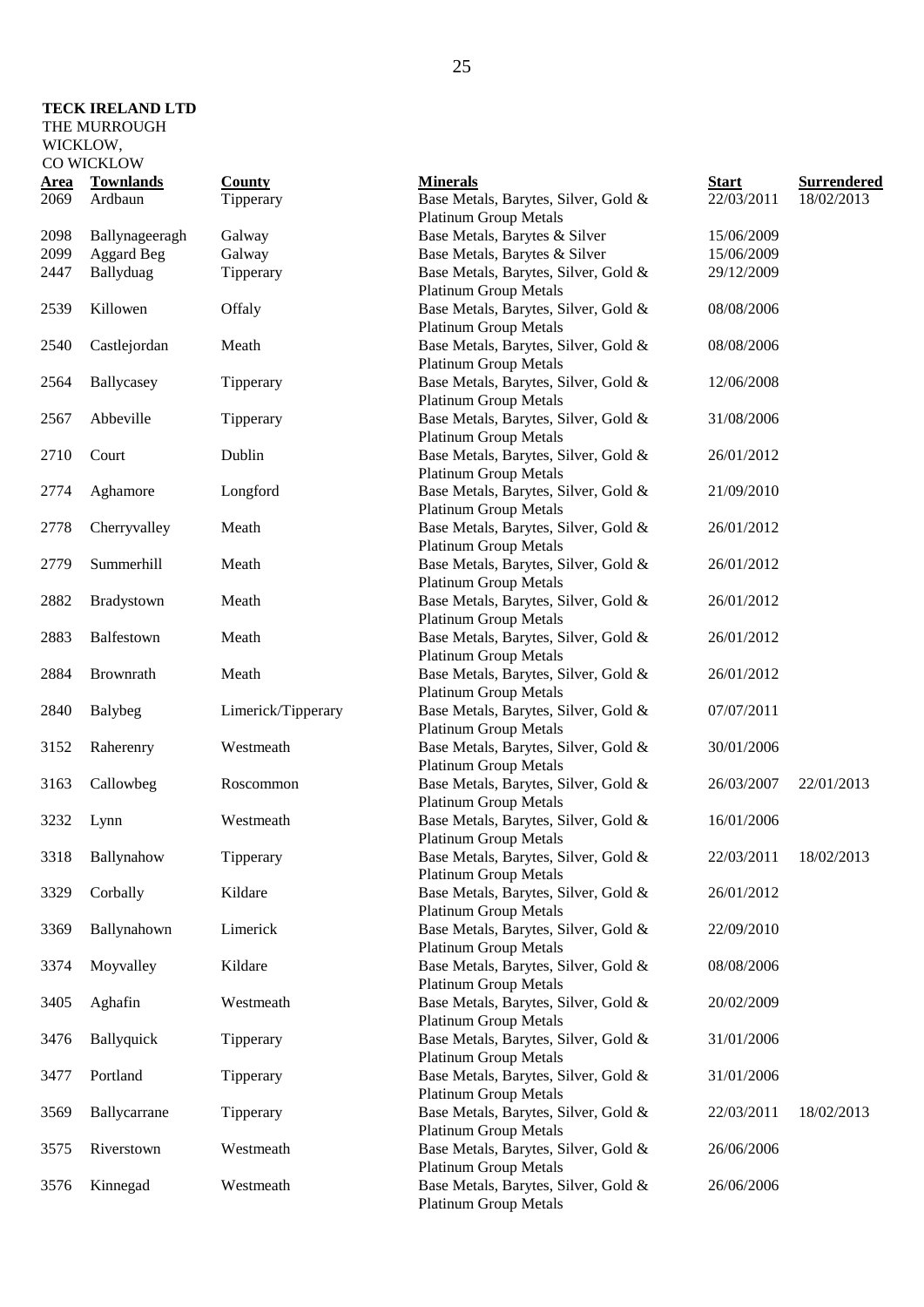**TECK IRELAND LTD**
THE MURROUGH
WICKLOW,
CO WICKLOW

| Area | Townlands | County | Minerals | Start | Surrendered |
|---|---|---|---|---|---|
| 2069 | Ardbaun | Tipperary | Base Metals, Barytes, Silver, Gold & Platinum Group Metals | 22/03/2011 | 18/02/2013 |
| 2098 | Ballynageeragh | Galway | Base Metals, Barytes & Silver | 15/06/2009 | |
| 2099 | Aggard Beg | Galway | Base Metals, Barytes & Silver | 15/06/2009 | |
| 2447 | Ballyduag | Tipperary | Base Metals, Barytes, Silver, Gold & Platinum Group Metals | 29/12/2009 | |
| 2539 | Killowen | Offaly | Base Metals, Barytes, Silver, Gold & Platinum Group Metals | 08/08/2006 | |
| 2540 | Castlejordan | Meath | Base Metals, Barytes, Silver, Gold & Platinum Group Metals | 08/08/2006 | |
| 2564 | Ballycasey | Tipperary | Base Metals, Barytes, Silver, Gold & Platinum Group Metals | 12/06/2008 | |
| 2567 | Abbeville | Tipperary | Base Metals, Barytes, Silver, Gold & Platinum Group Metals | 31/08/2006 | |
| 2710 | Court | Dublin | Base Metals, Barytes, Silver, Gold & Platinum Group Metals | 26/01/2012 | |
| 2774 | Aghamore | Longford | Base Metals, Barytes, Silver, Gold & Platinum Group Metals | 21/09/2010 | |
| 2778 | Cherryvalley | Meath | Base Metals, Barytes, Silver, Gold & Platinum Group Metals | 26/01/2012 | |
| 2779 | Summerhill | Meath | Base Metals, Barytes, Silver, Gold & Platinum Group Metals | 26/01/2012 | |
| 2882 | Bradystown | Meath | Base Metals, Barytes, Silver, Gold & Platinum Group Metals | 26/01/2012 | |
| 2883 | Balfestown | Meath | Base Metals, Barytes, Silver, Gold & Platinum Group Metals | 26/01/2012 | |
| 2884 | Brownrath | Meath | Base Metals, Barytes, Silver, Gold & Platinum Group Metals | 26/01/2012 | |
| 2840 | Balybeg | Limerick/Tipperary | Base Metals, Barytes, Silver, Gold & Platinum Group Metals | 07/07/2011 | |
| 3152 | Raherenry | Westmeath | Base Metals, Barytes, Silver, Gold & Platinum Group Metals | 30/01/2006 | |
| 3163 | Callowbeg | Roscommon | Base Metals, Barytes, Silver, Gold & Platinum Group Metals | 26/03/2007 | 22/01/2013 |
| 3232 | Lynn | Westmeath | Base Metals, Barytes, Silver, Gold & Platinum Group Metals | 16/01/2006 | |
| 3318 | Ballynahow | Tipperary | Base Metals, Barytes, Silver, Gold & Platinum Group Metals | 22/03/2011 | 18/02/2013 |
| 3329 | Corbally | Kildare | Base Metals, Barytes, Silver, Gold & Platinum Group Metals | 26/01/2012 | |
| 3369 | Ballynahown | Limerick | Base Metals, Barytes, Silver, Gold & Platinum Group Metals | 22/09/2010 | |
| 3374 | Moyvalley | Kildare | Base Metals, Barytes, Silver, Gold & Platinum Group Metals | 08/08/2006 | |
| 3405 | Aghafin | Westmeath | Base Metals, Barytes, Silver, Gold & Platinum Group Metals | 20/02/2009 | |
| 3476 | Ballyquick | Tipperary | Base Metals, Barytes, Silver, Gold & Platinum Group Metals | 31/01/2006 | |
| 3477 | Portland | Tipperary | Base Metals, Barytes, Silver, Gold & Platinum Group Metals | 31/01/2006 | |
| 3569 | Ballycarrane | Tipperary | Base Metals, Barytes, Silver, Gold & Platinum Group Metals | 22/03/2011 | 18/02/2013 |
| 3575 | Riverstown | Westmeath | Base Metals, Barytes, Silver, Gold & Platinum Group Metals | 26/06/2006 | |
| 3576 | Kinnegad | Westmeath | Base Metals, Barytes, Silver, Gold & Platinum Group Metals | 26/06/2006 | |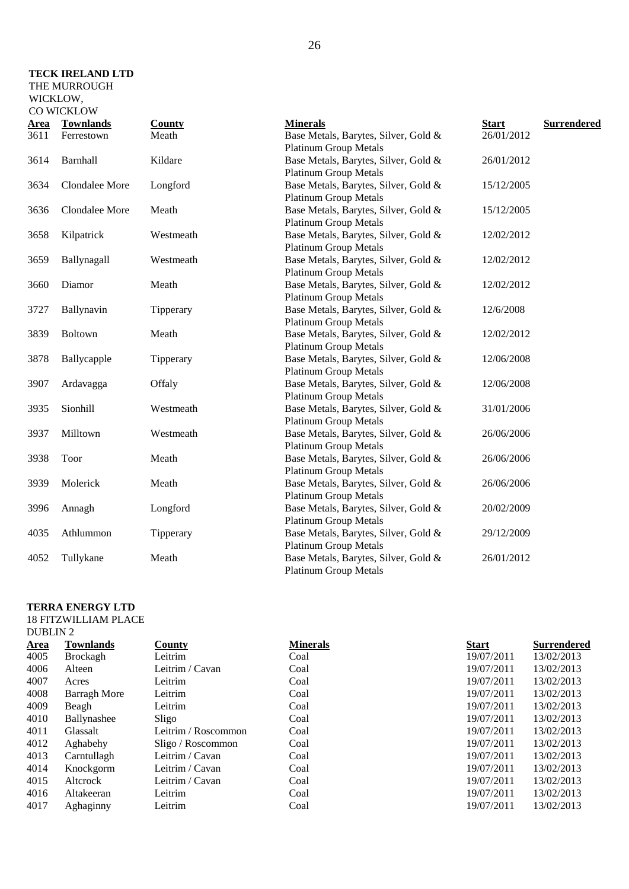**TECK IRELAND LTD**
THE MURROUGH
WICKLOW,
CO WICKLOW

| Area | Townlands | County | Minerals | Start | Surrendered |
|---|---|---|---|---|---|
| 3611 | Ferrestown | Meath | Base Metals, Barytes, Silver, Gold & Platinum Group Metals | 26/01/2012 | |
| 3614 | Barnhall | Kildare | Base Metals, Barytes, Silver, Gold & Platinum Group Metals | 26/01/2012 | |
| 3634 | Clondalee More | Longford | Base Metals, Barytes, Silver, Gold & Platinum Group Metals | 15/12/2005 | |
| 3636 | Clondalee More | Meath | Base Metals, Barytes, Silver, Gold & Platinum Group Metals | 15/12/2005 | |
| 3658 | Kilpatrick | Westmeath | Base Metals, Barytes, Silver, Gold & Platinum Group Metals | 12/02/2012 | |
| 3659 | Ballynagall | Westmeath | Base Metals, Barytes, Silver, Gold & Platinum Group Metals | 12/02/2012 | |
| 3660 | Diamor | Meath | Base Metals, Barytes, Silver, Gold & Platinum Group Metals | 12/02/2012 | |
| 3727 | Ballynavin | Tipperary | Base Metals, Barytes, Silver, Gold & Platinum Group Metals | 12/6/2008 | |
| 3839 | Boltown | Meath | Base Metals, Barytes, Silver, Gold & Platinum Group Metals | 12/02/2012 | |
| 3878 | Ballycapple | Tipperary | Base Metals, Barytes, Silver, Gold & Platinum Group Metals | 12/06/2008 | |
| 3907 | Ardavagga | Offaly | Base Metals, Barytes, Silver, Gold & Platinum Group Metals | 12/06/2008 | |
| 3935 | Sionhill | Westmeath | Base Metals, Barytes, Silver, Gold & Platinum Group Metals | 31/01/2006 | |
| 3937 | Milltown | Westmeath | Base Metals, Barytes, Silver, Gold & Platinum Group Metals | 26/06/2006 | |
| 3938 | Toor | Meath | Base Metals, Barytes, Silver, Gold & Platinum Group Metals | 26/06/2006 | |
| 3939 | Molerick | Meath | Base Metals, Barytes, Silver, Gold & Platinum Group Metals | 26/06/2006 | |
| 3996 | Annagh | Longford | Base Metals, Barytes, Silver, Gold & Platinum Group Metals | 20/02/2009 | |
| 4035 | Athlummon | Tipperary | Base Metals, Barytes, Silver, Gold & Platinum Group Metals | 29/12/2009 | |
| 4052 | Tullykane | Meath | Base Metals, Barytes, Silver, Gold & Platinum Group Metals | 26/01/2012 | |

**TERRA ENERGY LTD**
18 FITZWILLIAM PLACE
DUBLIN 2

| Area | Townlands | County | Minerals | Start | Surrendered |
|---|---|---|---|---|---|
| 4005 | Brockagh | Leitrim | Coal | 19/07/2011 | 13/02/2013 |
| 4006 | Alteen | Leitrim / Cavan | Coal | 19/07/2011 | 13/02/2013 |
| 4007 | Acres | Leitrim | Coal | 19/07/2011 | 13/02/2013 |
| 4008 | Barragh More | Leitrim | Coal | 19/07/2011 | 13/02/2013 |
| 4009 | Beagh | Leitrim | Coal | 19/07/2011 | 13/02/2013 |
| 4010 | Ballynashee | Sligo | Coal | 19/07/2011 | 13/02/2013 |
| 4011 | Glassalt | Leitrim / Roscommon | Coal | 19/07/2011 | 13/02/2013 |
| 4012 | Aghabehy | Sligo / Roscommon | Coal | 19/07/2011 | 13/02/2013 |
| 4013 | Carntullagh | Leitrim / Cavan | Coal | 19/07/2011 | 13/02/2013 |
| 4014 | Knockgorm | Leitrim / Cavan | Coal | 19/07/2011 | 13/02/2013 |
| 4015 | Altcrock | Leitrim / Cavan | Coal | 19/07/2011 | 13/02/2013 |
| 4016 | Altakeeran | Leitrim | Coal | 19/07/2011 | 13/02/2013 |
| 4017 | Aghaginny | Leitrim | Coal | 19/07/2011 | 13/02/2013 |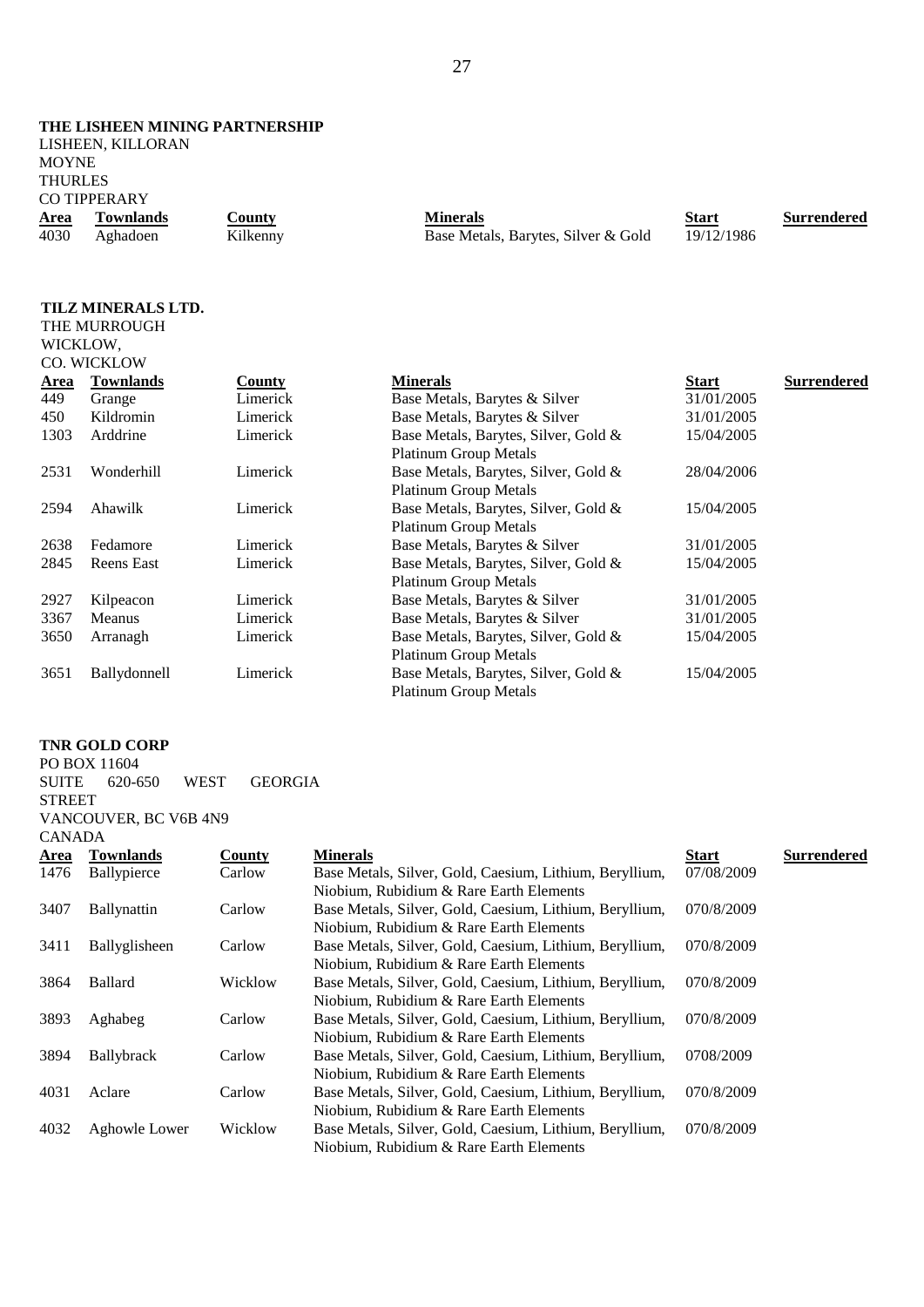**THE LISHEEN MINING PARTNERSHIP**
LISHEEN, KILLORAN
MOYNE
THURLES
CO TIPPERARY

| Area | Townlands | County | Minerals | Start | Surrendered |
|---|---|---|---|---|---|
| 4030 | Aghadoen | Kilkenny | Base Metals, Barytes, Silver & Gold | 19/12/1986 | |

**TILZ MINERALS LTD.**
THE MURROUGH
WICKLOW,
CO. WICKLOW

| Area | Townlands | County | Minerals | Start | Surrendered |
|---|---|---|---|---|---|
| 449 | Grange | Limerick | Base Metals, Barytes & Silver | 31/01/2005 | |
| 450 | Kildromin | Limerick | Base Metals, Barytes & Silver | 31/01/2005 | |
| 1303 | Arddrine | Limerick | Base Metals, Barytes, Silver, Gold & Platinum Group Metals | 15/04/2005 | |
| 2531 | Wonderhill | Limerick | Base Metals, Barytes, Silver, Gold & Platinum Group Metals | 28/04/2006 | |
| 2594 | Ahawilk | Limerick | Base Metals, Barytes, Silver, Gold & Platinum Group Metals | 15/04/2005 | |
| 2638 | Fedamore | Limerick | Base Metals, Barytes & Silver | 31/01/2005 | |
| 2845 | Reens East | Limerick | Base Metals, Barytes, Silver, Gold & Platinum Group Metals | 15/04/2005 | |
| 2927 | Kilpeacon | Limerick | Base Metals, Barytes & Silver | 31/01/2005 | |
| 3367 | Meanus | Limerick | Base Metals, Barytes & Silver | 31/01/2005 | |
| 3650 | Arranagh | Limerick | Base Metals, Barytes, Silver, Gold & Platinum Group Metals | 15/04/2005 | |
| 3651 | Ballydonnell | Limerick | Base Metals, Barytes, Silver, Gold & Platinum Group Metals | 15/04/2005 | |

**TNR GOLD CORP**
PO BOX 11604
SUITE 620-650 WEST GEORGIA STREET
VANCOUVER, BC V6B 4N9
CANADA

| Area | Townlands | County | Minerals | Start | Surrendered |
|---|---|---|---|---|---|
| 1476 | Ballypierce | Carlow | Base Metals, Silver, Gold, Caesium, Lithium, Beryllium, Niobium, Rubidium & Rare Earth Elements | 07/08/2009 | |
| 3407 | Ballynattin | Carlow | Base Metals, Silver, Gold, Caesium, Lithium, Beryllium, Niobium, Rubidium & Rare Earth Elements | 070/8/2009 | |
| 3411 | Ballyglisheen | Carlow | Base Metals, Silver, Gold, Caesium, Lithium, Beryllium, Niobium, Rubidium & Rare Earth Elements | 070/8/2009 | |
| 3864 | Ballard | Wicklow | Base Metals, Silver, Gold, Caesium, Lithium, Beryllium, Niobium, Rubidium & Rare Earth Elements | 070/8/2009 | |
| 3893 | Aghabeg | Carlow | Base Metals, Silver, Gold, Caesium, Lithium, Beryllium, Niobium, Rubidium & Rare Earth Elements | 070/8/2009 | |
| 3894 | Ballybrack | Carlow | Base Metals, Silver, Gold, Caesium, Lithium, Beryllium, Niobium, Rubidium & Rare Earth Elements | 0708/2009 | |
| 4031 | Aclare | Carlow | Base Metals, Silver, Gold, Caesium, Lithium, Beryllium, Niobium, Rubidium & Rare Earth Elements | 070/8/2009 | |
| 4032 | Aghowle Lower | Wicklow | Base Metals, Silver, Gold, Caesium, Lithium, Beryllium, Niobium, Rubidium & Rare Earth Elements | 070/8/2009 | |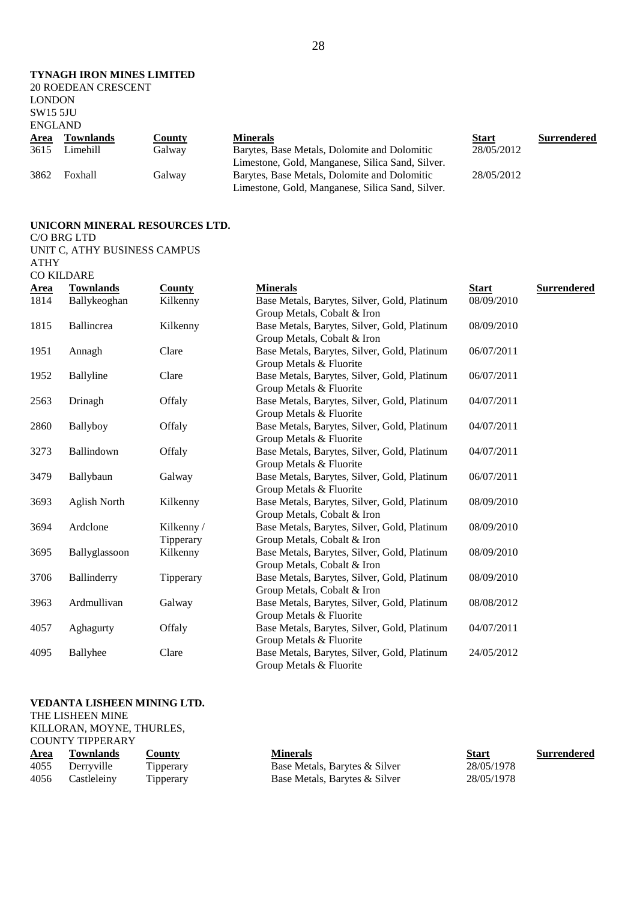**TYNAGH IRON MINES LIMITED**
20 ROEDEAN CRESCENT
LONDON
SW15 5JU
ENGLAND

| Area | Townlands | County | Minerals | Start | Surrendered |
|---|---|---|---|---|---|
| 3615 | Limehill | Galway | Barytes, Base Metals, Dolomite and Dolomitic Limestone, Gold, Manganese, Silica Sand, Silver. | 28/05/2012 | |
| 3862 | Foxhall | Galway | Barytes, Base Metals, Dolomite and Dolomitic Limestone, Gold, Manganese, Silica Sand, Silver. | 28/05/2012 | |

**UNICORN MINERAL RESOURCES LTD.**
C/O BRG LTD
UNIT C, ATHY BUSINESS CAMPUS
ATHY
CO KILDARE

| Area | Townlands | County | Minerals | Start | Surrendered |
|---|---|---|---|---|---|
| 1814 | Ballykeoghan | Kilkenny | Base Metals, Barytes, Silver, Gold, Platinum Group Metals, Cobalt & Iron | 08/09/2010 | |
| 1815 | Ballincrea | Kilkenny | Base Metals, Barytes, Silver, Gold, Platinum Group Metals, Cobalt & Iron | 08/09/2010 | |
| 1951 | Annagh | Clare | Base Metals, Barytes, Silver, Gold, Platinum Group Metals & Fluorite | 06/07/2011 | |
| 1952 | Ballyline | Clare | Base Metals, Barytes, Silver, Gold, Platinum Group Metals & Fluorite | 06/07/2011 | |
| 2563 | Drinagh | Offaly | Base Metals, Barytes, Silver, Gold, Platinum Group Metals & Fluorite | 04/07/2011 | |
| 2860 | Ballyboy | Offaly | Base Metals, Barytes, Silver, Gold, Platinum Group Metals & Fluorite | 04/07/2011 | |
| 3273 | Ballindown | Offaly | Base Metals, Barytes, Silver, Gold, Platinum Group Metals & Fluorite | 04/07/2011 | |
| 3479 | Ballybaun | Galway | Base Metals, Barytes, Silver, Gold, Platinum Group Metals & Fluorite | 06/07/2011 | |
| 3693 | Aglish North | Kilkenny | Base Metals, Barytes, Silver, Gold, Platinum Group Metals, Cobalt & Iron | 08/09/2010 | |
| 3694 | Ardclone | Kilkenny / Tipperary | Base Metals, Barytes, Silver, Gold, Platinum Group Metals, Cobalt & Iron | 08/09/2010 | |
| 3695 | Ballyglassoon | Kilkenny | Base Metals, Barytes, Silver, Gold, Platinum Group Metals, Cobalt & Iron | 08/09/2010 | |
| 3706 | Ballinderry | Tipperary | Base Metals, Barytes, Silver, Gold, Platinum Group Metals, Cobalt & Iron | 08/09/2010 | |
| 3963 | Ardmullivan | Galway | Base Metals, Barytes, Silver, Gold, Platinum Group Metals & Fluorite | 08/08/2012 | |
| 4057 | Aghagurty | Offaly | Base Metals, Barytes, Silver, Gold, Platinum Group Metals & Fluorite | 04/07/2011 | |
| 4095 | Ballyhee | Clare | Base Metals, Barytes, Silver, Gold, Platinum Group Metals & Fluorite | 24/05/2012 | |

**VEDANTA LISHEEN MINING LTD.**
THE LISHEEN MINE
KILLORAN, MOYNE, THURLES,
COUNTY TIPPERARY

| Area | Townlands | County | Minerals | Start | Surrendered |
|---|---|---|---|---|---|
| 4055 | Derryville | Tipperary | Base Metals, Barytes & Silver | 28/05/1978 | |
| 4056 | Castleleiny | Tipperary | Base Metals, Barytes & Silver | 28/05/1978 | |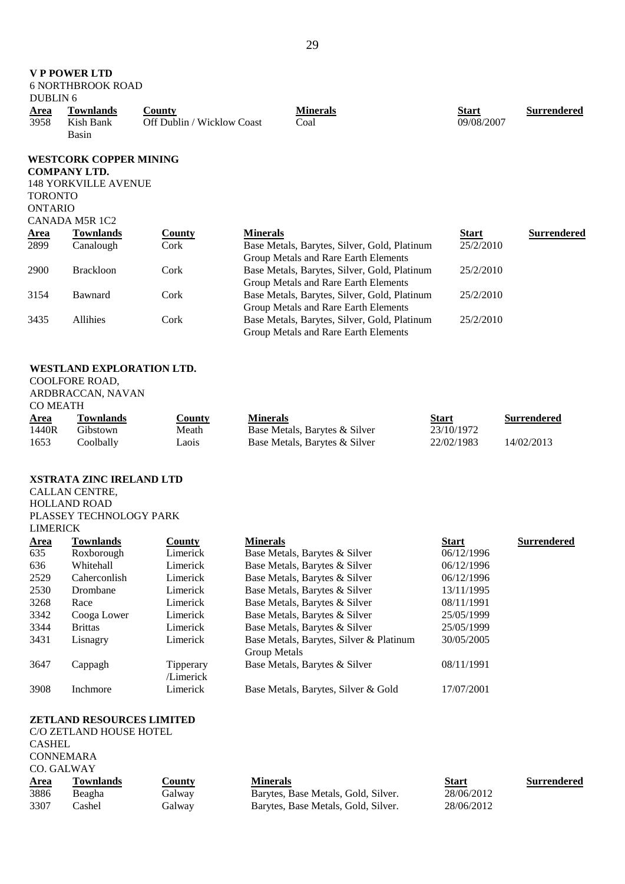**V P POWER LTD**
6 NORTHBROOK ROAD
DUBLIN 6

| Area | Townlands | County | Minerals | Start | Surrendered |
|---|---|---|---|---|---|
| 3958 | Kish Bank Basin | Off Dublin / Wicklow Coast | Coal | 09/08/2007 | |

**WESTCORK COPPER MINING COMPANY LTD.**
148 YORKVILLE AVENUE
TORONTO
ONTARIO
CANADA M5R 1C2

| Area | Townlands | County | Minerals | Start | Surrendered |
|---|---|---|---|---|---|
| 2899 | Canalough | Cork | Base Metals, Barytes, Silver, Gold, Platinum Group Metals and Rare Earth Elements | 25/2/2010 | |
| 2900 | Brackloon | Cork | Base Metals, Barytes, Silver, Gold, Platinum Group Metals and Rare Earth Elements | 25/2/2010 | |
| 3154 | Bawnard | Cork | Base Metals, Barytes, Silver, Gold, Platinum Group Metals and Rare Earth Elements | 25/2/2010 | |
| 3435 | Allihies | Cork | Base Metals, Barytes, Silver, Gold, Platinum Group Metals and Rare Earth Elements | 25/2/2010 | |

**WESTLAND EXPLORATION LTD.**
COOLFORE ROAD,
ARDBRACCAN, NAVAN
CO MEATH

| Area | Townlands | County | Minerals | Start | Surrendered |
|---|---|---|---|---|---|
| 1440R | Gibstown | Meath | Base Metals, Barytes & Silver | 23/10/1972 | |
| 1653 | Coolbally | Laois | Base Metals, Barytes & Silver | 22/02/1983 | 14/02/2013 |

**XSTRATA ZINC IRELAND LTD**
CALLAN CENTRE,
HOLLAND ROAD
PLASSEY TECHNOLOGY PARK
LIMERICK

| Area | Townlands | County | Minerals | Start | Surrendered |
|---|---|---|---|---|---|
| 635 | Roxborough | Limerick | Base Metals, Barytes & Silver | 06/12/1996 | |
| 636 | Whitehall | Limerick | Base Metals, Barytes & Silver | 06/12/1996 | |
| 2529 | Caherconlish | Limerick | Base Metals, Barytes & Silver | 06/12/1996 | |
| 2530 | Drombane | Limerick | Base Metals, Barytes & Silver | 13/11/1995 | |
| 3268 | Race | Limerick | Base Metals, Barytes & Silver | 08/11/1991 | |
| 3342 | Cooga Lower | Limerick | Base Metals, Barytes & Silver | 25/05/1999 | |
| 3344 | Brittas | Limerick | Base Metals, Barytes & Silver | 25/05/1999 | |
| 3431 | Lisnagry | Limerick | Base Metals, Barytes, Silver & Platinum Group Metals | 30/05/2005 | |
| 3647 | Cappagh | Tipperary /Limerick | Base Metals, Barytes & Silver | 08/11/1991 | |
| 3908 | Inchmore | Limerick | Base Metals, Barytes, Silver & Gold | 17/07/2001 | |

**ZETLAND RESOURCES LIMITED**
C/O ZETLAND HOUSE HOTEL
CASHEL
CONNEMARA
CO. GALWAY

| Area | Townlands | County | Minerals | Start | Surrendered |
|---|---|---|---|---|---|
| 3886 | Beagha | Galway | Barytes, Base Metals, Gold, Silver. | 28/06/2012 | |
| 3307 | Cashel | Galway | Barytes, Base Metals, Gold, Silver. | 28/06/2012 | |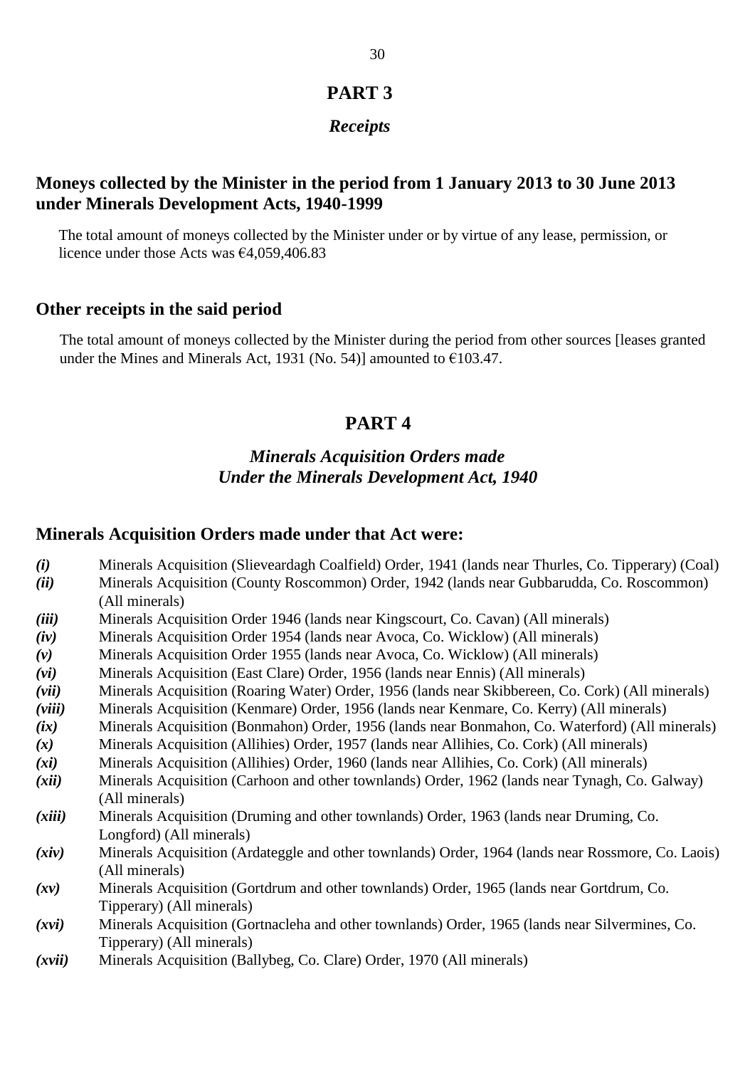# PART 3

## *Receipts*

### Moneys collected by the Minister in the period from 1 January 2013 to 30 June 2013 under Minerals Development Acts, 1940-1999

The total amount of moneys collected by the Minister under or by virtue of any lease, permission, or licence under those Acts was €4,059,406.83

### Other receipts in the said period

The total amount of moneys collected by the Minister during the period from other sources [leases granted under the Mines and Minerals Act, 1931 (No. 54)] amounted to €103.47.

# PART 4

## *Minerals Acquisition Orders made Under the Minerals Development Act, 1940*

### Minerals Acquisition Orders made under that Act were:

***(i)*** Minerals Acquisition (Slieveardagh Coalfield) Order, 1941 (lands near Thurles, Co. Tipperary) (Coal)

***(ii)*** Minerals Acquisition (County Roscommon) Order, 1942 (lands near Gubbarudda, Co. Roscommon) (All minerals)

***(iii)*** Minerals Acquisition Order 1946 (lands near Kingscourt, Co. Cavan) (All minerals)

***(iv)*** Minerals Acquisition Order 1954 (lands near Avoca, Co. Wicklow) (All minerals)

***(v)*** Minerals Acquisition Order 1955 (lands near Avoca, Co. Wicklow) (All minerals)

***(vi)*** Minerals Acquisition (East Clare) Order, 1956 (lands near Ennis) (All minerals)

***(vii)*** Minerals Acquisition (Roaring Water) Order, 1956 (lands near Skibbereen, Co. Cork) (All minerals)

***(viii)*** Minerals Acquisition (Kenmare) Order, 1956 (lands near Kenmare, Co. Kerry) (All minerals)

***(ix)*** Minerals Acquisition (Bonmahon) Order, 1956 (lands near Bonmahon, Co. Waterford) (All minerals)

***(x)*** Minerals Acquisition (Allihies) Order, 1957 (lands near Allihies, Co. Cork) (All minerals)

***(xi)*** Minerals Acquisition (Allihies) Order, 1960 (lands near Allihies, Co. Cork) (All minerals)

***(xii)*** Minerals Acquisition (Carhoon and other townlands) Order, 1962 (lands near Tynagh, Co. Galway) (All minerals)

***(xiii)*** Minerals Acquisition (Druming and other townlands) Order, 1963 (lands near Druming, Co. Longford) (All minerals)

***(xiv)*** Minerals Acquisition (Ardateggle and other townlands) Order, 1964 (lands near Rossmore, Co. Laois) (All minerals)

***(xv)*** Minerals Acquisition (Gortdrum and other townlands) Order, 1965 (lands near Gortdrum, Co. Tipperary) (All minerals)

***(xvi)*** Minerals Acquisition (Gortnacleha and other townlands) Order, 1965 (lands near Silvermines, Co. Tipperary) (All minerals)

***(xvii)*** Minerals Acquisition (Ballybeg, Co. Clare) Order, 1970 (All minerals)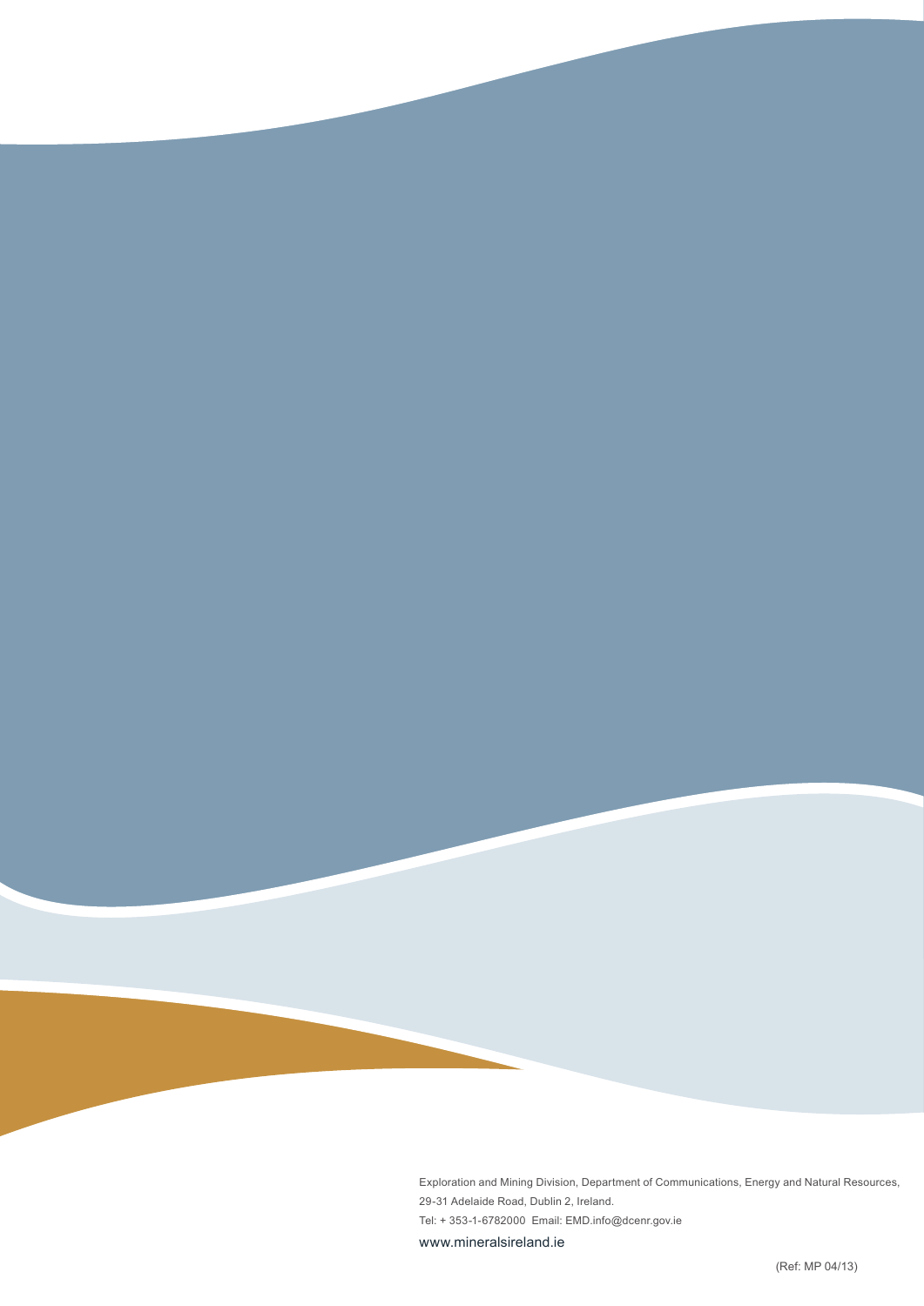Exploration and Mining Division, Department of Communications, Energy and Natural Resources,
29-31 Adelaide Road, Dublin 2, Ireland.
Tel: + 353-1-6782000 Email: EMD.info@dcenr.gov.ie
www.mineralsireland.ie

(Ref: MP 04/13)